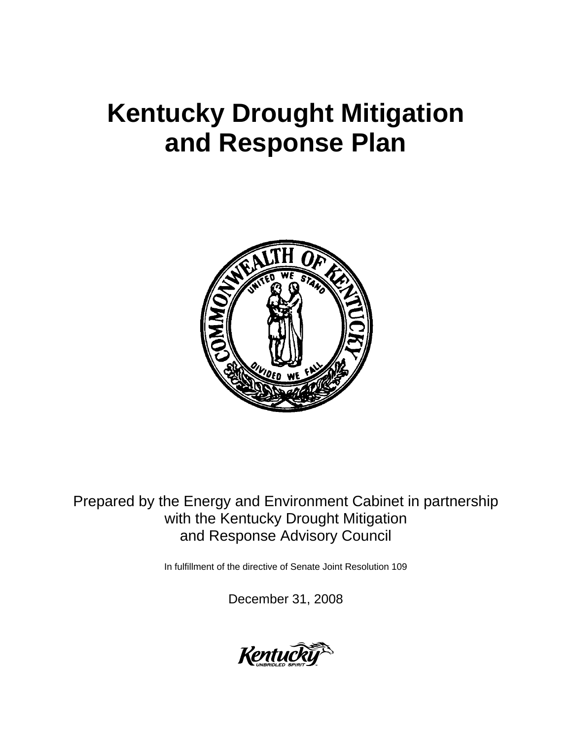# Kentucky Drought Mitigation and Response Plan

Prepared by the Energy and Environment Cabinet in partnership with the Kentucky Drought Mitigation and Response Advisory Council

In fulfillment of the directive of Senate Joint Resolution 109

December 31, 2008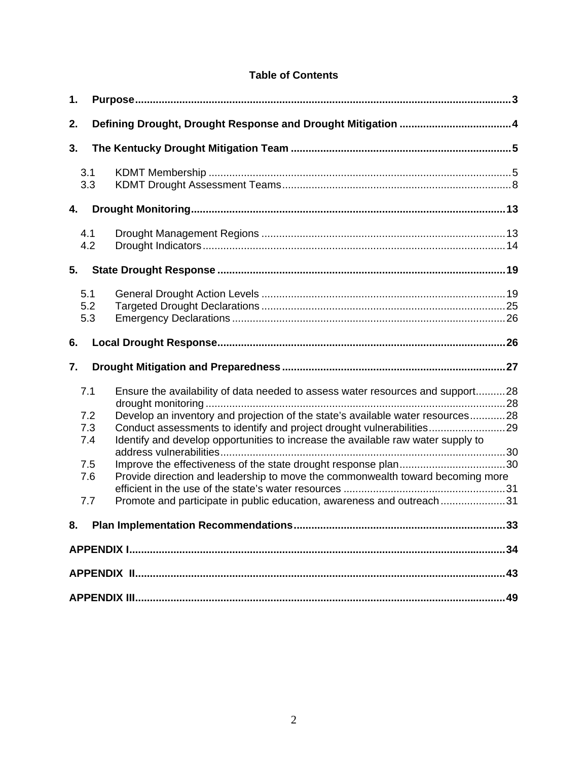**Table of Contents**

**1. Purpose** .......... 3

**2. Defining Drought, Drought Response and Drought Mitigation** .......... 4

**3. The Kentucky Drought Mitigation Team** .......... 5

- 3.1 KDMT Membership .......... 5
- 3.3 KDMT Drought Assessment Teams .......... 8

**4. Drought Monitoring** .......... 13

- 4.1 Drought Management Regions .......... 13
- 4.2 Drought Indicators .......... 14

**5. State Drought Response** .......... 19

- 5.1 General Drought Action Levels .......... 19
- 5.2 Targeted Drought Declarations .......... 25
- 5.3 Emergency Declarations .......... 26

**6. Local Drought Response** .......... 26

**7. Drought Mitigation and Preparedness** .......... 27

- 7.1 Ensure the availability of data needed to assess water resources and support .......... 28
  drought monitoring .......... 28
- 7.2 Develop an inventory and projection of the state's available water resources .......... 28
- 7.3 Conduct assessments to identify and project drought vulnerabilities .......... 29
- 7.4 Identify and develop opportunities to increase the available raw water supply to address vulnerabilities .......... 30
- 7.5 Improve the effectiveness of the state drought response plan .......... 30
- 7.6 Provide direction and leadership to move the commonwealth toward becoming more efficient in the use of the state's water resources .......... 31
- 7.7 Promote and participate in public education, awareness and outreach .......... 31

**8. Plan Implementation Recommendations** .......... 33

**APPENDIX I** .......... 34

**APPENDIX II** .......... 43

**APPENDIX III** .......... 49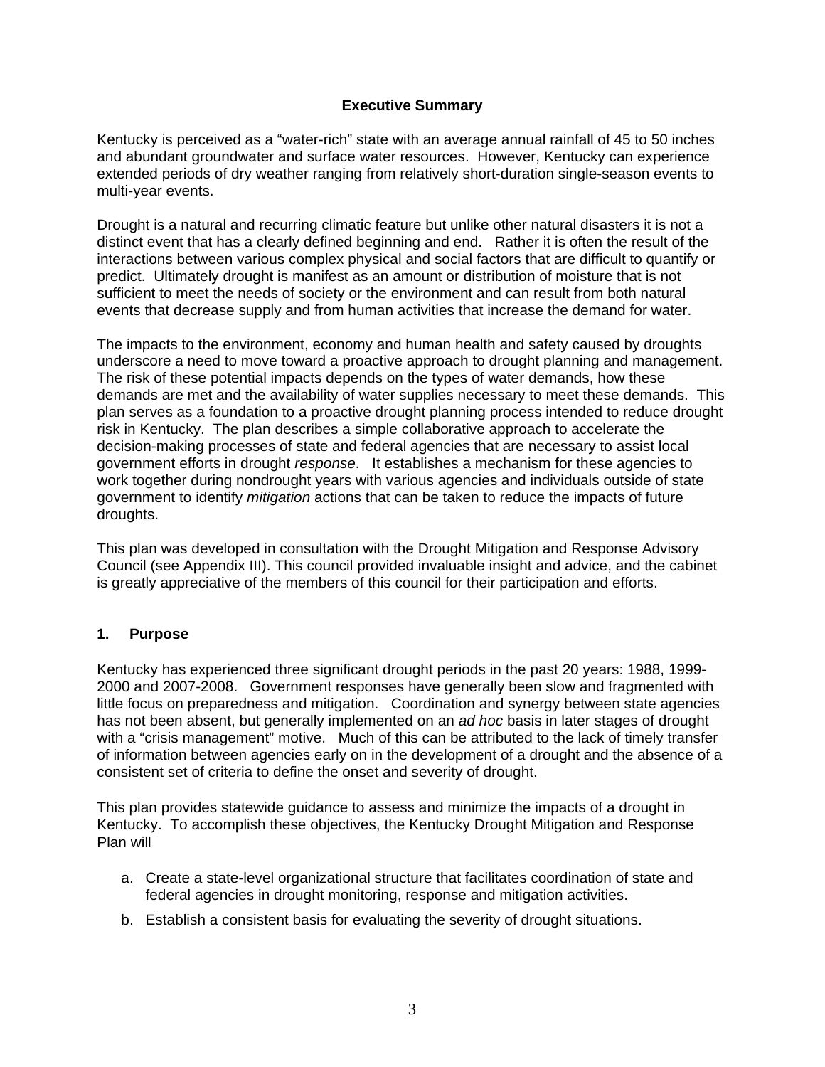## Executive Summary

Kentucky is perceived as a "water-rich" state with an average annual rainfall of 45 to 50 inches and abundant groundwater and surface water resources. However, Kentucky can experience extended periods of dry weather ranging from relatively short-duration single-season events to multi-year events.

Drought is a natural and recurring climatic feature but unlike other natural disasters it is not a distinct event that has a clearly defined beginning and end. Rather it is often the result of the interactions between various complex physical and social factors that are difficult to quantify or predict. Ultimately drought is manifest as an amount or distribution of moisture that is not sufficient to meet the needs of society or the environment and can result from both natural events that decrease supply and from human activities that increase the demand for water.

The impacts to the environment, economy and human health and safety caused by droughts underscore a need to move toward a proactive approach to drought planning and management. The risk of these potential impacts depends on the types of water demands, how these demands are met and the availability of water supplies necessary to meet these demands. This plan serves as a foundation to a proactive drought planning process intended to reduce drought risk in Kentucky. The plan describes a simple collaborative approach to accelerate the decision-making processes of state and federal agencies that are necessary to assist local government efforts in drought *response*. It establishes a mechanism for these agencies to work together during nondrought years with various agencies and individuals outside of state government to identify *mitigation* actions that can be taken to reduce the impacts of future droughts.

This plan was developed in consultation with the Drought Mitigation and Response Advisory Council (see Appendix III). This council provided invaluable insight and advice, and the cabinet is greatly appreciative of the members of this council for their participation and efforts.

## 1. Purpose

Kentucky has experienced three significant drought periods in the past 20 years: 1988, 1999-2000 and 2007-2008. Government responses have generally been slow and fragmented with little focus on preparedness and mitigation. Coordination and synergy between state agencies has not been absent, but generally implemented on an *ad hoc* basis in later stages of drought with a "crisis management" motive. Much of this can be attributed to the lack of timely transfer of information between agencies early on in the development of a drought and the absence of a consistent set of criteria to define the onset and severity of drought.

This plan provides statewide guidance to assess and minimize the impacts of a drought in Kentucky. To accomplish these objectives, the Kentucky Drought Mitigation and Response Plan will

a. Create a state-level organizational structure that facilitates coordination of state and federal agencies in drought monitoring, response and mitigation activities.

b. Establish a consistent basis for evaluating the severity of drought situations.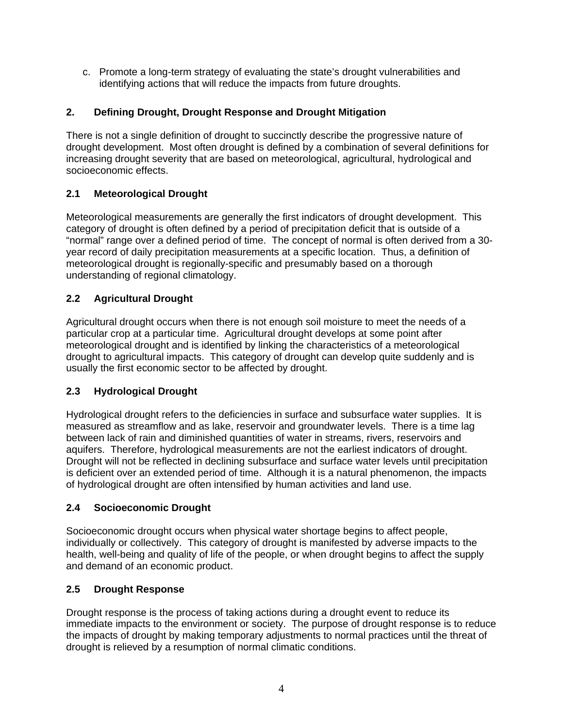c. Promote a long-term strategy of evaluating the state's drought vulnerabilities and identifying actions that will reduce the impacts from future droughts.

## 2. Defining Drought, Drought Response and Drought Mitigation

There is not a single definition of drought to succinctly describe the progressive nature of drought development. Most often drought is defined by a combination of several definitions for increasing drought severity that are based on meteorological, agricultural, hydrological and socioeconomic effects.

### 2.1 Meteorological Drought

Meteorological measurements are generally the first indicators of drought development. This category of drought is often defined by a period of precipitation deficit that is outside of a "normal" range over a defined period of time. The concept of normal is often derived from a 30-year record of daily precipitation measurements at a specific location. Thus, a definition of meteorological drought is regionally-specific and presumably based on a thorough understanding of regional climatology.

### 2.2 Agricultural Drought

Agricultural drought occurs when there is not enough soil moisture to meet the needs of a particular crop at a particular time. Agricultural drought develops at some point after meteorological drought and is identified by linking the characteristics of a meteorological drought to agricultural impacts. This category of drought can develop quite suddenly and is usually the first economic sector to be affected by drought.

### 2.3 Hydrological Drought

Hydrological drought refers to the deficiencies in surface and subsurface water supplies. It is measured as streamflow and as lake, reservoir and groundwater levels. There is a time lag between lack of rain and diminished quantities of water in streams, rivers, reservoirs and aquifers. Therefore, hydrological measurements are not the earliest indicators of drought. Drought will not be reflected in declining subsurface and surface water levels until precipitation is deficient over an extended period of time. Although it is a natural phenomenon, the impacts of hydrological drought are often intensified by human activities and land use.

### 2.4 Socioeconomic Drought

Socioeconomic drought occurs when physical water shortage begins to affect people, individually or collectively. This category of drought is manifested by adverse impacts to the health, well-being and quality of life of the people, or when drought begins to affect the supply and demand of an economic product.

### 2.5 Drought Response

Drought response is the process of taking actions during a drought event to reduce its immediate impacts to the environment or society. The purpose of drought response is to reduce the impacts of drought by making temporary adjustments to normal practices until the threat of drought is relieved by a resumption of normal climatic conditions.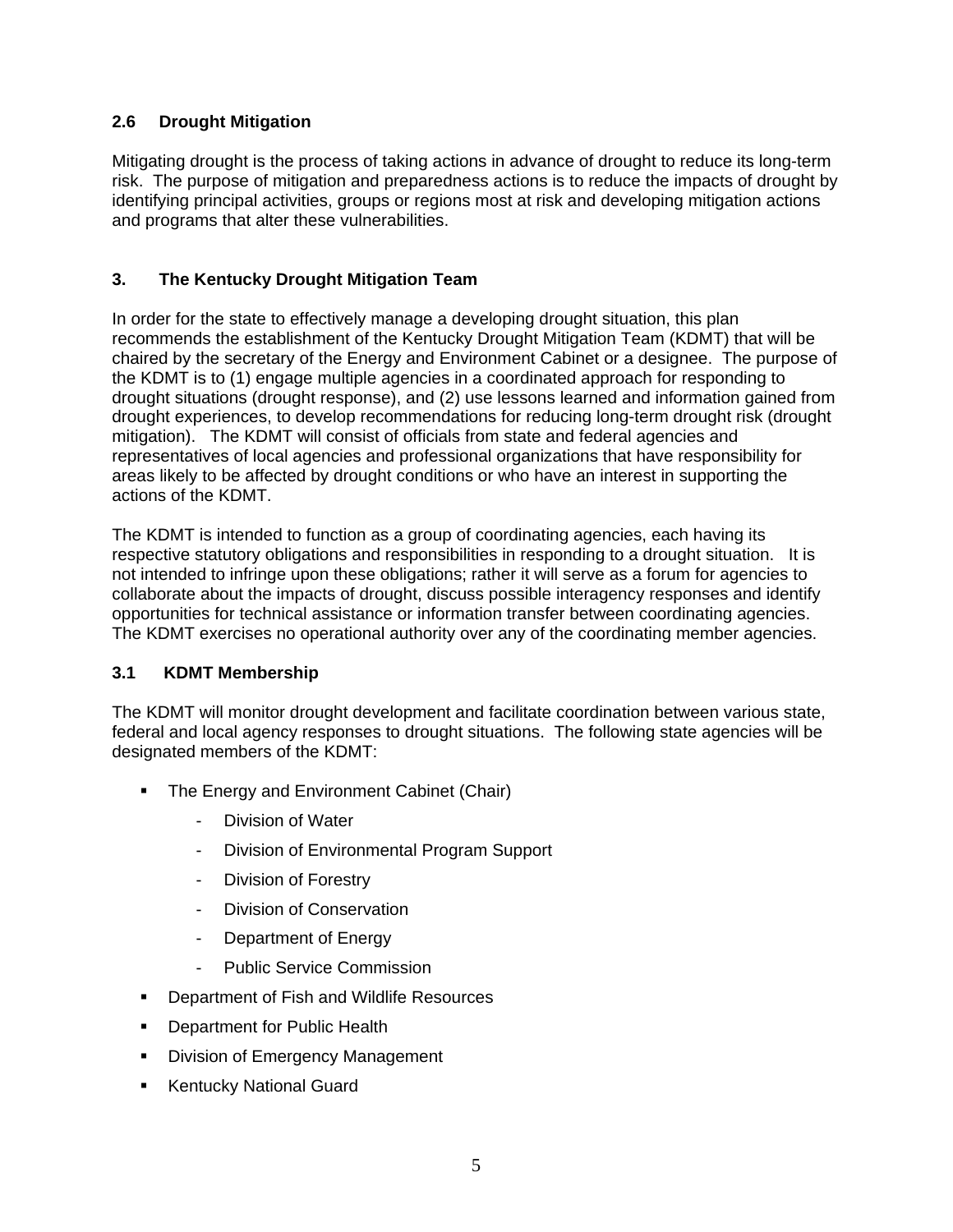### 2.6 Drought Mitigation

Mitigating drought is the process of taking actions in advance of drought to reduce its long-term risk. The purpose of mitigation and preparedness actions is to reduce the impacts of drought by identifying principal activities, groups or regions most at risk and developing mitigation actions and programs that alter these vulnerabilities.

## 3. The Kentucky Drought Mitigation Team

In order for the state to effectively manage a developing drought situation, this plan recommends the establishment of the Kentucky Drought Mitigation Team (KDMT) that will be chaired by the secretary of the Energy and Environment Cabinet or a designee. The purpose of the KDMT is to (1) engage multiple agencies in a coordinated approach for responding to drought situations (drought response), and (2) use lessons learned and information gained from drought experiences, to develop recommendations for reducing long-term drought risk (drought mitigation). The KDMT will consist of officials from state and federal agencies and representatives of local agencies and professional organizations that have responsibility for areas likely to be affected by drought conditions or who have an interest in supporting the actions of the KDMT.

The KDMT is intended to function as a group of coordinating agencies, each having its respective statutory obligations and responsibilities in responding to a drought situation. It is not intended to infringe upon these obligations; rather it will serve as a forum for agencies to collaborate about the impacts of drought, discuss possible interagency responses and identify opportunities for technical assistance or information transfer between coordinating agencies. The KDMT exercises no operational authority over any of the coordinating member agencies.

### 3.1 KDMT Membership

The KDMT will monitor drought development and facilitate coordination between various state, federal and local agency responses to drought situations. The following state agencies will be designated members of the KDMT:

- The Energy and Environment Cabinet (Chair)
  - Division of Water
  - Division of Environmental Program Support
  - Division of Forestry
  - Division of Conservation
  - Department of Energy
  - Public Service Commission
- Department of Fish and Wildlife Resources
- Department for Public Health
- Division of Emergency Management
- Kentucky National Guard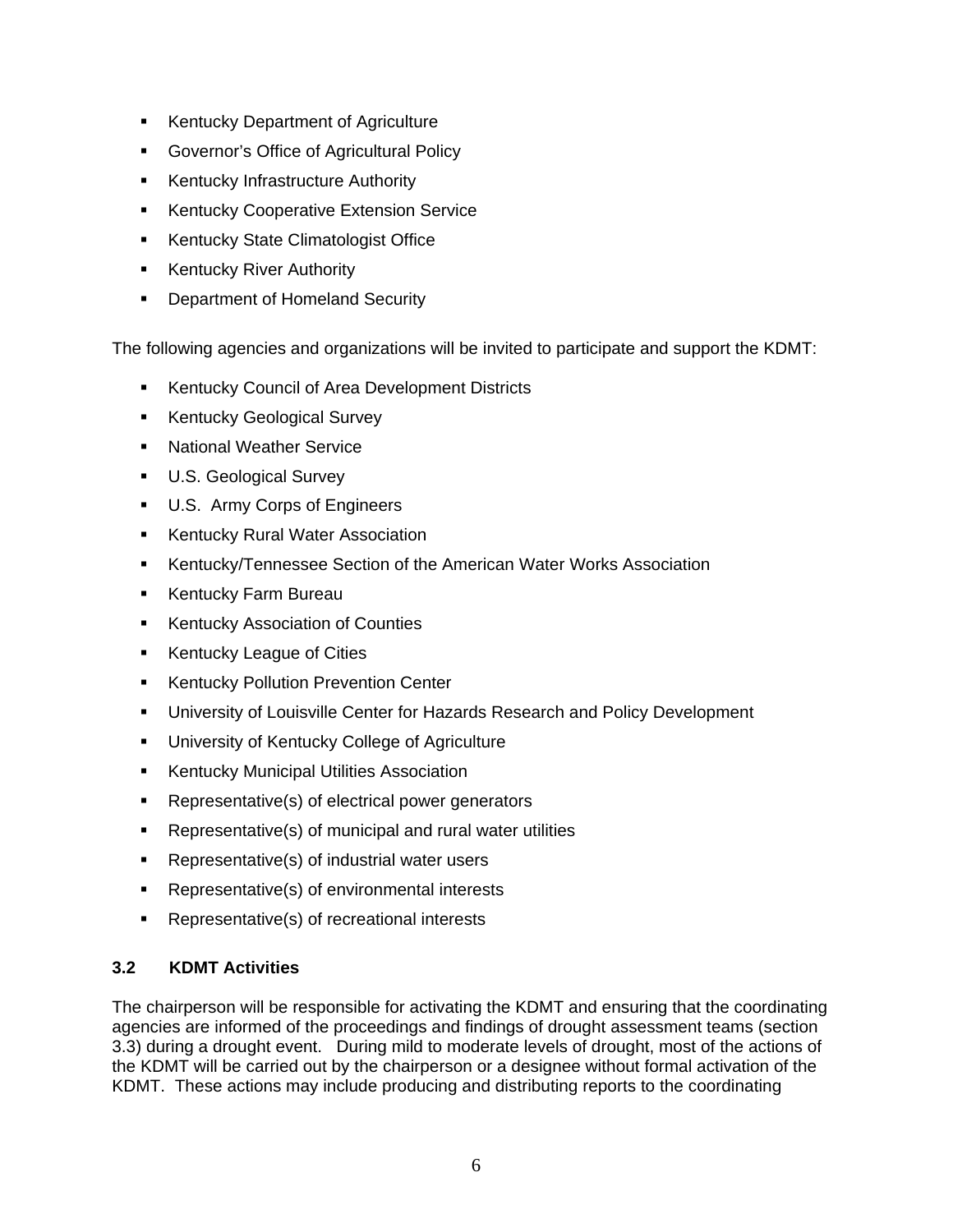- Kentucky Department of Agriculture
- Governor's Office of Agricultural Policy
- Kentucky Infrastructure Authority
- Kentucky Cooperative Extension Service
- Kentucky State Climatologist Office
- Kentucky River Authority
- Department of Homeland Security

The following agencies and organizations will be invited to participate and support the KDMT:

- Kentucky Council of Area Development Districts
- Kentucky Geological Survey
- National Weather Service
- U.S. Geological Survey
- U.S. Army Corps of Engineers
- Kentucky Rural Water Association
- Kentucky/Tennessee Section of the American Water Works Association
- Kentucky Farm Bureau
- Kentucky Association of Counties
- Kentucky League of Cities
- Kentucky Pollution Prevention Center
- University of Louisville Center for Hazards Research and Policy Development
- University of Kentucky College of Agriculture
- Kentucky Municipal Utilities Association
- Representative(s) of electrical power generators
- Representative(s) of municipal and rural water utilities
- Representative(s) of industrial water users
- Representative(s) of environmental interests
- Representative(s) of recreational interests

### 3.2 KDMT Activities

The chairperson will be responsible for activating the KDMT and ensuring that the coordinating agencies are informed of the proceedings and findings of drought assessment teams (section 3.3) during a drought event. During mild to moderate levels of drought, most of the actions of the KDMT will be carried out by the chairperson or a designee without formal activation of the KDMT. These actions may include producing and distributing reports to the coordinating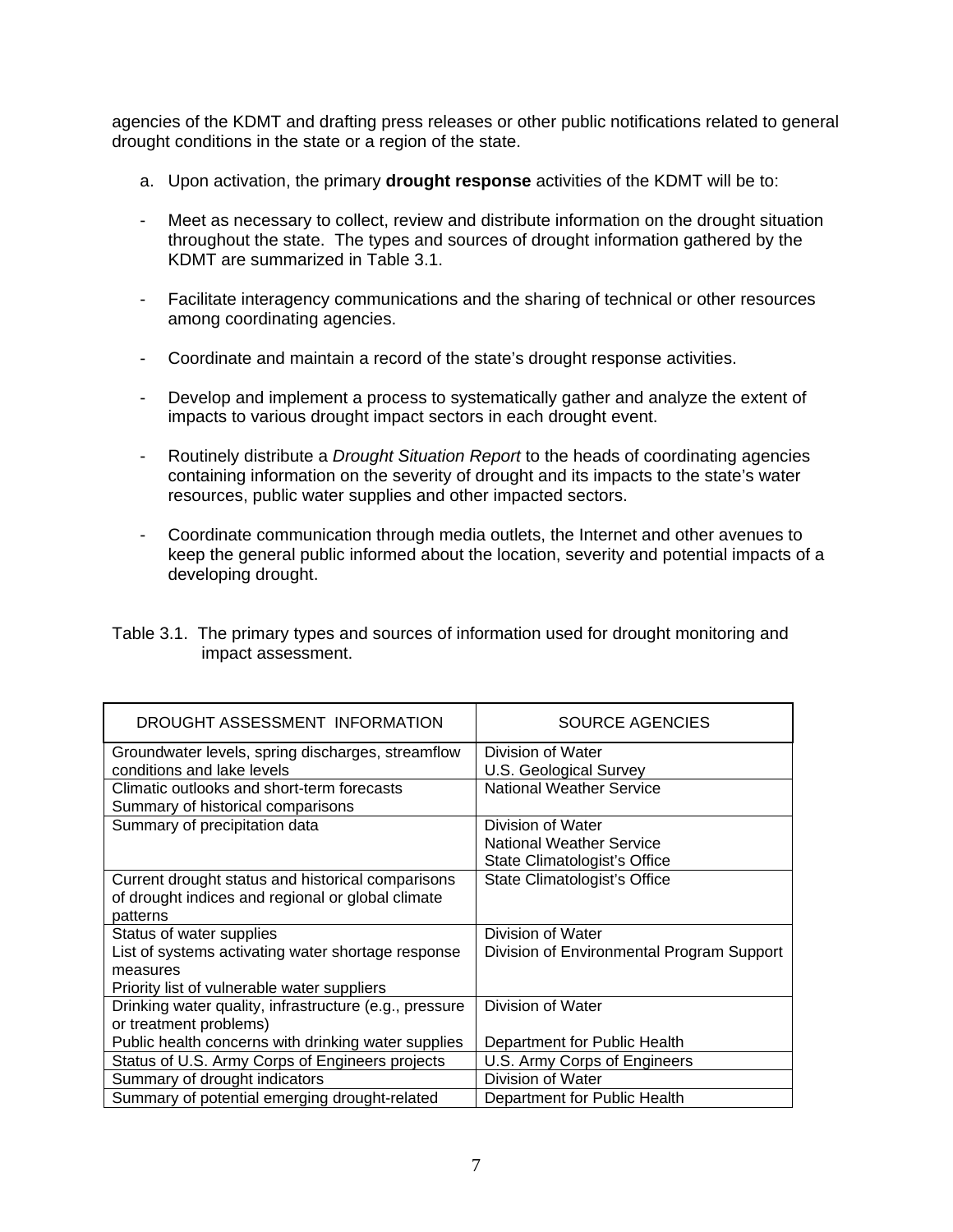agencies of the KDMT and drafting press releases or other public notifications related to general drought conditions in the state or a region of the state.

a. Upon activation, the primary **drought response** activities of the KDMT will be to:

- Meet as necessary to collect, review and distribute information on the drought situation throughout the state. The types and sources of drought information gathered by the KDMT are summarized in Table 3.1.

- Facilitate interagency communications and the sharing of technical or other resources among coordinating agencies.

- Coordinate and maintain a record of the state's drought response activities.

- Develop and implement a process to systematically gather and analyze the extent of impacts to various drought impact sectors in each drought event.

- Routinely distribute a *Drought Situation Report* to the heads of coordinating agencies containing information on the severity of drought and its impacts to the state's water resources, public water supplies and other impacted sectors.

- Coordinate communication through media outlets, the Internet and other avenues to keep the general public informed about the location, severity and potential impacts of a developing drought.

Table 3.1. The primary types and sources of information used for drought monitoring and impact assessment.

| DROUGHT ASSESSMENT INFORMATION | SOURCE AGENCIES |
|---|---|
| Groundwater levels, spring discharges, streamflow conditions and lake levels | Division of Water<br>U.S. Geological Survey |
| Climatic outlooks and short-term forecasts<br>Summary of historical comparisons | National Weather Service |
| Summary of precipitation data | Division of Water<br>National Weather Service<br>State Climatologist's Office |
| Current drought status and historical comparisons of drought indices and regional or global climate patterns | State Climatologist's Office |
| Status of water supplies<br>List of systems activating water shortage response measures<br>Priority list of vulnerable water suppliers | Division of Water<br>Division of Environmental Program Support |
| Drinking water quality, infrastructure (e.g., pressure or treatment problems)<br>Public health concerns with drinking water supplies | Division of Water<br><br>Department for Public Health |
| Status of U.S. Army Corps of Engineers projects | U.S. Army Corps of Engineers |
| Summary of drought indicators | Division of Water |
| Summary of potential emerging drought-related | Department for Public Health |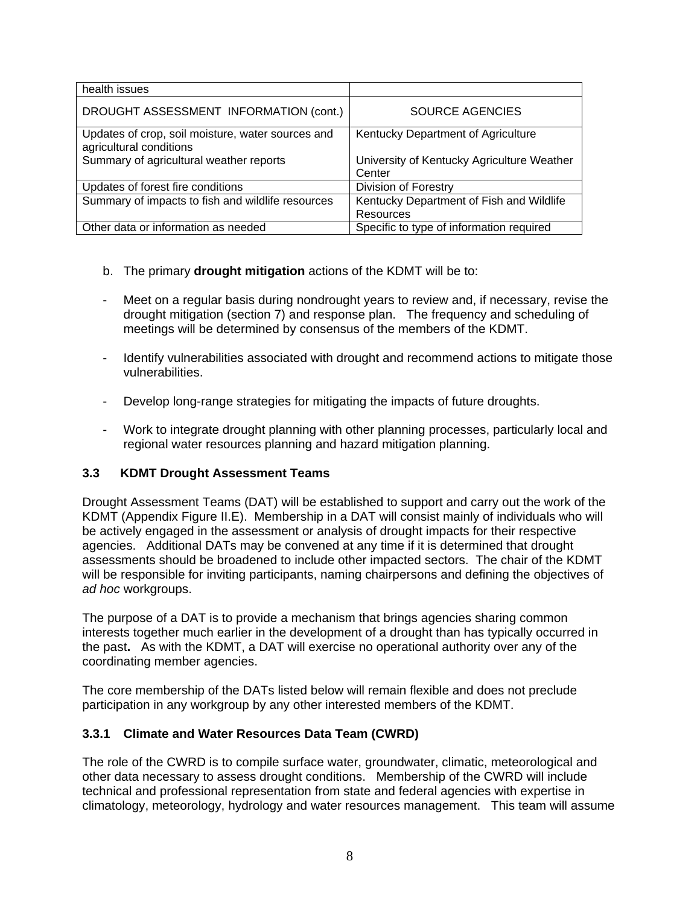| health issues | |
|---|---|
| DROUGHT ASSESSMENT INFORMATION (cont.) | SOURCE AGENCIES |
| Updates of crop, soil moisture, water sources and agricultural conditions<br>Summary of agricultural weather reports | Kentucky Department of Agriculture<br>University of Kentucky Agriculture Weather Center |
| Updates of forest fire conditions | Division of Forestry |
| Summary of impacts to fish and wildlife resources | Kentucky Department of Fish and Wildlife Resources |
| Other data or information as needed | Specific to type of information required |

b. The primary **drought mitigation** actions of the KDMT will be to:

- Meet on a regular basis during nondrought years to review and, if necessary, revise the drought mitigation (section 7) and response plan. The frequency and scheduling of meetings will be determined by consensus of the members of the KDMT.

- Identify vulnerabilities associated with drought and recommend actions to mitigate those vulnerabilities.

- Develop long-range strategies for mitigating the impacts of future droughts.

- Work to integrate drought planning with other planning processes, particularly local and regional water resources planning and hazard mitigation planning.

### 3.3 KDMT Drought Assessment Teams

Drought Assessment Teams (DAT) will be established to support and carry out the work of the KDMT (Appendix Figure II.E). Membership in a DAT will consist mainly of individuals who will be actively engaged in the assessment or analysis of drought impacts for their respective agencies. Additional DATs may be convened at any time if it is determined that drought assessments should be broadened to include other impacted sectors. The chair of the KDMT will be responsible for inviting participants, naming chairpersons and defining the objectives of *ad hoc* workgroups.

The purpose of a DAT is to provide a mechanism that brings agencies sharing common interests together much earlier in the development of a drought than has typically occurred in the past**.** As with the KDMT, a DAT will exercise no operational authority over any of the coordinating member agencies.

The core membership of the DATs listed below will remain flexible and does not preclude participation in any workgroup by any other interested members of the KDMT.

#### 3.3.1 Climate and Water Resources Data Team (CWRD)

The role of the CWRD is to compile surface water, groundwater, climatic, meteorological and other data necessary to assess drought conditions. Membership of the CWRD will include technical and professional representation from state and federal agencies with expertise in climatology, meteorology, hydrology and water resources management. This team will assume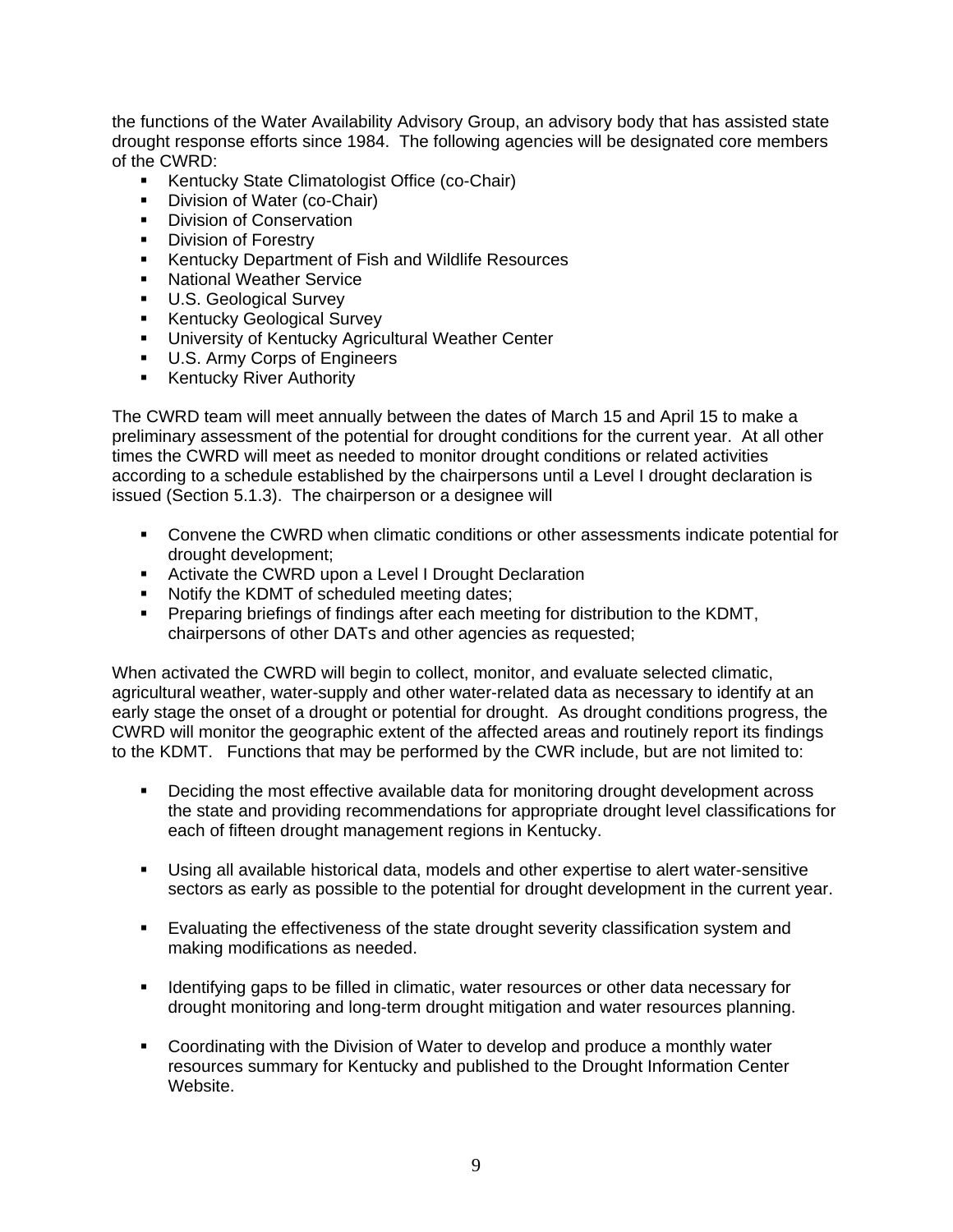the functions of the Water Availability Advisory Group, an advisory body that has assisted state drought response efforts since 1984. The following agencies will be designated core members of the CWRD:

- Kentucky State Climatologist Office (co-Chair)
- Division of Water (co-Chair)
- Division of Conservation
- Division of Forestry
- Kentucky Department of Fish and Wildlife Resources
- National Weather Service
- U.S. Geological Survey
- Kentucky Geological Survey
- University of Kentucky Agricultural Weather Center
- U.S. Army Corps of Engineers
- Kentucky River Authority

The CWRD team will meet annually between the dates of March 15 and April 15 to make a preliminary assessment of the potential for drought conditions for the current year. At all other times the CWRD will meet as needed to monitor drought conditions or related activities according to a schedule established by the chairpersons until a Level I drought declaration is issued (Section 5.1.3). The chairperson or a designee will

- Convene the CWRD when climatic conditions or other assessments indicate potential for drought development;
- Activate the CWRD upon a Level I Drought Declaration
- Notify the KDMT of scheduled meeting dates;
- Preparing briefings of findings after each meeting for distribution to the KDMT, chairpersons of other DATs and other agencies as requested;

When activated the CWRD will begin to collect, monitor, and evaluate selected climatic, agricultural weather, water-supply and other water-related data as necessary to identify at an early stage the onset of a drought or potential for drought. As drought conditions progress, the CWRD will monitor the geographic extent of the affected areas and routinely report its findings to the KDMT. Functions that may be performed by the CWR include, but are not limited to:

- Deciding the most effective available data for monitoring drought development across the state and providing recommendations for appropriate drought level classifications for each of fifteen drought management regions in Kentucky.

- Using all available historical data, models and other expertise to alert water-sensitive sectors as early as possible to the potential for drought development in the current year.

- Evaluating the effectiveness of the state drought severity classification system and making modifications as needed.

- Identifying gaps to be filled in climatic, water resources or other data necessary for drought monitoring and long-term drought mitigation and water resources planning.

- Coordinating with the Division of Water to develop and produce a monthly water resources summary for Kentucky and published to the Drought Information Center Website.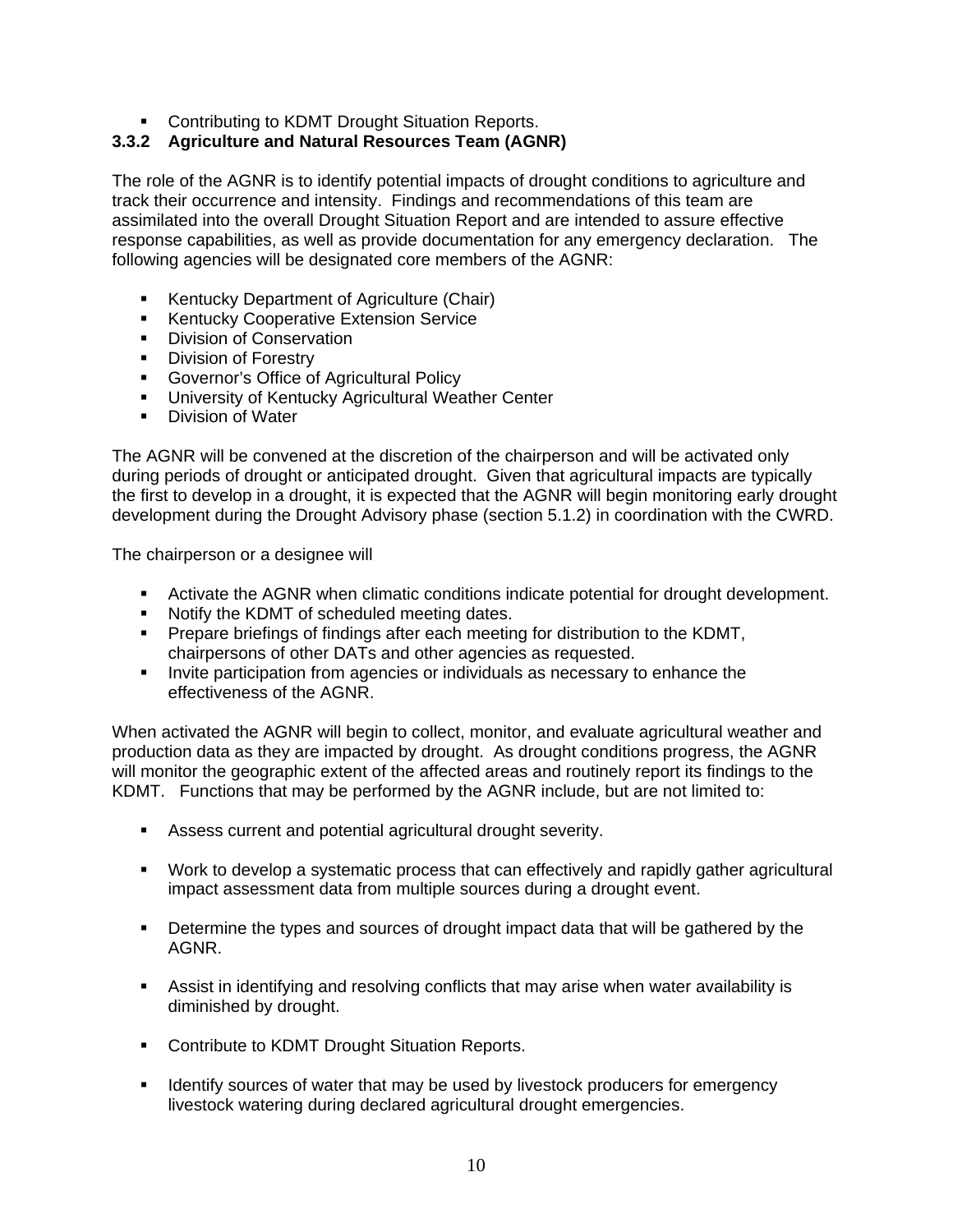- Contributing to KDMT Drought Situation Reports.

### 3.3.2 Agriculture and Natural Resources Team (AGNR)

The role of the AGNR is to identify potential impacts of drought conditions to agriculture and track their occurrence and intensity. Findings and recommendations of this team are assimilated into the overall Drought Situation Report and are intended to assure effective response capabilities, as well as provide documentation for any emergency declaration. The following agencies will be designated core members of the AGNR:

- Kentucky Department of Agriculture (Chair)
- Kentucky Cooperative Extension Service
- Division of Conservation
- Division of Forestry
- Governor's Office of Agricultural Policy
- University of Kentucky Agricultural Weather Center
- Division of Water

The AGNR will be convened at the discretion of the chairperson and will be activated only during periods of drought or anticipated drought. Given that agricultural impacts are typically the first to develop in a drought, it is expected that the AGNR will begin monitoring early drought development during the Drought Advisory phase (section 5.1.2) in coordination with the CWRD.

The chairperson or a designee will

- Activate the AGNR when climatic conditions indicate potential for drought development.
- Notify the KDMT of scheduled meeting dates.
- Prepare briefings of findings after each meeting for distribution to the KDMT, chairpersons of other DATs and other agencies as requested.
- Invite participation from agencies or individuals as necessary to enhance the effectiveness of the AGNR.

When activated the AGNR will begin to collect, monitor, and evaluate agricultural weather and production data as they are impacted by drought. As drought conditions progress, the AGNR will monitor the geographic extent of the affected areas and routinely report its findings to the KDMT. Functions that may be performed by the AGNR include, but are not limited to:

- Assess current and potential agricultural drought severity.
- Work to develop a systematic process that can effectively and rapidly gather agricultural impact assessment data from multiple sources during a drought event.
- Determine the types and sources of drought impact data that will be gathered by the AGNR.
- Assist in identifying and resolving conflicts that may arise when water availability is diminished by drought.
- Contribute to KDMT Drought Situation Reports.
- Identify sources of water that may be used by livestock producers for emergency livestock watering during declared agricultural drought emergencies.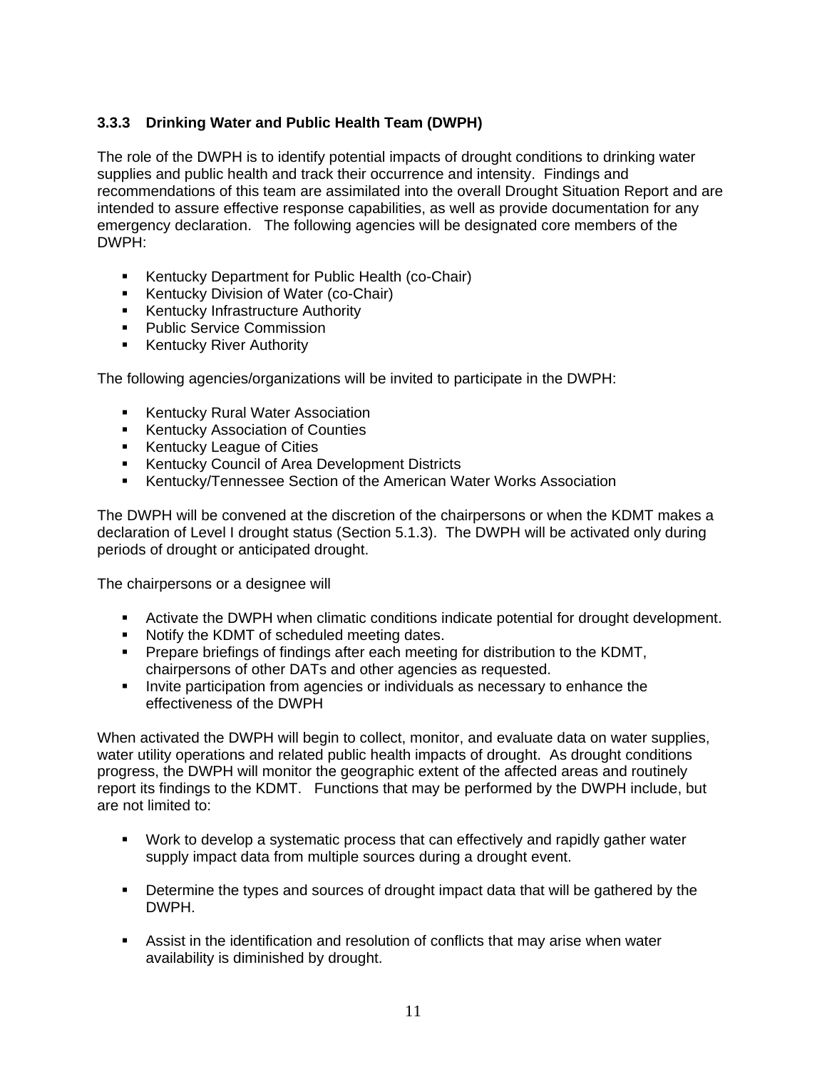### 3.3.3 Drinking Water and Public Health Team (DWPH)

The role of the DWPH is to identify potential impacts of drought conditions to drinking water supplies and public health and track their occurrence and intensity. Findings and recommendations of this team are assimilated into the overall Drought Situation Report and are intended to assure effective response capabilities, as well as provide documentation for any emergency declaration. The following agencies will be designated core members of the DWPH:

- Kentucky Department for Public Health (co-Chair)
- Kentucky Division of Water (co-Chair)
- Kentucky Infrastructure Authority
- Public Service Commission
- Kentucky River Authority

The following agencies/organizations will be invited to participate in the DWPH:

- Kentucky Rural Water Association
- Kentucky Association of Counties
- Kentucky League of Cities
- Kentucky Council of Area Development Districts
- Kentucky/Tennessee Section of the American Water Works Association

The DWPH will be convened at the discretion of the chairpersons or when the KDMT makes a declaration of Level I drought status (Section 5.1.3). The DWPH will be activated only during periods of drought or anticipated drought.

The chairpersons or a designee will

- Activate the DWPH when climatic conditions indicate potential for drought development.
- Notify the KDMT of scheduled meeting dates.
- Prepare briefings of findings after each meeting for distribution to the KDMT, chairpersons of other DATs and other agencies as requested.
- Invite participation from agencies or individuals as necessary to enhance the effectiveness of the DWPH

When activated the DWPH will begin to collect, monitor, and evaluate data on water supplies, water utility operations and related public health impacts of drought. As drought conditions progress, the DWPH will monitor the geographic extent of the affected areas and routinely report its findings to the KDMT. Functions that may be performed by the DWPH include, but are not limited to:

- Work to develop a systematic process that can effectively and rapidly gather water supply impact data from multiple sources during a drought event.

- Determine the types and sources of drought impact data that will be gathered by the DWPH.

- Assist in the identification and resolution of conflicts that may arise when water availability is diminished by drought.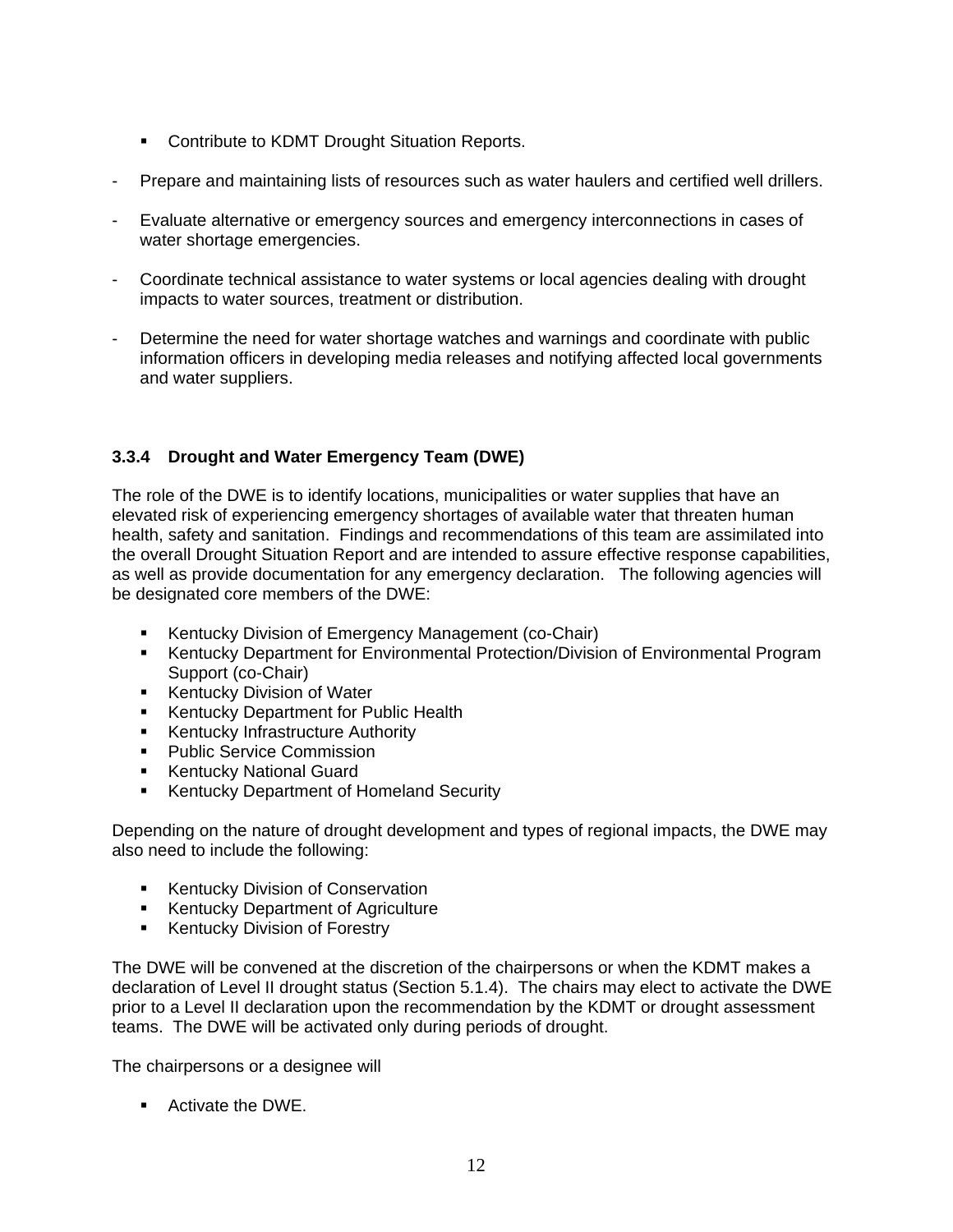- Contribute to KDMT Drought Situation Reports.

- Prepare and maintaining lists of resources such as water haulers and certified well drillers.

- Evaluate alternative or emergency sources and emergency interconnections in cases of water shortage emergencies.

- Coordinate technical assistance to water systems or local agencies dealing with drought impacts to water sources, treatment or distribution.

- Determine the need for water shortage watches and warnings and coordinate with public information officers in developing media releases and notifying affected local governments and water suppliers.

### 3.3.4 Drought and Water Emergency Team (DWE)

The role of the DWE is to identify locations, municipalities or water supplies that have an elevated risk of experiencing emergency shortages of available water that threaten human health, safety and sanitation. Findings and recommendations of this team are assimilated into the overall Drought Situation Report and are intended to assure effective response capabilities, as well as provide documentation for any emergency declaration. The following agencies will be designated core members of the DWE:

- Kentucky Division of Emergency Management (co-Chair)
- Kentucky Department for Environmental Protection/Division of Environmental Program Support (co-Chair)
- Kentucky Division of Water
- Kentucky Department for Public Health
- Kentucky Infrastructure Authority
- Public Service Commission
- Kentucky National Guard
- Kentucky Department of Homeland Security

Depending on the nature of drought development and types of regional impacts, the DWE may also need to include the following:

- Kentucky Division of Conservation
- Kentucky Department of Agriculture
- Kentucky Division of Forestry

The DWE will be convened at the discretion of the chairpersons or when the KDMT makes a declaration of Level II drought status (Section 5.1.4). The chairs may elect to activate the DWE prior to a Level II declaration upon the recommendation by the KDMT or drought assessment teams. The DWE will be activated only during periods of drought.

The chairpersons or a designee will

- Activate the DWE.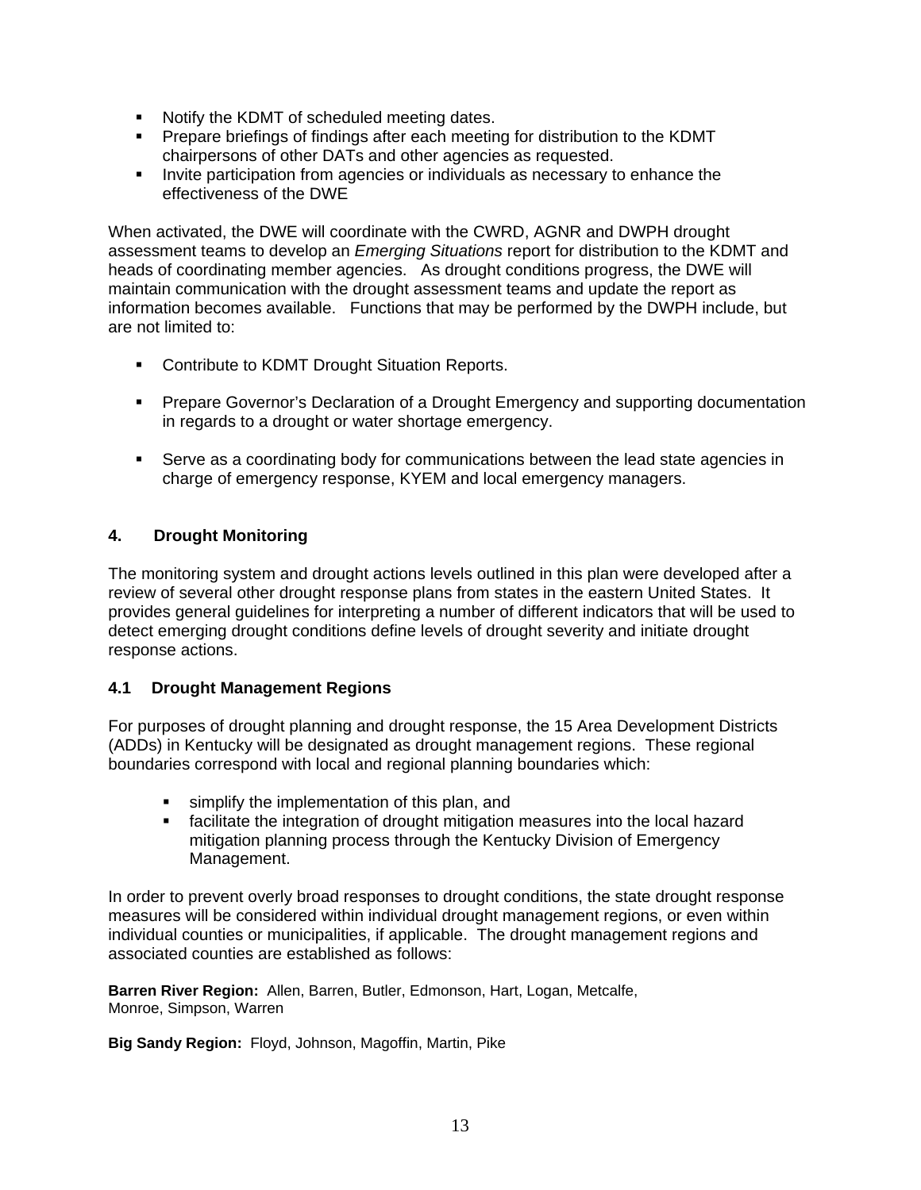- Notify the KDMT of scheduled meeting dates.
- Prepare briefings of findings after each meeting for distribution to the KDMT chairpersons of other DATs and other agencies as requested.
- Invite participation from agencies or individuals as necessary to enhance the effectiveness of the DWE

When activated, the DWE will coordinate with the CWRD, AGNR and DWPH drought assessment teams to develop an *Emerging Situations* report for distribution to the KDMT and heads of coordinating member agencies. As drought conditions progress, the DWE will maintain communication with the drought assessment teams and update the report as information becomes available. Functions that may be performed by the DWPH include, but are not limited to:

- Contribute to KDMT Drought Situation Reports.
- Prepare Governor's Declaration of a Drought Emergency and supporting documentation in regards to a drought or water shortage emergency.
- Serve as a coordinating body for communications between the lead state agencies in charge of emergency response, KYEM and local emergency managers.

## 4. Drought Monitoring

The monitoring system and drought actions levels outlined in this plan were developed after a review of several other drought response plans from states in the eastern United States. It provides general guidelines for interpreting a number of different indicators that will be used to detect emerging drought conditions define levels of drought severity and initiate drought response actions.

### 4.1 Drought Management Regions

For purposes of drought planning and drought response, the 15 Area Development Districts (ADDs) in Kentucky will be designated as drought management regions. These regional boundaries correspond with local and regional planning boundaries which:

- simplify the implementation of this plan, and
- facilitate the integration of drought mitigation measures into the local hazard mitigation planning process through the Kentucky Division of Emergency Management.

In order to prevent overly broad responses to drought conditions, the state drought response measures will be considered within individual drought management regions, or even within individual counties or municipalities, if applicable. The drought management regions and associated counties are established as follows:

**Barren River Region:** Allen, Barren, Butler, Edmonson, Hart, Logan, Metcalfe, Monroe, Simpson, Warren

**Big Sandy Region:** Floyd, Johnson, Magoffin, Martin, Pike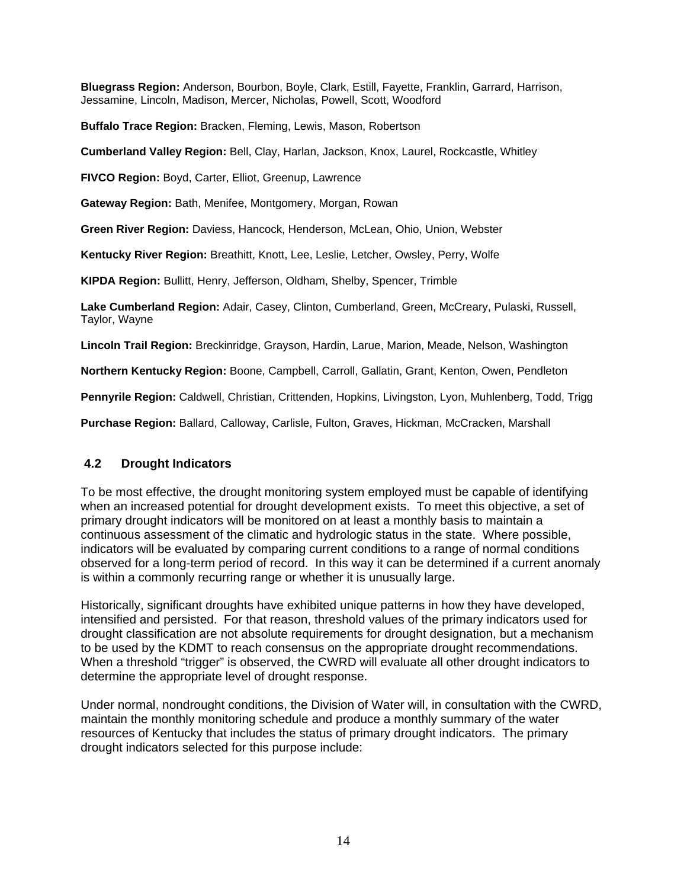**Bluegrass Region:** Anderson, Bourbon, Boyle, Clark, Estill, Fayette, Franklin, Garrard, Harrison, Jessamine, Lincoln, Madison, Mercer, Nicholas, Powell, Scott, Woodford

**Buffalo Trace Region:** Bracken, Fleming, Lewis, Mason, Robertson

**Cumberland Valley Region:** Bell, Clay, Harlan, Jackson, Knox, Laurel, Rockcastle, Whitley

**FIVCO Region:** Boyd, Carter, Elliot, Greenup, Lawrence

**Gateway Region:** Bath, Menifee, Montgomery, Morgan, Rowan

**Green River Region:** Daviess, Hancock, Henderson, McLean, Ohio, Union, Webster

**Kentucky River Region:** Breathitt, Knott, Lee, Leslie, Letcher, Owsley, Perry, Wolfe

**KIPDA Region:** Bullitt, Henry, Jefferson, Oldham, Shelby, Spencer, Trimble

**Lake Cumberland Region:** Adair, Casey, Clinton, Cumberland, Green, McCreary, Pulaski, Russell, Taylor, Wayne

**Lincoln Trail Region:** Breckinridge, Grayson, Hardin, Larue, Marion, Meade, Nelson, Washington

**Northern Kentucky Region:** Boone, Campbell, Carroll, Gallatin, Grant, Kenton, Owen, Pendleton

**Pennyrile Region:** Caldwell, Christian, Crittenden, Hopkins, Livingston, Lyon, Muhlenberg, Todd, Trigg

**Purchase Region:** Ballard, Calloway, Carlisle, Fulton, Graves, Hickman, McCracken, Marshall

## 4.2 Drought Indicators

To be most effective, the drought monitoring system employed must be capable of identifying when an increased potential for drought development exists. To meet this objective, a set of primary drought indicators will be monitored on at least a monthly basis to maintain a continuous assessment of the climatic and hydrologic status in the state. Where possible, indicators will be evaluated by comparing current conditions to a range of normal conditions observed for a long-term period of record. In this way it can be determined if a current anomaly is within a commonly recurring range or whether it is unusually large.

Historically, significant droughts have exhibited unique patterns in how they have developed, intensified and persisted. For that reason, threshold values of the primary indicators used for drought classification are not absolute requirements for drought designation, but a mechanism to be used by the KDMT to reach consensus on the appropriate drought recommendations. When a threshold "trigger" is observed, the CWRD will evaluate all other drought indicators to determine the appropriate level of drought response.

Under normal, nondrought conditions, the Division of Water will, in consultation with the CWRD, maintain the monthly monitoring schedule and produce a monthly summary of the water resources of Kentucky that includes the status of primary drought indicators. The primary drought indicators selected for this purpose include: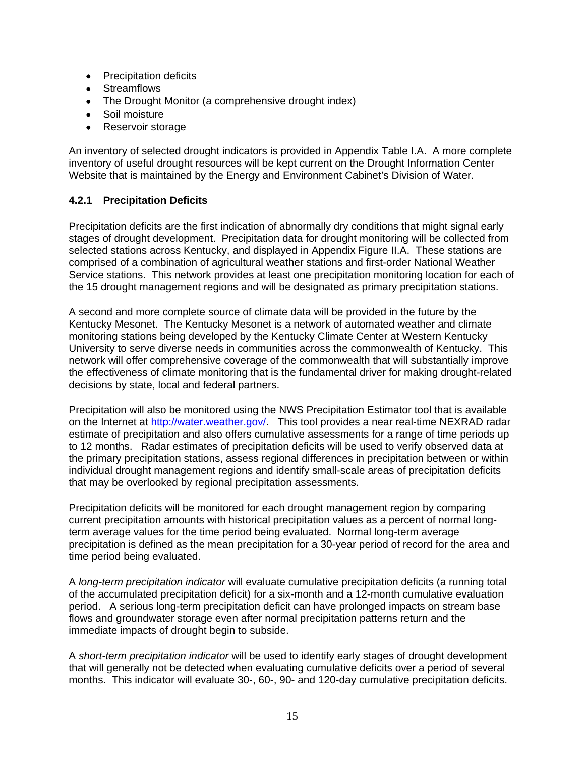- Precipitation deficits
- Streamflows
- The Drought Monitor (a comprehensive drought index)
- Soil moisture
- Reservoir storage

An inventory of selected drought indicators is provided in Appendix Table I.A. A more complete inventory of useful drought resources will be kept current on the Drought Information Center Website that is maintained by the Energy and Environment Cabinet's Division of Water.

### 4.2.1 Precipitation Deficits

Precipitation deficits are the first indication of abnormally dry conditions that might signal early stages of drought development. Precipitation data for drought monitoring will be collected from selected stations across Kentucky, and displayed in Appendix Figure II.A. These stations are comprised of a combination of agricultural weather stations and first-order National Weather Service stations. This network provides at least one precipitation monitoring location for each of the 15 drought management regions and will be designated as primary precipitation stations.

A second and more complete source of climate data will be provided in the future by the Kentucky Mesonet. The Kentucky Mesonet is a network of automated weather and climate monitoring stations being developed by the Kentucky Climate Center at Western Kentucky University to serve diverse needs in communities across the commonwealth of Kentucky. This network will offer comprehensive coverage of the commonwealth that will substantially improve the effectiveness of climate monitoring that is the fundamental driver for making drought-related decisions by state, local and federal partners.

Precipitation will also be monitored using the NWS Precipitation Estimator tool that is available on the Internet at [http://water.weather.gov/](http://water.weather.gov/). This tool provides a near real-time NEXRAD radar estimate of precipitation and also offers cumulative assessments for a range of time periods up to 12 months. Radar estimates of precipitation deficits will be used to verify observed data at the primary precipitation stations, assess regional differences in precipitation between or within individual drought management regions and identify small-scale areas of precipitation deficits that may be overlooked by regional precipitation assessments.

Precipitation deficits will be monitored for each drought management region by comparing current precipitation amounts with historical precipitation values as a percent of normal long-term average values for the time period being evaluated. Normal long-term average precipitation is defined as the mean precipitation for a 30-year period of record for the area and time period being evaluated.

A *long-term precipitation indicator* will evaluate cumulative precipitation deficits (a running total of the accumulated precipitation deficit) for a six-month and a 12-month cumulative evaluation period. A serious long-term precipitation deficit can have prolonged impacts on stream base flows and groundwater storage even after normal precipitation patterns return and the immediate impacts of drought begin to subside.

A *short-term precipitation indicator* will be used to identify early stages of drought development that will generally not be detected when evaluating cumulative deficits over a period of several months. This indicator will evaluate 30-, 60-, 90- and 120-day cumulative precipitation deficits.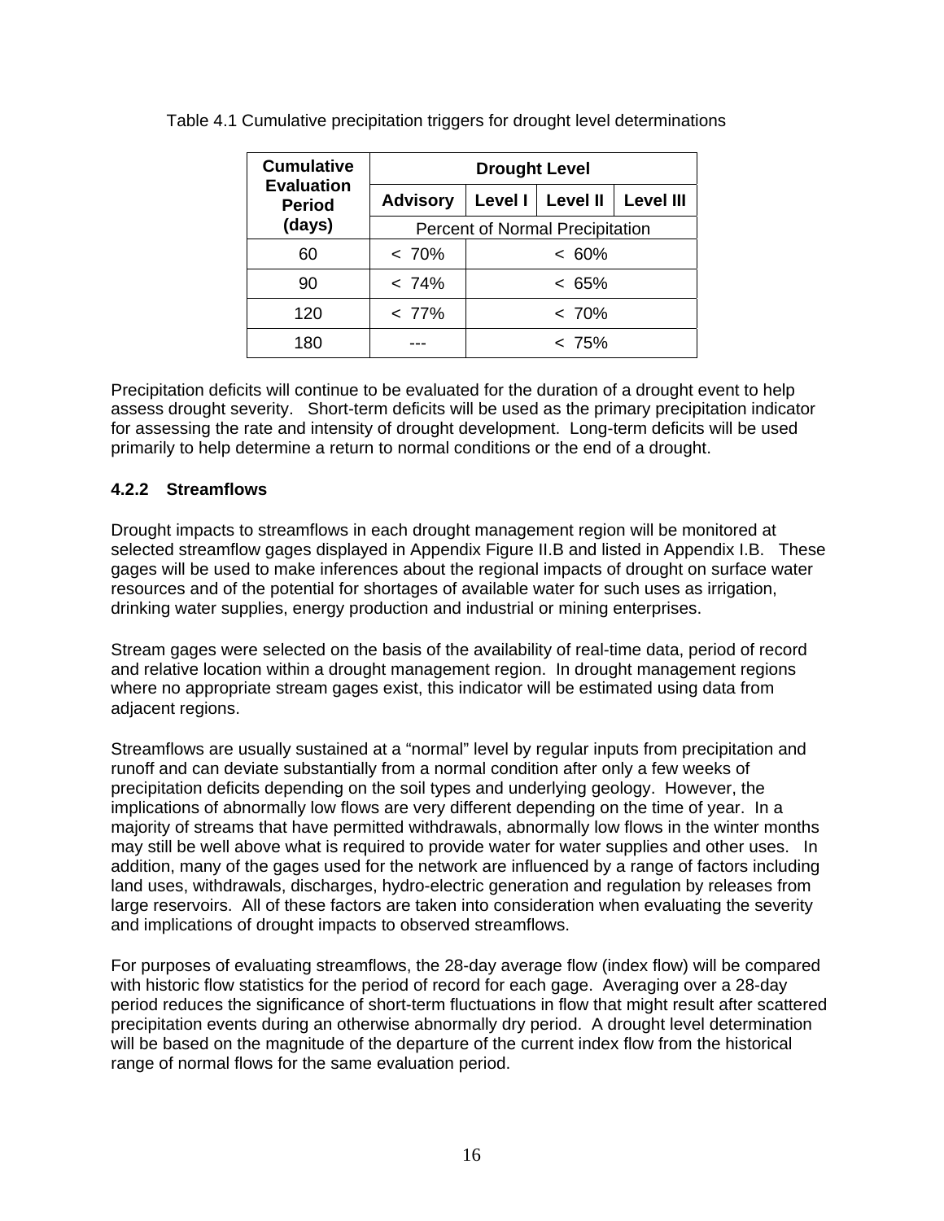Table 4.1 Cumulative precipitation triggers for drought level determinations

| Cumulative Evaluation Period (days) | Drought Level | | | |
|---|---|---|---|---|
| | Advisory | Level I | Level II | Level III |
| | Percent of Normal Precipitation | | | |
| 60 | < 70% | < 60% | | |
| 90 | < 74% | < 65% | | |
| 120 | < 77% | < 70% | | |
| 180 | --- | < 75% | | |

Precipitation deficits will continue to be evaluated for the duration of a drought event to help assess drought severity. Short-term deficits will be used as the primary precipitation indicator for assessing the rate and intensity of drought development. Long-term deficits will be used primarily to help determine a return to normal conditions or the end of a drought.

### 4.2.2 Streamflows

Drought impacts to streamflows in each drought management region will be monitored at selected streamflow gages displayed in Appendix Figure II.B and listed in Appendix I.B. These gages will be used to make inferences about the regional impacts of drought on surface water resources and of the potential for shortages of available water for such uses as irrigation, drinking water supplies, energy production and industrial or mining enterprises.

Stream gages were selected on the basis of the availability of real-time data, period of record and relative location within a drought management region. In drought management regions where no appropriate stream gages exist, this indicator will be estimated using data from adjacent regions.

Streamflows are usually sustained at a "normal" level by regular inputs from precipitation and runoff and can deviate substantially from a normal condition after only a few weeks of precipitation deficits depending on the soil types and underlying geology. However, the implications of abnormally low flows are very different depending on the time of year. In a majority of streams that have permitted withdrawals, abnormally low flows in the winter months may still be well above what is required to provide water for water supplies and other uses. In addition, many of the gages used for the network are influenced by a range of factors including land uses, withdrawals, discharges, hydro-electric generation and regulation by releases from large reservoirs. All of these factors are taken into consideration when evaluating the severity and implications of drought impacts to observed streamflows.

For purposes of evaluating streamflows, the 28-day average flow (index flow) will be compared with historic flow statistics for the period of record for each gage. Averaging over a 28-day period reduces the significance of short-term fluctuations in flow that might result after scattered precipitation events during an otherwise abnormally dry period. A drought level determination will be based on the magnitude of the departure of the current index flow from the historical range of normal flows for the same evaluation period.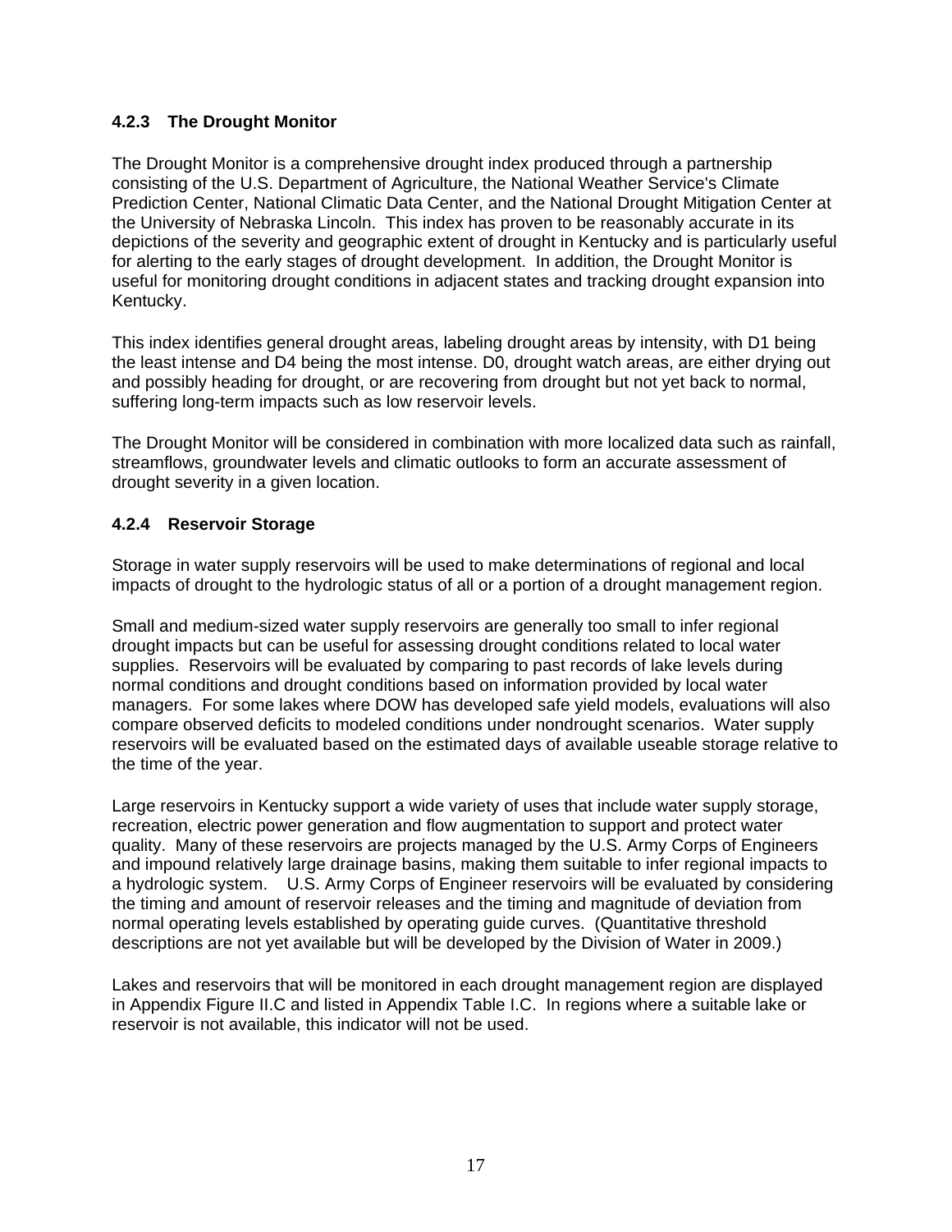### 4.2.3 The Drought Monitor

The Drought Monitor is a comprehensive drought index produced through a partnership consisting of the U.S. Department of Agriculture, the National Weather Service's Climate Prediction Center, National Climatic Data Center, and the National Drought Mitigation Center at the University of Nebraska Lincoln. This index has proven to be reasonably accurate in its depictions of the severity and geographic extent of drought in Kentucky and is particularly useful for alerting to the early stages of drought development. In addition, the Drought Monitor is useful for monitoring drought conditions in adjacent states and tracking drought expansion into Kentucky.

This index identifies general drought areas, labeling drought areas by intensity, with D1 being the least intense and D4 being the most intense. D0, drought watch areas, are either drying out and possibly heading for drought, or are recovering from drought but not yet back to normal, suffering long-term impacts such as low reservoir levels.

The Drought Monitor will be considered in combination with more localized data such as rainfall, streamflows, groundwater levels and climatic outlooks to form an accurate assessment of drought severity in a given location.

### 4.2.4 Reservoir Storage

Storage in water supply reservoirs will be used to make determinations of regional and local impacts of drought to the hydrologic status of all or a portion of a drought management region.

Small and medium-sized water supply reservoirs are generally too small to infer regional drought impacts but can be useful for assessing drought conditions related to local water supplies. Reservoirs will be evaluated by comparing to past records of lake levels during normal conditions and drought conditions based on information provided by local water managers. For some lakes where DOW has developed safe yield models, evaluations will also compare observed deficits to modeled conditions under nondrought scenarios. Water supply reservoirs will be evaluated based on the estimated days of available useable storage relative to the time of the year.

Large reservoirs in Kentucky support a wide variety of uses that include water supply storage, recreation, electric power generation and flow augmentation to support and protect water quality. Many of these reservoirs are projects managed by the U.S. Army Corps of Engineers and impound relatively large drainage basins, making them suitable to infer regional impacts to a hydrologic system. U.S. Army Corps of Engineer reservoirs will be evaluated by considering the timing and amount of reservoir releases and the timing and magnitude of deviation from normal operating levels established by operating guide curves. (Quantitative threshold descriptions are not yet available but will be developed by the Division of Water in 2009.)

Lakes and reservoirs that will be monitored in each drought management region are displayed in Appendix Figure II.C and listed in Appendix Table I.C. In regions where a suitable lake or reservoir is not available, this indicator will not be used.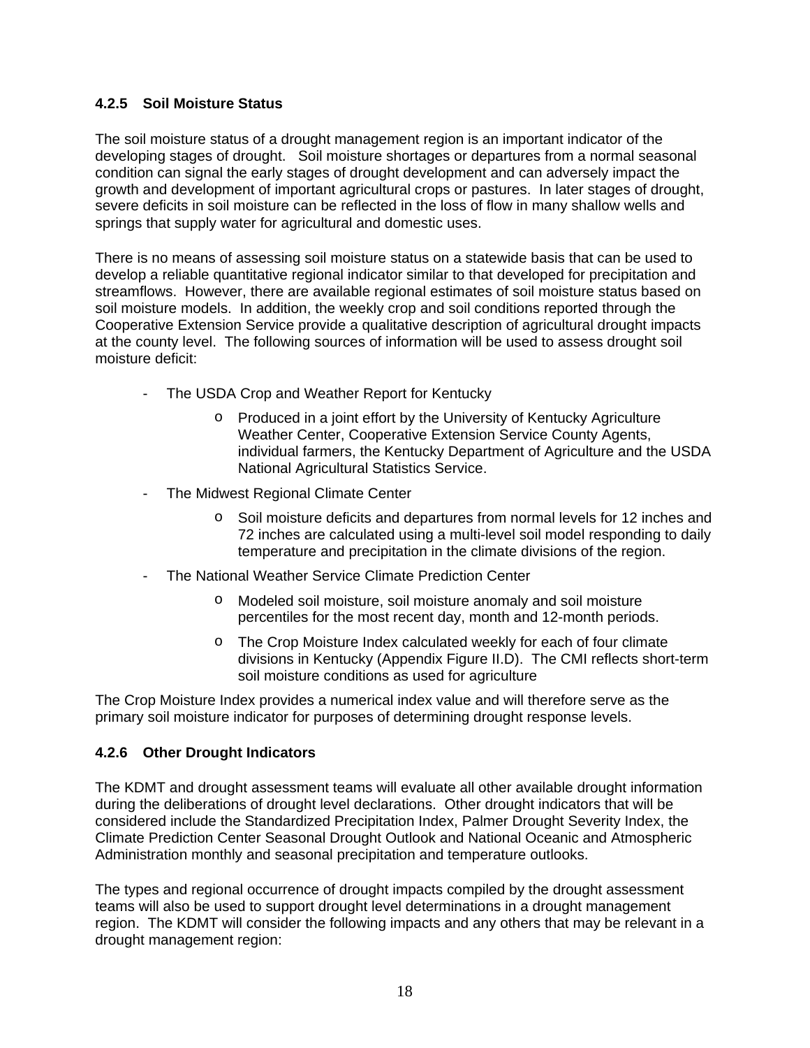### 4.2.5 Soil Moisture Status

The soil moisture status of a drought management region is an important indicator of the developing stages of drought. Soil moisture shortages or departures from a normal seasonal condition can signal the early stages of drought development and can adversely impact the growth and development of important agricultural crops or pastures. In later stages of drought, severe deficits in soil moisture can be reflected in the loss of flow in many shallow wells and springs that supply water for agricultural and domestic uses.

There is no means of assessing soil moisture status on a statewide basis that can be used to develop a reliable quantitative regional indicator similar to that developed for precipitation and streamflows. However, there are available regional estimates of soil moisture status based on soil moisture models. In addition, the weekly crop and soil conditions reported through the Cooperative Extension Service provide a qualitative description of agricultural drought impacts at the county level. The following sources of information will be used to assess drought soil moisture deficit:

- The USDA Crop and Weather Report for Kentucky
  - Produced in a joint effort by the University of Kentucky Agriculture Weather Center, Cooperative Extension Service County Agents, individual farmers, the Kentucky Department of Agriculture and the USDA National Agricultural Statistics Service.
- The Midwest Regional Climate Center
  - Soil moisture deficits and departures from normal levels for 12 inches and 72 inches are calculated using a multi-level soil model responding to daily temperature and precipitation in the climate divisions of the region.
- The National Weather Service Climate Prediction Center
  - Modeled soil moisture, soil moisture anomaly and soil moisture percentiles for the most recent day, month and 12-month periods.
  - The Crop Moisture Index calculated weekly for each of four climate divisions in Kentucky (Appendix Figure II.D). The CMI reflects short-term soil moisture conditions as used for agriculture

The Crop Moisture Index provides a numerical index value and will therefore serve as the primary soil moisture indicator for purposes of determining drought response levels.

### 4.2.6 Other Drought Indicators

The KDMT and drought assessment teams will evaluate all other available drought information during the deliberations of drought level declarations. Other drought indicators that will be considered include the Standardized Precipitation Index, Palmer Drought Severity Index, the Climate Prediction Center Seasonal Drought Outlook and National Oceanic and Atmospheric Administration monthly and seasonal precipitation and temperature outlooks.

The types and regional occurrence of drought impacts compiled by the drought assessment teams will also be used to support drought level determinations in a drought management region. The KDMT will consider the following impacts and any others that may be relevant in a drought management region: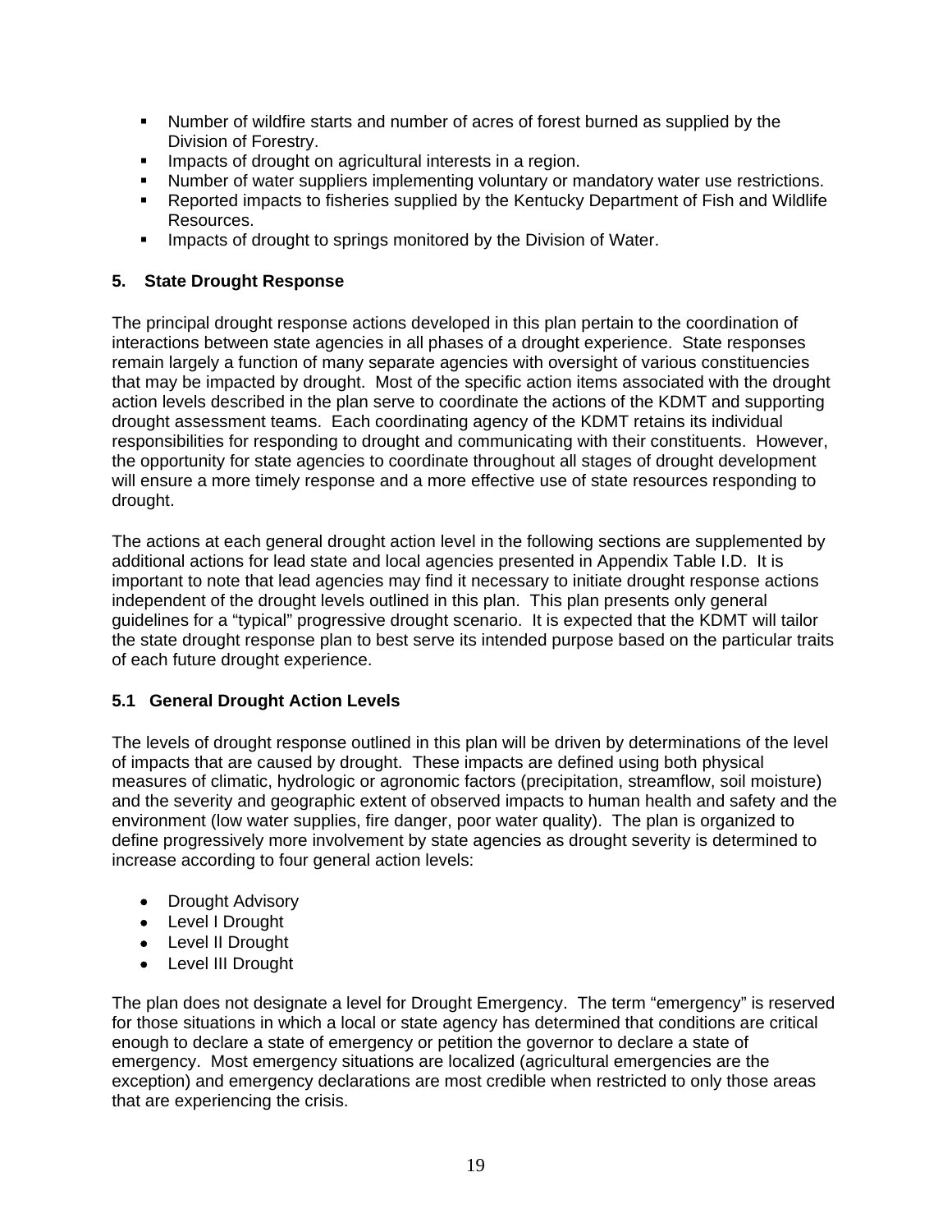- Number of wildfire starts and number of acres of forest burned as supplied by the Division of Forestry.
- Impacts of drought on agricultural interests in a region.
- Number of water suppliers implementing voluntary or mandatory water use restrictions.
- Reported impacts to fisheries supplied by the Kentucky Department of Fish and Wildlife Resources.
- Impacts of drought to springs monitored by the Division of Water.

## 5. State Drought Response

The principal drought response actions developed in this plan pertain to the coordination of interactions between state agencies in all phases of a drought experience. State responses remain largely a function of many separate agencies with oversight of various constituencies that may be impacted by drought. Most of the specific action items associated with the drought action levels described in the plan serve to coordinate the actions of the KDMT and supporting drought assessment teams. Each coordinating agency of the KDMT retains its individual responsibilities for responding to drought and communicating with their constituents. However, the opportunity for state agencies to coordinate throughout all stages of drought development will ensure a more timely response and a more effective use of state resources responding to drought.

The actions at each general drought action level in the following sections are supplemented by additional actions for lead state and local agencies presented in Appendix Table I.D. It is important to note that lead agencies may find it necessary to initiate drought response actions independent of the drought levels outlined in this plan. This plan presents only general guidelines for a "typical" progressive drought scenario. It is expected that the KDMT will tailor the state drought response plan to best serve its intended purpose based on the particular traits of each future drought experience.

### 5.1 General Drought Action Levels

The levels of drought response outlined in this plan will be driven by determinations of the level of impacts that are caused by drought. These impacts are defined using both physical measures of climatic, hydrologic or agronomic factors (precipitation, streamflow, soil moisture) and the severity and geographic extent of observed impacts to human health and safety and the environment (low water supplies, fire danger, poor water quality). The plan is organized to define progressively more involvement by state agencies as drought severity is determined to increase according to four general action levels:

- Drought Advisory
- Level I Drought
- Level II Drought
- Level III Drought

The plan does not designate a level for Drought Emergency. The term "emergency" is reserved for those situations in which a local or state agency has determined that conditions are critical enough to declare a state of emergency or petition the governor to declare a state of emergency. Most emergency situations are localized (agricultural emergencies are the exception) and emergency declarations are most credible when restricted to only those areas that are experiencing the crisis.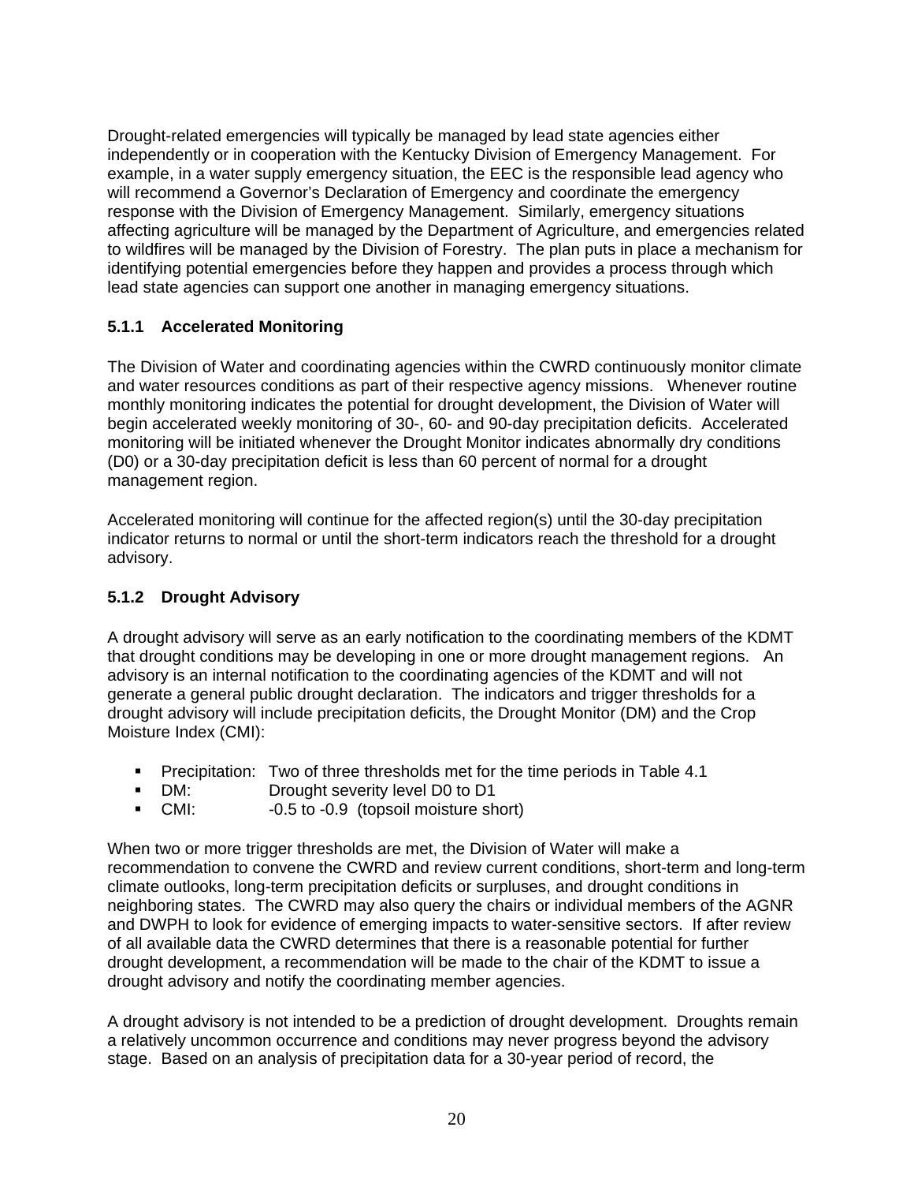Drought-related emergencies will typically be managed by lead state agencies either independently or in cooperation with the Kentucky Division of Emergency Management. For example, in a water supply emergency situation, the EEC is the responsible lead agency who will recommend a Governor's Declaration of Emergency and coordinate the emergency response with the Division of Emergency Management. Similarly, emergency situations affecting agriculture will be managed by the Department of Agriculture, and emergencies related to wildfires will be managed by the Division of Forestry. The plan puts in place a mechanism for identifying potential emergencies before they happen and provides a process through which lead state agencies can support one another in managing emergency situations.

### 5.1.1 Accelerated Monitoring

The Division of Water and coordinating agencies within the CWRD continuously monitor climate and water resources conditions as part of their respective agency missions. Whenever routine monthly monitoring indicates the potential for drought development, the Division of Water will begin accelerated weekly monitoring of 30-, 60- and 90-day precipitation deficits. Accelerated monitoring will be initiated whenever the Drought Monitor indicates abnormally dry conditions (D0) or a 30-day precipitation deficit is less than 60 percent of normal for a drought management region.

Accelerated monitoring will continue for the affected region(s) until the 30-day precipitation indicator returns to normal or until the short-term indicators reach the threshold for a drought advisory.

### 5.1.2 Drought Advisory

A drought advisory will serve as an early notification to the coordinating members of the KDMT that drought conditions may be developing in one or more drought management regions. An advisory is an internal notification to the coordinating agencies of the KDMT and will not generate a general public drought declaration. The indicators and trigger thresholds for a drought advisory will include precipitation deficits, the Drought Monitor (DM) and the Crop Moisture Index (CMI):

- Precipitation: Two of three thresholds met for the time periods in Table 4.1
- DM: Drought severity level D0 to D1
- CMI: -0.5 to -0.9 (topsoil moisture short)

When two or more trigger thresholds are met, the Division of Water will make a recommendation to convene the CWRD and review current conditions, short-term and long-term climate outlooks, long-term precipitation deficits or surpluses, and drought conditions in neighboring states. The CWRD may also query the chairs or individual members of the AGNR and DWPH to look for evidence of emerging impacts to water-sensitive sectors. If after review of all available data the CWRD determines that there is a reasonable potential for further drought development, a recommendation will be made to the chair of the KDMT to issue a drought advisory and notify the coordinating member agencies.

A drought advisory is not intended to be a prediction of drought development. Droughts remain a relatively uncommon occurrence and conditions may never progress beyond the advisory stage. Based on an analysis of precipitation data for a 30-year period of record, the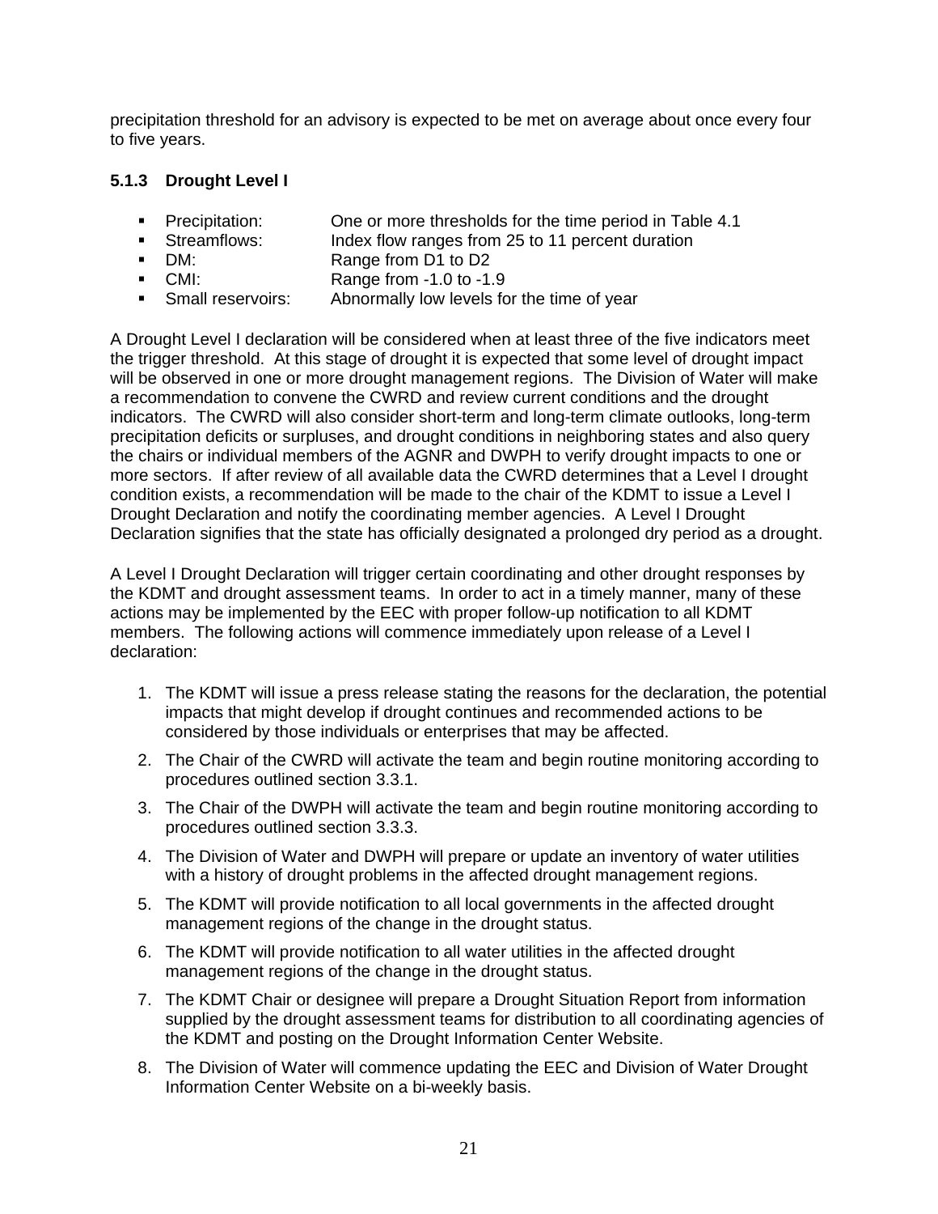precipitation threshold for an advisory is expected to be met on average about once every four to five years.

### 5.1.3 Drought Level I

- Precipitation: One or more thresholds for the time period in Table 4.1
- Streamflows: Index flow ranges from 25 to 11 percent duration
- DM: Range from D1 to D2
- CMI: Range from -1.0 to -1.9
- Small reservoirs: Abnormally low levels for the time of year

A Drought Level I declaration will be considered when at least three of the five indicators meet the trigger threshold. At this stage of drought it is expected that some level of drought impact will be observed in one or more drought management regions. The Division of Water will make a recommendation to convene the CWRD and review current conditions and the drought indicators. The CWRD will also consider short-term and long-term climate outlooks, long-term precipitation deficits or surpluses, and drought conditions in neighboring states and also query the chairs or individual members of the AGNR and DWPH to verify drought impacts to one or more sectors. If after review of all available data the CWRD determines that a Level I drought condition exists, a recommendation will be made to the chair of the KDMT to issue a Level I Drought Declaration and notify the coordinating member agencies. A Level I Drought Declaration signifies that the state has officially designated a prolonged dry period as a drought.

A Level I Drought Declaration will trigger certain coordinating and other drought responses by the KDMT and drought assessment teams. In order to act in a timely manner, many of these actions may be implemented by the EEC with proper follow-up notification to all KDMT members. The following actions will commence immediately upon release of a Level I declaration:

1. The KDMT will issue a press release stating the reasons for the declaration, the potential impacts that might develop if drought continues and recommended actions to be considered by those individuals or enterprises that may be affected.
2. The Chair of the CWRD will activate the team and begin routine monitoring according to procedures outlined section 3.3.1.
3. The Chair of the DWPH will activate the team and begin routine monitoring according to procedures outlined section 3.3.3.
4. The Division of Water and DWPH will prepare or update an inventory of water utilities with a history of drought problems in the affected drought management regions.
5. The KDMT will provide notification to all local governments in the affected drought management regions of the change in the drought status.
6. The KDMT will provide notification to all water utilities in the affected drought management regions of the change in the drought status.
7. The KDMT Chair or designee will prepare a Drought Situation Report from information supplied by the drought assessment teams for distribution to all coordinating agencies of the KDMT and posting on the Drought Information Center Website.
8. The Division of Water will commence updating the EEC and Division of Water Drought Information Center Website on a bi-weekly basis.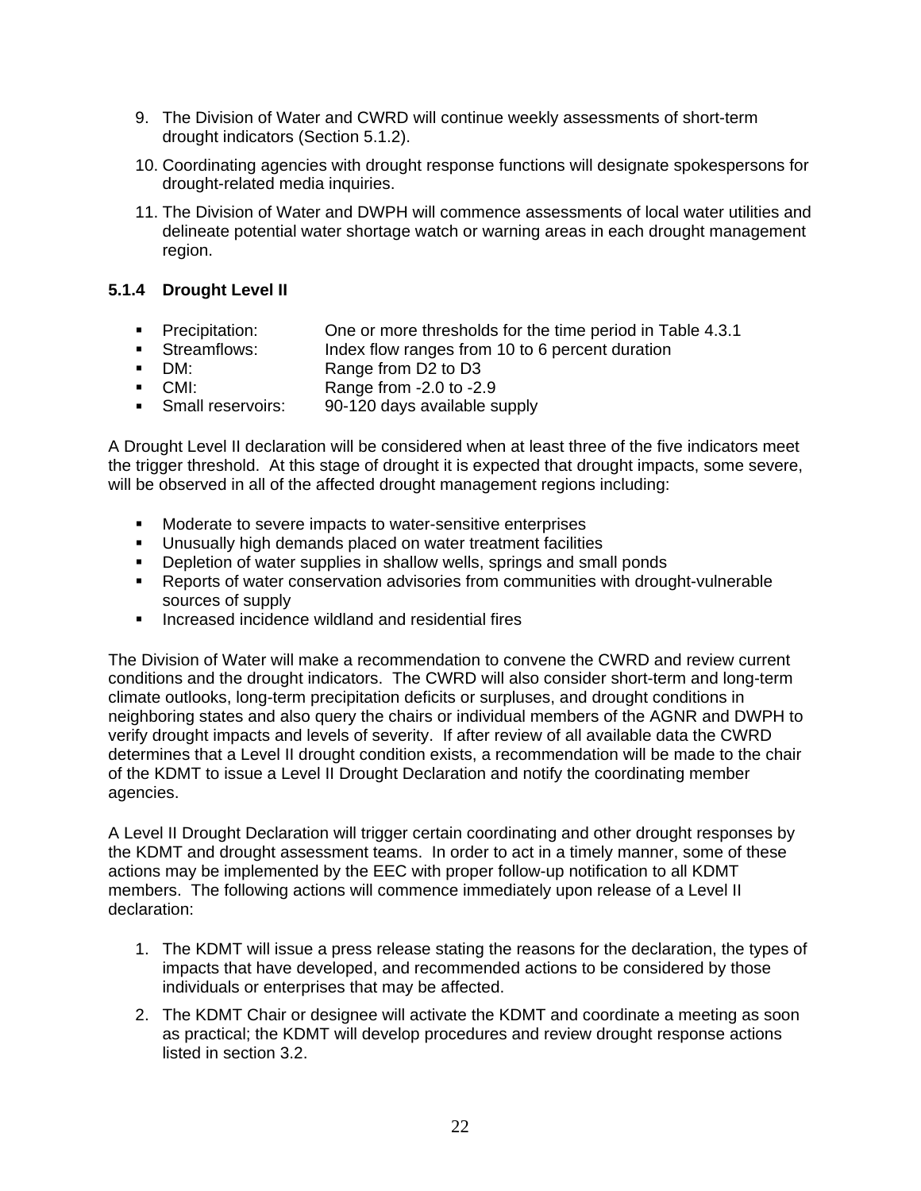9. The Division of Water and CWRD will continue weekly assessments of short-term drought indicators (Section 5.1.2).

10. Coordinating agencies with drought response functions will designate spokespersons for drought-related media inquiries.

11. The Division of Water and DWPH will commence assessments of local water utilities and delineate potential water shortage watch or warning areas in each drought management region.

### 5.1.4 Drought Level II

- Precipitation: One or more thresholds for the time period in Table 4.3.1
- Streamflows: Index flow ranges from 10 to 6 percent duration
- DM: Range from D2 to D3
- CMI: Range from -2.0 to -2.9
- Small reservoirs: 90-120 days available supply

A Drought Level II declaration will be considered when at least three of the five indicators meet the trigger threshold. At this stage of drought it is expected that drought impacts, some severe, will be observed in all of the affected drought management regions including:

- Moderate to severe impacts to water-sensitive enterprises
- Unusually high demands placed on water treatment facilities
- Depletion of water supplies in shallow wells, springs and small ponds
- Reports of water conservation advisories from communities with drought-vulnerable sources of supply
- Increased incidence wildland and residential fires

The Division of Water will make a recommendation to convene the CWRD and review current conditions and the drought indicators. The CWRD will also consider short-term and long-term climate outlooks, long-term precipitation deficits or surpluses, and drought conditions in neighboring states and also query the chairs or individual members of the AGNR and DWPH to verify drought impacts and levels of severity. If after review of all available data the CWRD determines that a Level II drought condition exists, a recommendation will be made to the chair of the KDMT to issue a Level II Drought Declaration and notify the coordinating member agencies.

A Level II Drought Declaration will trigger certain coordinating and other drought responses by the KDMT and drought assessment teams. In order to act in a timely manner, some of these actions may be implemented by the EEC with proper follow-up notification to all KDMT members. The following actions will commence immediately upon release of a Level II declaration:

1. The KDMT will issue a press release stating the reasons for the declaration, the types of impacts that have developed, and recommended actions to be considered by those individuals or enterprises that may be affected.

2. The KDMT Chair or designee will activate the KDMT and coordinate a meeting as soon as practical; the KDMT will develop procedures and review drought response actions listed in section 3.2.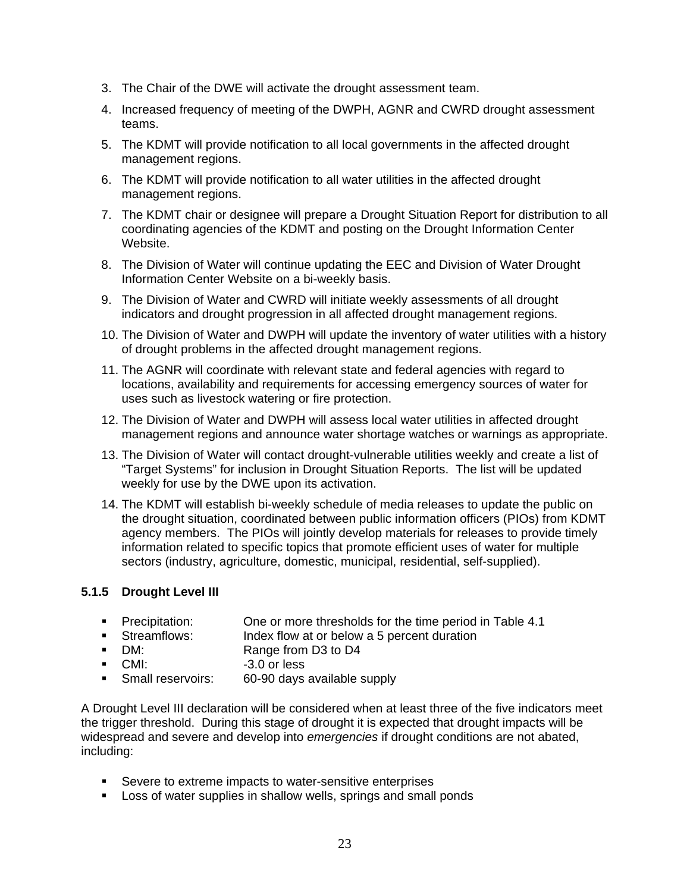3. The Chair of the DWE will activate the drought assessment team.
4. Increased frequency of meeting of the DWPH, AGNR and CWRD drought assessment teams.
5. The KDMT will provide notification to all local governments in the affected drought management regions.
6. The KDMT will provide notification to all water utilities in the affected drought management regions.
7. The KDMT chair or designee will prepare a Drought Situation Report for distribution to all coordinating agencies of the KDMT and posting on the Drought Information Center Website.
8. The Division of Water will continue updating the EEC and Division of Water Drought Information Center Website on a bi-weekly basis.
9. The Division of Water and CWRD will initiate weekly assessments of all drought indicators and drought progression in all affected drought management regions.
10. The Division of Water and DWPH will update the inventory of water utilities with a history of drought problems in the affected drought management regions.
11. The AGNR will coordinate with relevant state and federal agencies with regard to locations, availability and requirements for accessing emergency sources of water for uses such as livestock watering or fire protection.
12. The Division of Water and DWPH will assess local water utilities in affected drought management regions and announce water shortage watches or warnings as appropriate.
13. The Division of Water will contact drought-vulnerable utilities weekly and create a list of "Target Systems" for inclusion in Drought Situation Reports. The list will be updated weekly for use by the DWE upon its activation.
14. The KDMT will establish bi-weekly schedule of media releases to update the public on the drought situation, coordinated between public information officers (PIOs) from KDMT agency members. The PIOs will jointly develop materials for releases to provide timely information related to specific topics that promote efficient uses of water for multiple sectors (industry, agriculture, domestic, municipal, residential, self-supplied).

### 5.1.5 Drought Level III

- Precipitation: One or more thresholds for the time period in Table 4.1
- Streamflows: Index flow at or below a 5 percent duration
- DM: Range from D3 to D4
- CMI: -3.0 or less
- Small reservoirs: 60-90 days available supply

A Drought Level III declaration will be considered when at least three of the five indicators meet the trigger threshold. During this stage of drought it is expected that drought impacts will be widespread and severe and develop into *emergencies* if drought conditions are not abated, including:

- Severe to extreme impacts to water-sensitive enterprises
- Loss of water supplies in shallow wells, springs and small ponds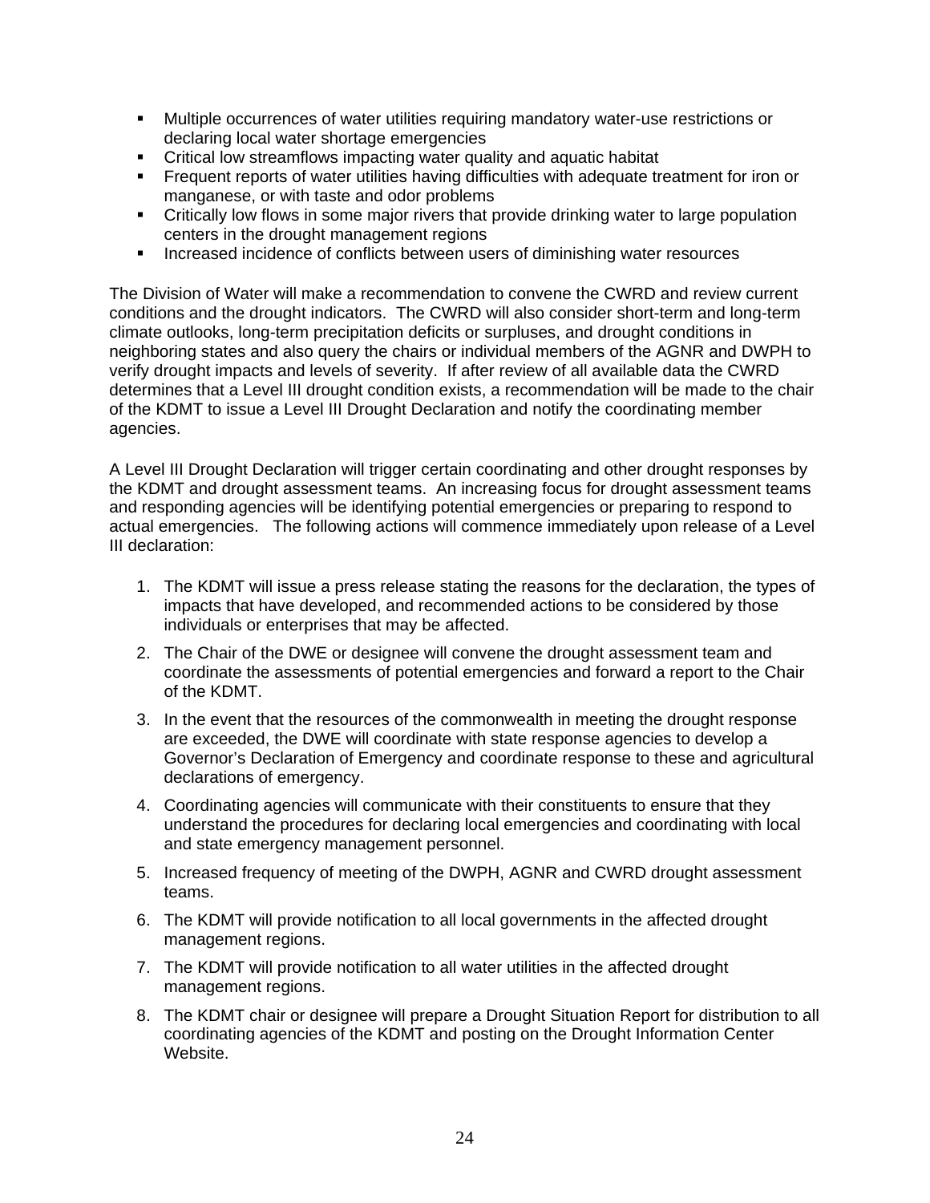- Multiple occurrences of water utilities requiring mandatory water-use restrictions or declaring local water shortage emergencies
- Critical low streamflows impacting water quality and aquatic habitat
- Frequent reports of water utilities having difficulties with adequate treatment for iron or manganese, or with taste and odor problems
- Critically low flows in some major rivers that provide drinking water to large population centers in the drought management regions
- Increased incidence of conflicts between users of diminishing water resources

The Division of Water will make a recommendation to convene the CWRD and review current conditions and the drought indicators. The CWRD will also consider short-term and long-term climate outlooks, long-term precipitation deficits or surpluses, and drought conditions in neighboring states and also query the chairs or individual members of the AGNR and DWPH to verify drought impacts and levels of severity. If after review of all available data the CWRD determines that a Level III drought condition exists, a recommendation will be made to the chair of the KDMT to issue a Level III Drought Declaration and notify the coordinating member agencies.

A Level III Drought Declaration will trigger certain coordinating and other drought responses by the KDMT and drought assessment teams. An increasing focus for drought assessment teams and responding agencies will be identifying potential emergencies or preparing to respond to actual emergencies. The following actions will commence immediately upon release of a Level III declaration:

1. The KDMT will issue a press release stating the reasons for the declaration, the types of impacts that have developed, and recommended actions to be considered by those individuals or enterprises that may be affected.
2. The Chair of the DWE or designee will convene the drought assessment team and coordinate the assessments of potential emergencies and forward a report to the Chair of the KDMT.
3. In the event that the resources of the commonwealth in meeting the drought response are exceeded, the DWE will coordinate with state response agencies to develop a Governor's Declaration of Emergency and coordinate response to these and agricultural declarations of emergency.
4. Coordinating agencies will communicate with their constituents to ensure that they understand the procedures for declaring local emergencies and coordinating with local and state emergency management personnel.
5. Increased frequency of meeting of the DWPH, AGNR and CWRD drought assessment teams.
6. The KDMT will provide notification to all local governments in the affected drought management regions.
7. The KDMT will provide notification to all water utilities in the affected drought management regions.
8. The KDMT chair or designee will prepare a Drought Situation Report for distribution to all coordinating agencies of the KDMT and posting on the Drought Information Center Website.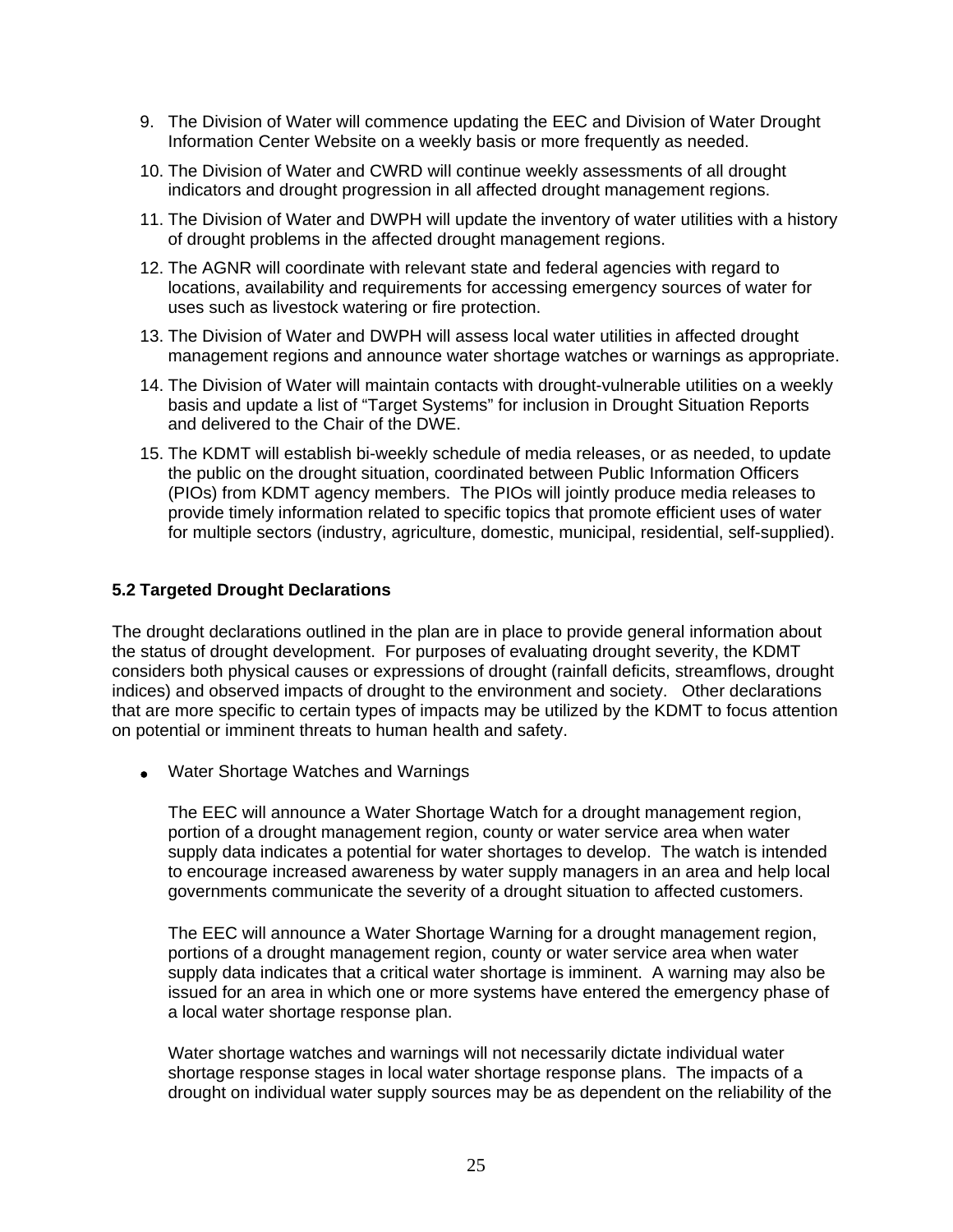9. The Division of Water will commence updating the EEC and Division of Water Drought Information Center Website on a weekly basis or more frequently as needed.
10. The Division of Water and CWRD will continue weekly assessments of all drought indicators and drought progression in all affected drought management regions.
11. The Division of Water and DWPH will update the inventory of water utilities with a history of drought problems in the affected drought management regions.
12. The AGNR will coordinate with relevant state and federal agencies with regard to locations, availability and requirements for accessing emergency sources of water for uses such as livestock watering or fire protection.
13. The Division of Water and DWPH will assess local water utilities in affected drought management regions and announce water shortage watches or warnings as appropriate.
14. The Division of Water will maintain contacts with drought-vulnerable utilities on a weekly basis and update a list of "Target Systems" for inclusion in Drought Situation Reports and delivered to the Chair of the DWE.
15. The KDMT will establish bi-weekly schedule of media releases, or as needed, to update the public on the drought situation, coordinated between Public Information Officers (PIOs) from KDMT agency members. The PIOs will jointly produce media releases to provide timely information related to specific topics that promote efficient uses of water for multiple sectors (industry, agriculture, domestic, municipal, residential, self-supplied).

### 5.2 Targeted Drought Declarations

The drought declarations outlined in the plan are in place to provide general information about the status of drought development. For purposes of evaluating drought severity, the KDMT considers both physical causes or expressions of drought (rainfall deficits, streamflows, drought indices) and observed impacts of drought to the environment and society. Other declarations that are more specific to certain types of impacts may be utilized by the KDMT to focus attention on potential or imminent threats to human health and safety.

- Water Shortage Watches and Warnings

  The EEC will announce a Water Shortage Watch for a drought management region, portion of a drought management region, county or water service area when water supply data indicates a potential for water shortages to develop. The watch is intended to encourage increased awareness by water supply managers in an area and help local governments communicate the severity of a drought situation to affected customers.

  The EEC will announce a Water Shortage Warning for a drought management region, portions of a drought management region, county or water service area when water supply data indicates that a critical water shortage is imminent. A warning may also be issued for an area in which one or more systems have entered the emergency phase of a local water shortage response plan.

  Water shortage watches and warnings will not necessarily dictate individual water shortage response stages in local water shortage response plans. The impacts of a drought on individual water supply sources may be as dependent on the reliability of the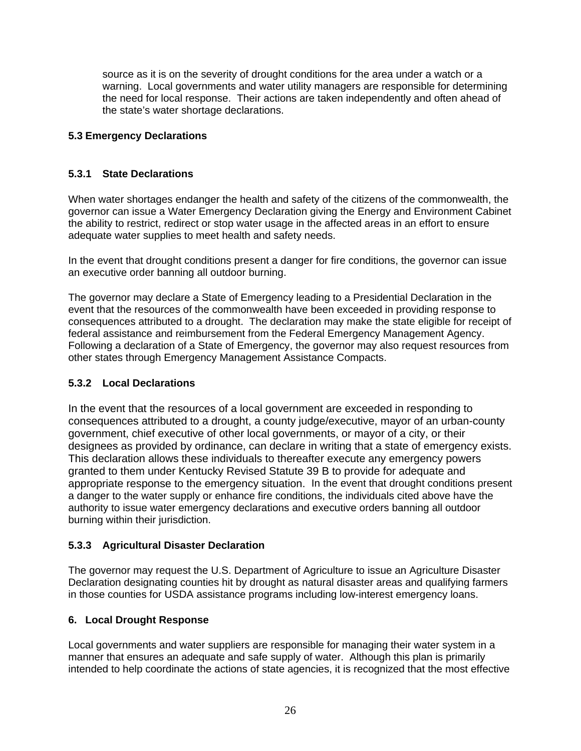source as it is on the severity of drought conditions for the area under a watch or a warning. Local governments and water utility managers are responsible for determining the need for local response. Their actions are taken independently and often ahead of the state's water shortage declarations.

## 5.3 Emergency Declarations

### 5.3.1 State Declarations

When water shortages endanger the health and safety of the citizens of the commonwealth, the governor can issue a Water Emergency Declaration giving the Energy and Environment Cabinet the ability to restrict, redirect or stop water usage in the affected areas in an effort to ensure adequate water supplies to meet health and safety needs.

In the event that drought conditions present a danger for fire conditions, the governor can issue an executive order banning all outdoor burning.

The governor may declare a State of Emergency leading to a Presidential Declaration in the event that the resources of the commonwealth have been exceeded in providing response to consequences attributed to a drought. The declaration may make the state eligible for receipt of federal assistance and reimbursement from the Federal Emergency Management Agency. Following a declaration of a State of Emergency, the governor may also request resources from other states through Emergency Management Assistance Compacts.

### 5.3.2 Local Declarations

In the event that the resources of a local government are exceeded in responding to consequences attributed to a drought, a county judge/executive, mayor of an urban-county government, chief executive of other local governments, or mayor of a city, or their designees as provided by ordinance, can declare in writing that a state of emergency exists. This declaration allows these individuals to thereafter execute any emergency powers granted to them under Kentucky Revised Statute 39 B to provide for adequate and appropriate response to the emergency situation. In the event that drought conditions present a danger to the water supply or enhance fire conditions, the individuals cited above have the authority to issue water emergency declarations and executive orders banning all outdoor burning within their jurisdiction.

### 5.3.3 Agricultural Disaster Declaration

The governor may request the U.S. Department of Agriculture to issue an Agriculture Disaster Declaration designating counties hit by drought as natural disaster areas and qualifying farmers in those counties for USDA assistance programs including low-interest emergency loans.

## 6. Local Drought Response

Local governments and water suppliers are responsible for managing their water system in a manner that ensures an adequate and safe supply of water. Although this plan is primarily intended to help coordinate the actions of state agencies, it is recognized that the most effective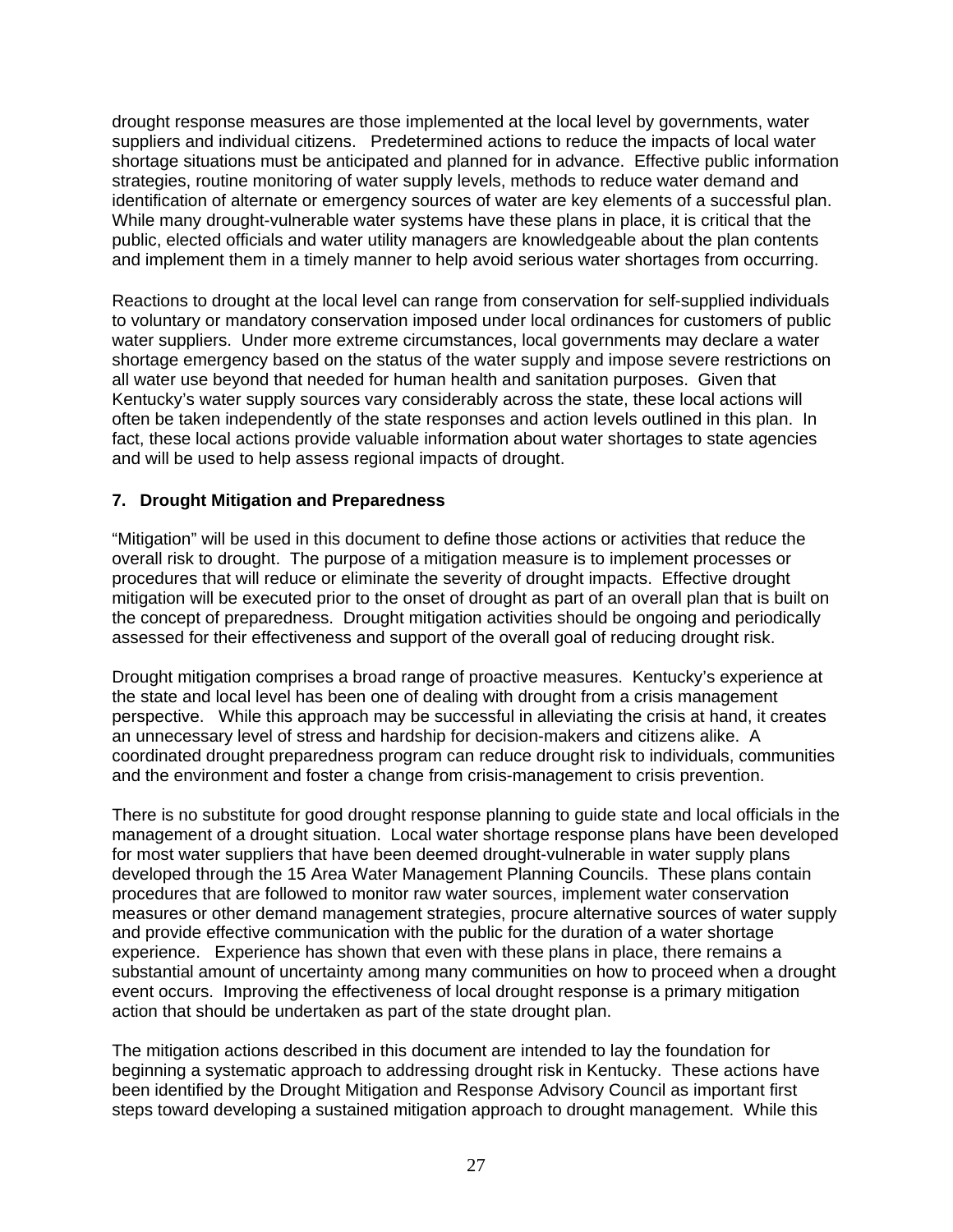drought response measures are those implemented at the local level by governments, water suppliers and individual citizens. Predetermined actions to reduce the impacts of local water shortage situations must be anticipated and planned for in advance. Effective public information strategies, routine monitoring of water supply levels, methods to reduce water demand and identification of alternate or emergency sources of water are key elements of a successful plan. While many drought-vulnerable water systems have these plans in place, it is critical that the public, elected officials and water utility managers are knowledgeable about the plan contents and implement them in a timely manner to help avoid serious water shortages from occurring.

Reactions to drought at the local level can range from conservation for self-supplied individuals to voluntary or mandatory conservation imposed under local ordinances for customers of public water suppliers. Under more extreme circumstances, local governments may declare a water shortage emergency based on the status of the water supply and impose severe restrictions on all water use beyond that needed for human health and sanitation purposes. Given that Kentucky's water supply sources vary considerably across the state, these local actions will often be taken independently of the state responses and action levels outlined in this plan. In fact, these local actions provide valuable information about water shortages to state agencies and will be used to help assess regional impacts of drought.

## 7. Drought Mitigation and Preparedness

"Mitigation" will be used in this document to define those actions or activities that reduce the overall risk to drought. The purpose of a mitigation measure is to implement processes or procedures that will reduce or eliminate the severity of drought impacts. Effective drought mitigation will be executed prior to the onset of drought as part of an overall plan that is built on the concept of preparedness. Drought mitigation activities should be ongoing and periodically assessed for their effectiveness and support of the overall goal of reducing drought risk.

Drought mitigation comprises a broad range of proactive measures. Kentucky's experience at the state and local level has been one of dealing with drought from a crisis management perspective. While this approach may be successful in alleviating the crisis at hand, it creates an unnecessary level of stress and hardship for decision-makers and citizens alike. A coordinated drought preparedness program can reduce drought risk to individuals, communities and the environment and foster a change from crisis-management to crisis prevention.

There is no substitute for good drought response planning to guide state and local officials in the management of a drought situation. Local water shortage response plans have been developed for most water suppliers that have been deemed drought-vulnerable in water supply plans developed through the 15 Area Water Management Planning Councils. These plans contain procedures that are followed to monitor raw water sources, implement water conservation measures or other demand management strategies, procure alternative sources of water supply and provide effective communication with the public for the duration of a water shortage experience. Experience has shown that even with these plans in place, there remains a substantial amount of uncertainty among many communities on how to proceed when a drought event occurs. Improving the effectiveness of local drought response is a primary mitigation action that should be undertaken as part of the state drought plan.

The mitigation actions described in this document are intended to lay the foundation for beginning a systematic approach to addressing drought risk in Kentucky. These actions have been identified by the Drought Mitigation and Response Advisory Council as important first steps toward developing a sustained mitigation approach to drought management. While this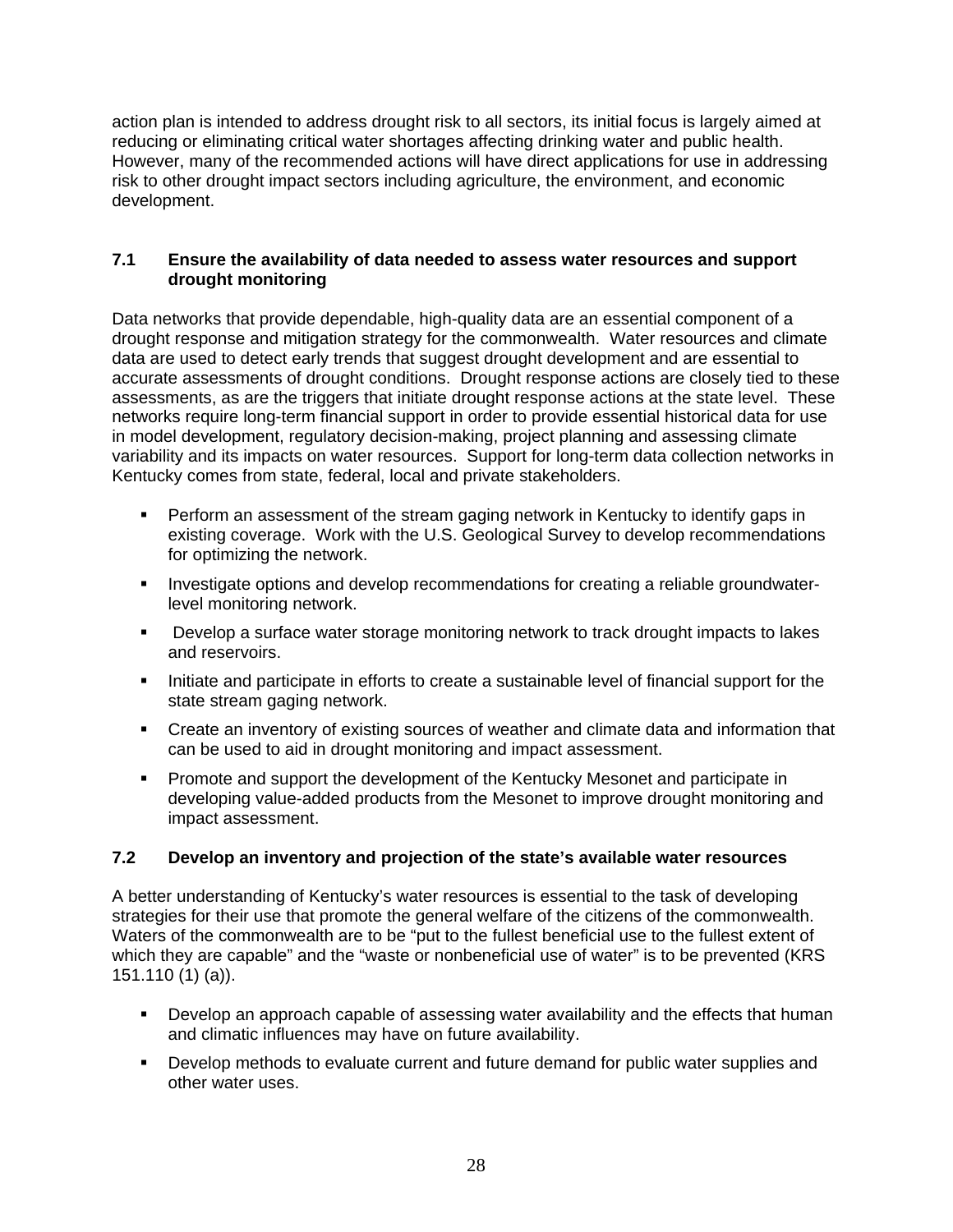action plan is intended to address drought risk to all sectors, its initial focus is largely aimed at reducing or eliminating critical water shortages affecting drinking water and public health. However, many of the recommended actions will have direct applications for use in addressing risk to other drought impact sectors including agriculture, the environment, and economic development.

### 7.1 Ensure the availability of data needed to assess water resources and support drought monitoring

Data networks that provide dependable, high-quality data are an essential component of a drought response and mitigation strategy for the commonwealth. Water resources and climate data are used to detect early trends that suggest drought development and are essential to accurate assessments of drought conditions. Drought response actions are closely tied to these assessments, as are the triggers that initiate drought response actions at the state level. These networks require long-term financial support in order to provide essential historical data for use in model development, regulatory decision-making, project planning and assessing climate variability and its impacts on water resources. Support for long-term data collection networks in Kentucky comes from state, federal, local and private stakeholders.

- Perform an assessment of the stream gaging network in Kentucky to identify gaps in existing coverage. Work with the U.S. Geological Survey to develop recommendations for optimizing the network.
- Investigate options and develop recommendations for creating a reliable groundwater-level monitoring network.
- Develop a surface water storage monitoring network to track drought impacts to lakes and reservoirs.
- Initiate and participate in efforts to create a sustainable level of financial support for the state stream gaging network.
- Create an inventory of existing sources of weather and climate data and information that can be used to aid in drought monitoring and impact assessment.
- Promote and support the development of the Kentucky Mesonet and participate in developing value-added products from the Mesonet to improve drought monitoring and impact assessment.

### 7.2 Develop an inventory and projection of the state's available water resources

A better understanding of Kentucky's water resources is essential to the task of developing strategies for their use that promote the general welfare of the citizens of the commonwealth. Waters of the commonwealth are to be "put to the fullest beneficial use to the fullest extent of which they are capable" and the "waste or nonbeneficial use of water" is to be prevented (KRS 151.110 (1) (a)).

- Develop an approach capable of assessing water availability and the effects that human and climatic influences may have on future availability.
- Develop methods to evaluate current and future demand for public water supplies and other water uses.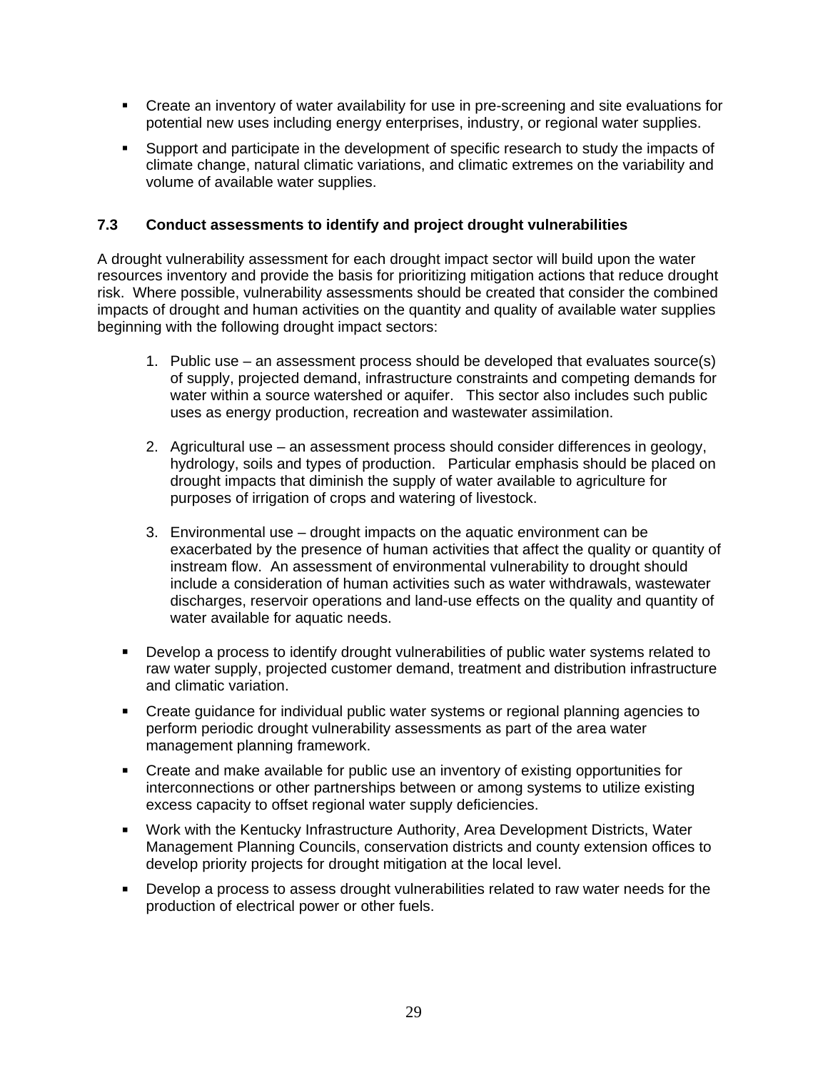- Create an inventory of water availability for use in pre-screening and site evaluations for potential new uses including energy enterprises, industry, or regional water supplies.
- Support and participate in the development of specific research to study the impacts of climate change, natural climatic variations, and climatic extremes on the variability and volume of available water supplies.

### 7.3 Conduct assessments to identify and project drought vulnerabilities

A drought vulnerability assessment for each drought impact sector will build upon the water resources inventory and provide the basis for prioritizing mitigation actions that reduce drought risk. Where possible, vulnerability assessments should be created that consider the combined impacts of drought and human activities on the quantity and quality of available water supplies beginning with the following drought impact sectors:

1. Public use – an assessment process should be developed that evaluates source(s) of supply, projected demand, infrastructure constraints and competing demands for water within a source watershed or aquifer. This sector also includes such public uses as energy production, recreation and wastewater assimilation.

2. Agricultural use – an assessment process should consider differences in geology, hydrology, soils and types of production. Particular emphasis should be placed on drought impacts that diminish the supply of water available to agriculture for purposes of irrigation of crops and watering of livestock.

3. Environmental use – drought impacts on the aquatic environment can be exacerbated by the presence of human activities that affect the quality or quantity of instream flow. An assessment of environmental vulnerability to drought should include a consideration of human activities such as water withdrawals, wastewater discharges, reservoir operations and land-use effects on the quality and quantity of water available for aquatic needs.

- Develop a process to identify drought vulnerabilities of public water systems related to raw water supply, projected customer demand, treatment and distribution infrastructure and climatic variation.
- Create guidance for individual public water systems or regional planning agencies to perform periodic drought vulnerability assessments as part of the area water management planning framework.
- Create and make available for public use an inventory of existing opportunities for interconnections or other partnerships between or among systems to utilize existing excess capacity to offset regional water supply deficiencies.
- Work with the Kentucky Infrastructure Authority, Area Development Districts, Water Management Planning Councils, conservation districts and county extension offices to develop priority projects for drought mitigation at the local level.
- Develop a process to assess drought vulnerabilities related to raw water needs for the production of electrical power or other fuels.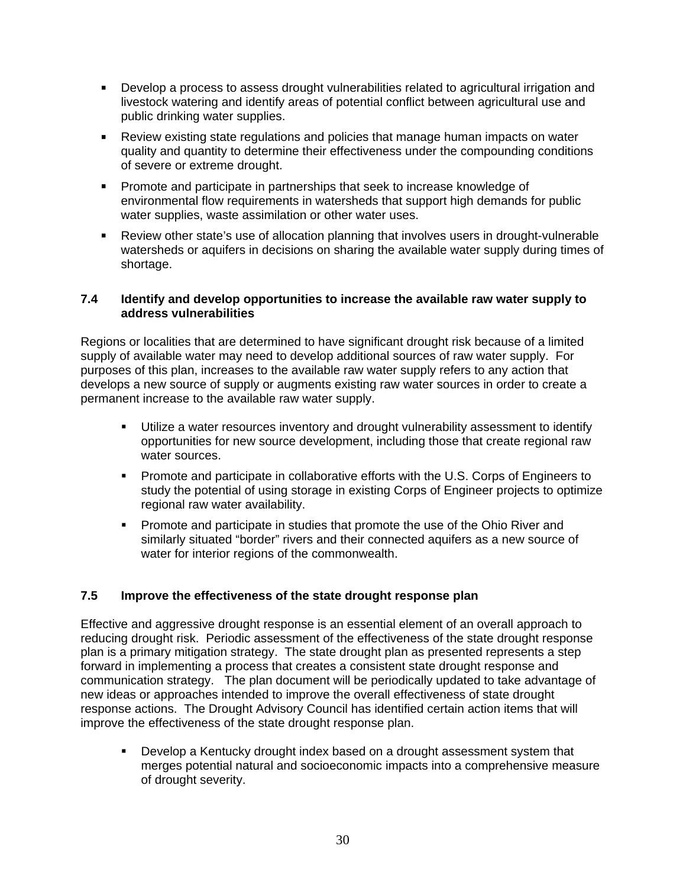- Develop a process to assess drought vulnerabilities related to agricultural irrigation and livestock watering and identify areas of potential conflict between agricultural use and public drinking water supplies.
- Review existing state regulations and policies that manage human impacts on water quality and quantity to determine their effectiveness under the compounding conditions of severe or extreme drought.
- Promote and participate in partnerships that seek to increase knowledge of environmental flow requirements in watersheds that support high demands for public water supplies, waste assimilation or other water uses.
- Review other state's use of allocation planning that involves users in drought-vulnerable watersheds or aquifers in decisions on sharing the available water supply during times of shortage.

### 7.4 Identify and develop opportunities to increase the available raw water supply to address vulnerabilities

Regions or localities that are determined to have significant drought risk because of a limited supply of available water may need to develop additional sources of raw water supply. For purposes of this plan, increases to the available raw water supply refers to any action that develops a new source of supply or augments existing raw water sources in order to create a permanent increase to the available raw water supply.

- Utilize a water resources inventory and drought vulnerability assessment to identify opportunities for new source development, including those that create regional raw water sources.
- Promote and participate in collaborative efforts with the U.S. Corps of Engineers to study the potential of using storage in existing Corps of Engineer projects to optimize regional raw water availability.
- Promote and participate in studies that promote the use of the Ohio River and similarly situated "border" rivers and their connected aquifers as a new source of water for interior regions of the commonwealth.

### 7.5 Improve the effectiveness of the state drought response plan

Effective and aggressive drought response is an essential element of an overall approach to reducing drought risk. Periodic assessment of the effectiveness of the state drought response plan is a primary mitigation strategy. The state drought plan as presented represents a step forward in implementing a process that creates a consistent state drought response and communication strategy. The plan document will be periodically updated to take advantage of new ideas or approaches intended to improve the overall effectiveness of state drought response actions. The Drought Advisory Council has identified certain action items that will improve the effectiveness of the state drought response plan.

- Develop a Kentucky drought index based on a drought assessment system that merges potential natural and socioeconomic impacts into a comprehensive measure of drought severity.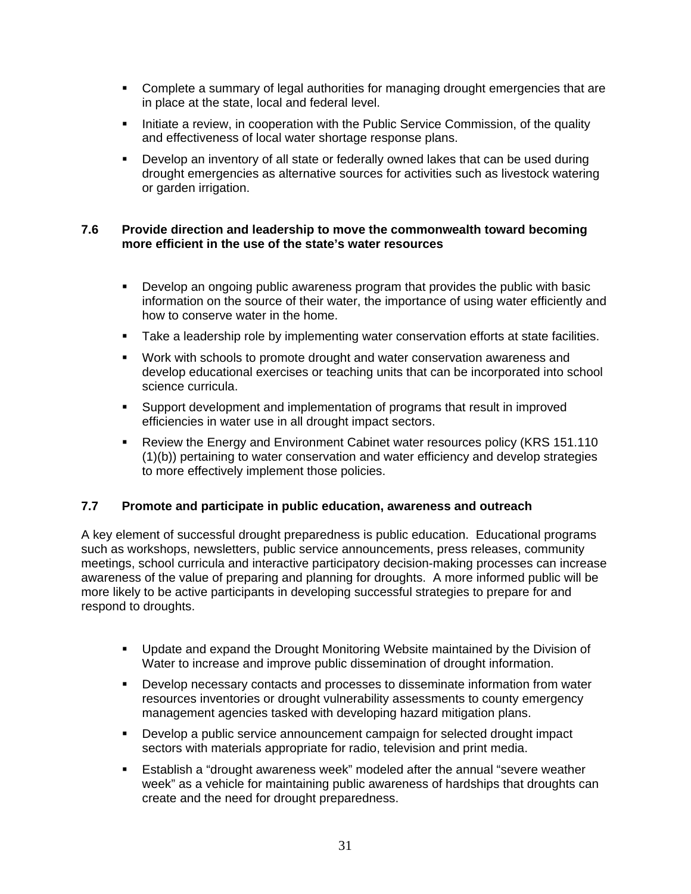- Complete a summary of legal authorities for managing drought emergencies that are in place at the state, local and federal level.
- Initiate a review, in cooperation with the Public Service Commission, of the quality and effectiveness of local water shortage response plans.
- Develop an inventory of all state or federally owned lakes that can be used during drought emergencies as alternative sources for activities such as livestock watering or garden irrigation.

### 7.6 Provide direction and leadership to move the commonwealth toward becoming more efficient in the use of the state's water resources

- Develop an ongoing public awareness program that provides the public with basic information on the source of their water, the importance of using water efficiently and how to conserve water in the home.
- Take a leadership role by implementing water conservation efforts at state facilities.
- Work with schools to promote drought and water conservation awareness and develop educational exercises or teaching units that can be incorporated into school science curricula.
- Support development and implementation of programs that result in improved efficiencies in water use in all drought impact sectors.
- Review the Energy and Environment Cabinet water resources policy (KRS 151.110 (1)(b)) pertaining to water conservation and water efficiency and develop strategies to more effectively implement those policies.

### 7.7 Promote and participate in public education, awareness and outreach

A key element of successful drought preparedness is public education. Educational programs such as workshops, newsletters, public service announcements, press releases, community meetings, school curricula and interactive participatory decision-making processes can increase awareness of the value of preparing and planning for droughts. A more informed public will be more likely to be active participants in developing successful strategies to prepare for and respond to droughts.

- Update and expand the Drought Monitoring Website maintained by the Division of Water to increase and improve public dissemination of drought information.
- Develop necessary contacts and processes to disseminate information from water resources inventories or drought vulnerability assessments to county emergency management agencies tasked with developing hazard mitigation plans.
- Develop a public service announcement campaign for selected drought impact sectors with materials appropriate for radio, television and print media.
- Establish a "drought awareness week" modeled after the annual "severe weather week" as a vehicle for maintaining public awareness of hardships that droughts can create and the need for drought preparedness.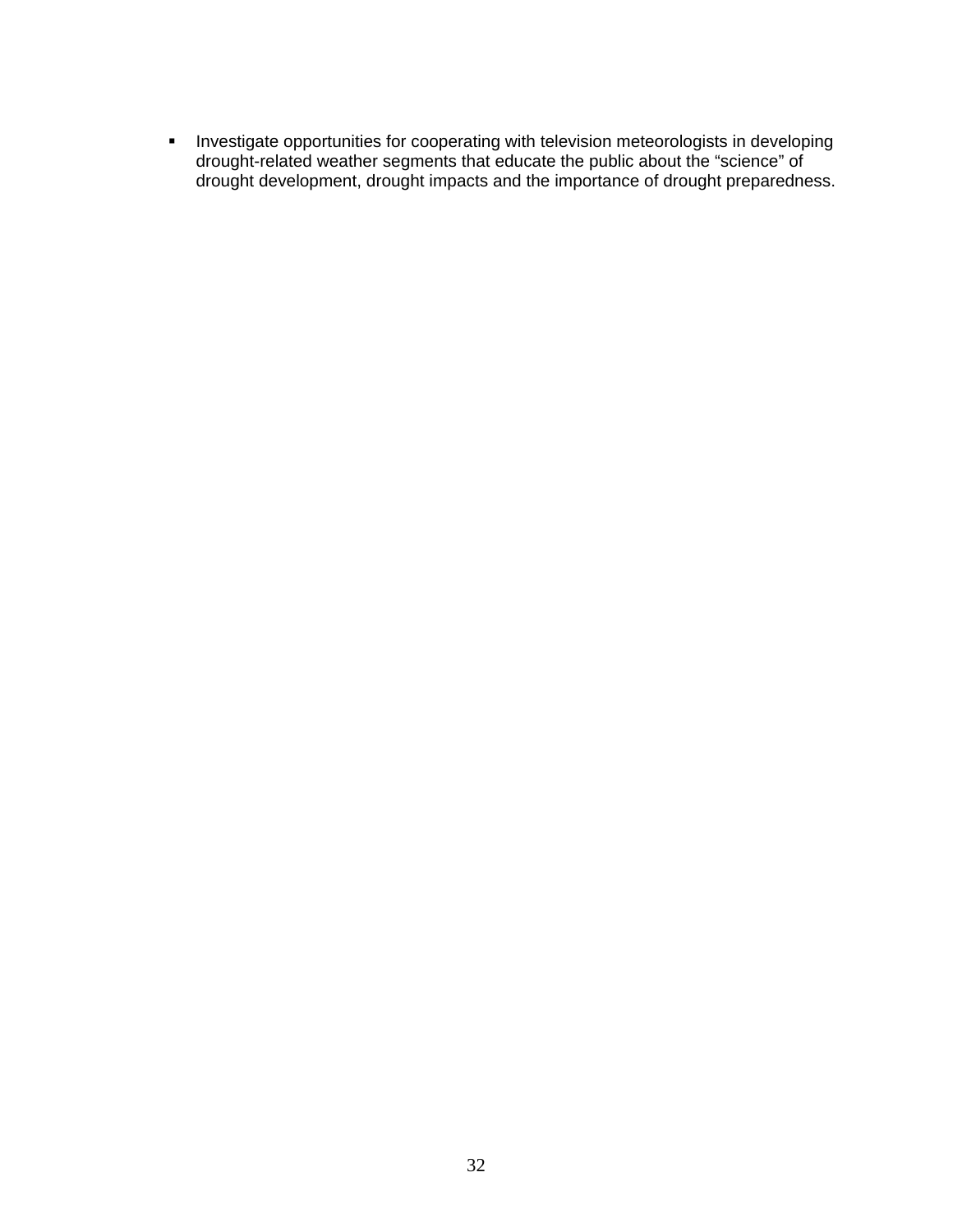- Investigate opportunities for cooperating with television meteorologists in developing drought-related weather segments that educate the public about the “science” of drought development, drought impacts and the importance of drought preparedness.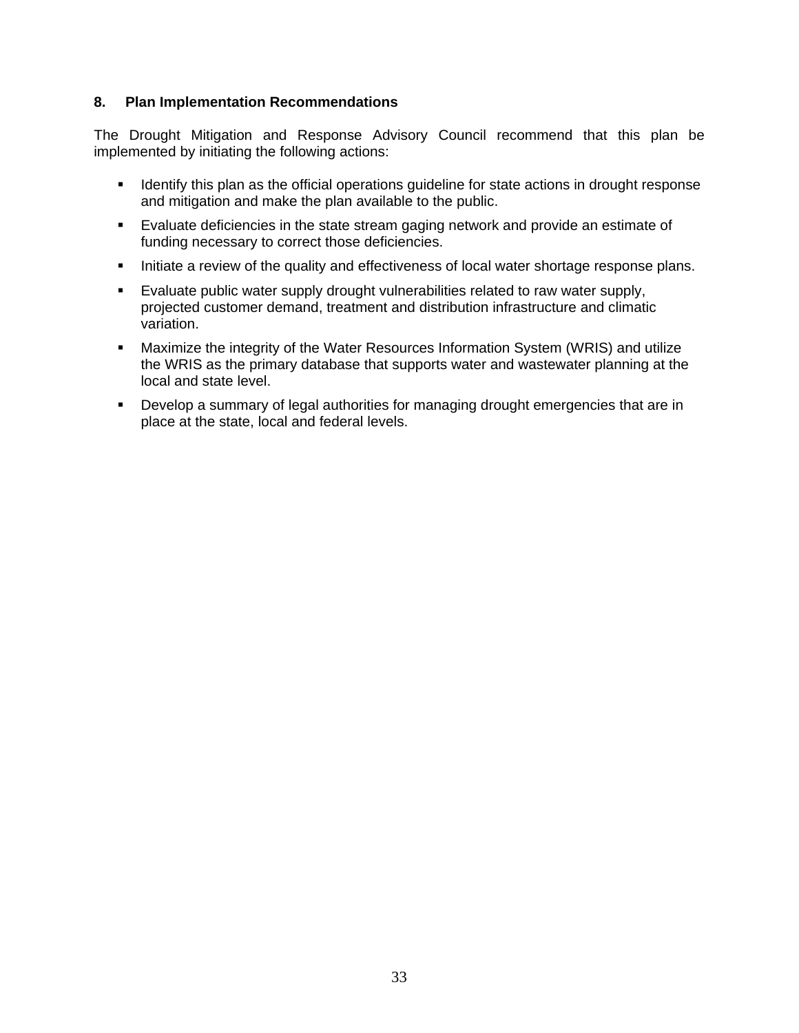## 8. Plan Implementation Recommendations

The Drought Mitigation and Response Advisory Council recommend that this plan be implemented by initiating the following actions:

- Identify this plan as the official operations guideline for state actions in drought response and mitigation and make the plan available to the public.
- Evaluate deficiencies in the state stream gaging network and provide an estimate of funding necessary to correct those deficiencies.
- Initiate a review of the quality and effectiveness of local water shortage response plans.
- Evaluate public water supply drought vulnerabilities related to raw water supply, projected customer demand, treatment and distribution infrastructure and climatic variation.
- Maximize the integrity of the Water Resources Information System (WRIS) and utilize the WRIS as the primary database that supports water and wastewater planning at the local and state level.
- Develop a summary of legal authorities for managing drought emergencies that are in place at the state, local and federal levels.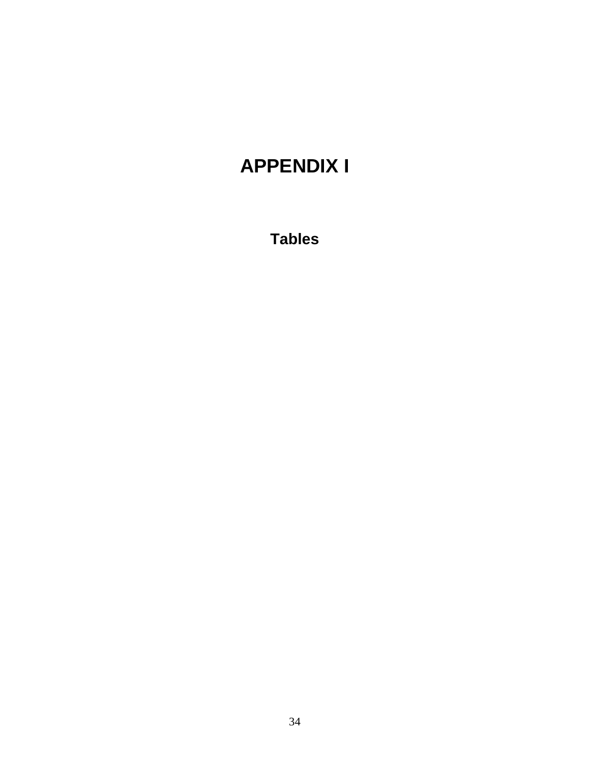# APPENDIX I

## Tables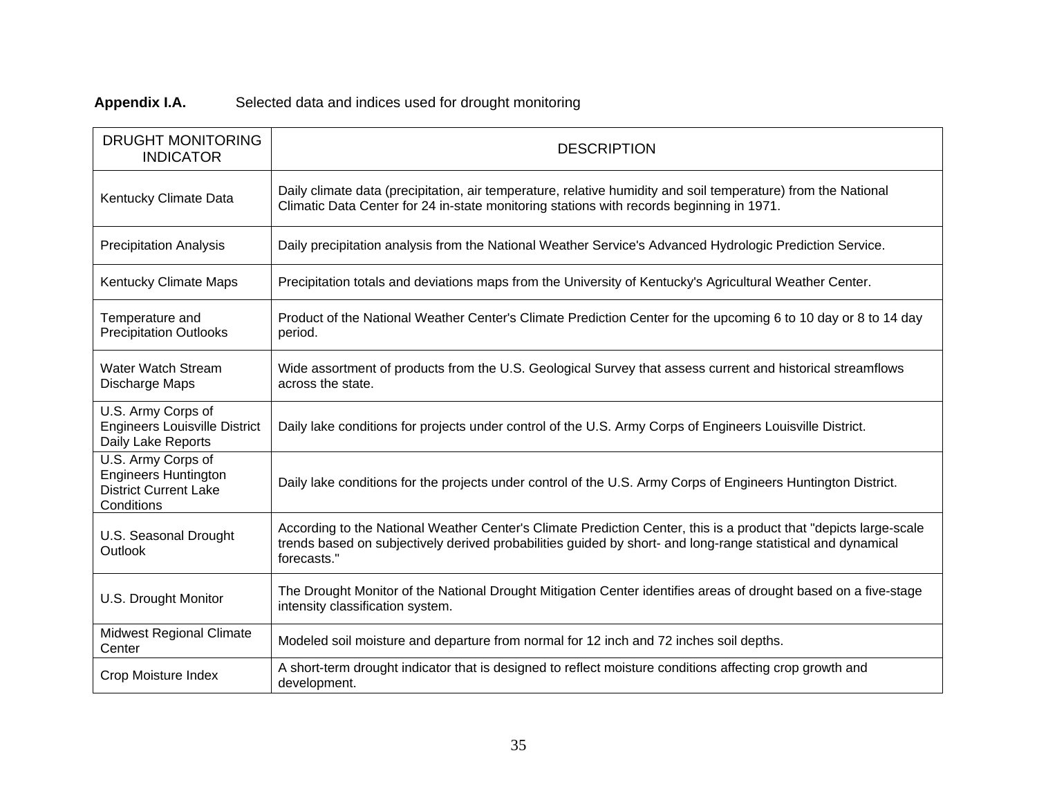**Appendix I.A.** Selected data and indices used for drought monitoring

| DROUGHT MONITORING INDICATOR | DESCRIPTION |
|---|---|
| Kentucky Climate Data | Daily climate data (precipitation, air temperature, relative humidity and soil temperature) from the National Climatic Data Center for 24 in-state monitoring stations with records beginning in 1971. |
| Precipitation Analysis | Daily precipitation analysis from the National Weather Service's Advanced Hydrologic Prediction Service. |
| Kentucky Climate Maps | Precipitation totals and deviations maps from the University of Kentucky's Agricultural Weather Center. |
| Temperature and Precipitation Outlooks | Product of the National Weather Center's Climate Prediction Center for the upcoming 6 to 10 day or 8 to 14 day period. |
| Water Watch Stream Discharge Maps | Wide assortment of products from the U.S. Geological Survey that assess current and historical streamflows across the state. |
| U.S. Army Corps of Engineers Louisville District Daily Lake Reports | Daily lake conditions for projects under control of the U.S. Army Corps of Engineers Louisville District. |
| U.S. Army Corps of Engineers Huntington District Current Lake Conditions | Daily lake conditions for the projects under control of the U.S. Army Corps of Engineers Huntington District. |
| U.S. Seasonal Drought Outlook | According to the National Weather Center's Climate Prediction Center, this is a product that "depicts large-scale trends based on subjectively derived probabilities guided by short- and long-range statistical and dynamical forecasts." |
| U.S. Drought Monitor | The Drought Monitor of the National Drought Mitigation Center identifies areas of drought based on a five-stage intensity classification system. |
| Midwest Regional Climate Center | Modeled soil moisture and departure from normal for 12 inch and 72 inches soil depths. |
| Crop Moisture Index | A short-term drought indicator that is designed to reflect moisture conditions affecting crop growth and development. |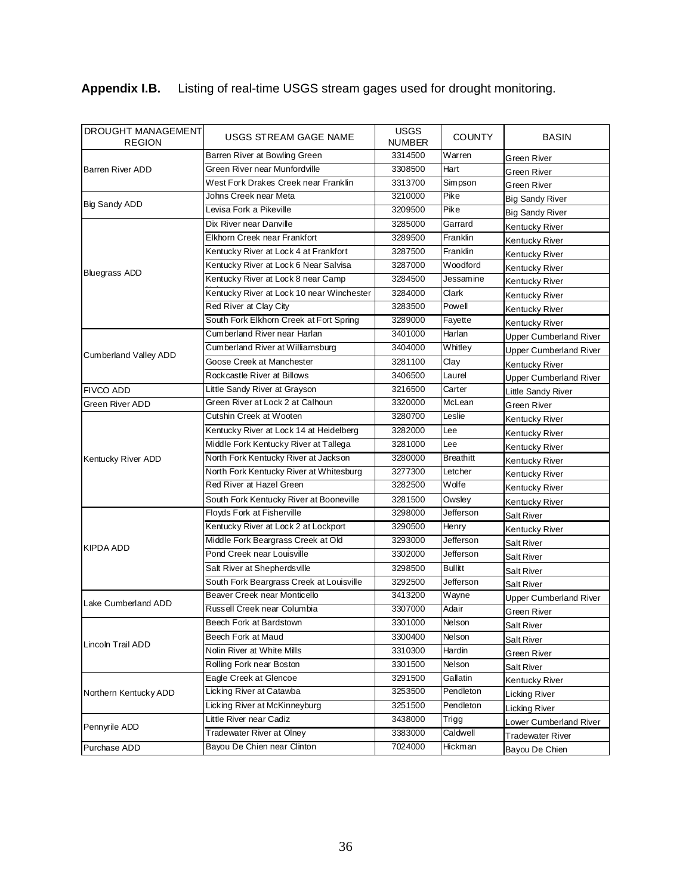**Appendix I.B.** Listing of real-time USGS stream gages used for drought monitoring.

| DROUGHT MANAGEMENT REGION | USGS STREAM GAGE NAME | USGS NUMBER | COUNTY | BASIN |
|---|---|---|---|---|
| Barren River ADD | Barren River at Bowling Green | 3314500 | Warren | Green River |
| | Green River near Munfordville | 3308500 | Hart | Green River |
| | West Fork Drakes Creek near Franklin | 3313700 | Simpson | Green River |
| Big Sandy ADD | Johns Creek near Meta | 3210000 | Pike | Big Sandy River |
| | Levisa Fork a Pikeville | 3209500 | Pike | Big Sandy River |
| Bluegrass ADD | Dix River near Danville | 3285000 | Garrard | Kentucky River |
| | Elkhorn Creek near Frankfort | 3289500 | Franklin | Kentucky River |
| | Kentucky River at Lock 4 at Frankfort | 3287500 | Franklin | Kentucky River |
| | Kentucky River at Lock 6 Near Salvisa | 3287000 | Woodford | Kentucky River |
| | Kentucky River at Lock 8 near Camp | 3284500 | Jessamine | Kentucky River |
| | Kentucky River at Lock 10 near Winchester | 3284000 | Clark | Kentucky River |
| | Red River at Clay City | 3283500 | Powell | Kentucky River |
| | South Fork Elkhorn Creek at Fort Spring | 3289000 | Fayette | Kentucky River |
| Cumberland Valley ADD | Cumberland River near Harlan | 3401000 | Harlan | Upper Cumberland River |
| | Cumberland River at Williamsburg | 3404000 | Whitley | Upper Cumberland River |
| | Goose Creek at Manchester | 3281100 | Clay | Kentucky River |
| | Rockcastle River at Billows | 3406500 | Laurel | Upper Cumberland River |
| FIVCO ADD | Little Sandy River at Grayson | 3216500 | Carter | Little Sandy River |
| Green River ADD | Green River at Lock 2 at Calhoun | 3320000 | McLean | Green River |
| Kentucky River ADD | Cutshin Creek at Wooten | 3280700 | Leslie | Kentucky River |
| | Kentucky River at Lock 14 at Heidelberg | 3282000 | Lee | Kentucky River |
| | Middle Fork Kentucky River at Tallega | 3281000 | Lee | Kentucky River |
| | North Fork Kentucky River at Jackson | 3280000 | Breathitt | Kentucky River |
| | North Fork Kentucky River at Whitesburg | 3277300 | Letcher | Kentucky River |
| | Red River at Hazel Green | 3282500 | Wolfe | Kentucky River |
| | South Fork Kentucky River at Booneville | 3281500 | Owsley | Kentucky River |
| KIPDA ADD | Floyds Fork at Fisherville | 3298000 | Jefferson | Salt River |
| | Kentucky River at Lock 2 at Lockport | 3290500 | Henry | Kentucky River |
| | Middle Fork Beargrass Creek at Old | 3293000 | Jefferson | Salt River |
| | Pond Creek near Louisville | 3302000 | Jefferson | Salt River |
| | Salt River at Shepherdsville | 3298500 | Bullitt | Salt River |
| | South Fork Beargrass Creek at Louisville | 3292500 | Jefferson | Salt River |
| Lake Cumberland ADD | Beaver Creek near Monticello | 3413200 | Wayne | Upper Cumberland River |
| | Russell Creek near Columbia | 3307000 | Adair | Green River |
| Lincoln Trail ADD | Beech Fork at Bardstown | 3301000 | Nelson | Salt River |
| | Beech Fork at Maud | 3300400 | Nelson | Salt River |
| | Nolin River at White Mills | 3310300 | Hardin | Green River |
| | Rolling Fork near Boston | 3301500 | Nelson | Salt River |
| Northern Kentucky ADD | Eagle Creek at Glencoe | 3291500 | Gallatin | Kentucky River |
| | Licking River at Catawba | 3253500 | Pendleton | Licking River |
| | Licking River at McKinneyburg | 3251500 | Pendleton | Licking River |
| Pennyrile ADD | Little River near Cadiz | 3438000 | Trigg | Lower Cumberland River |
| | Tradewater River at Olney | 3383000 | Caldwell | Tradewater River |
| Purchase ADD | Bayou De Chien near Clinton | 7024000 | Hickman | Bayou De Chien |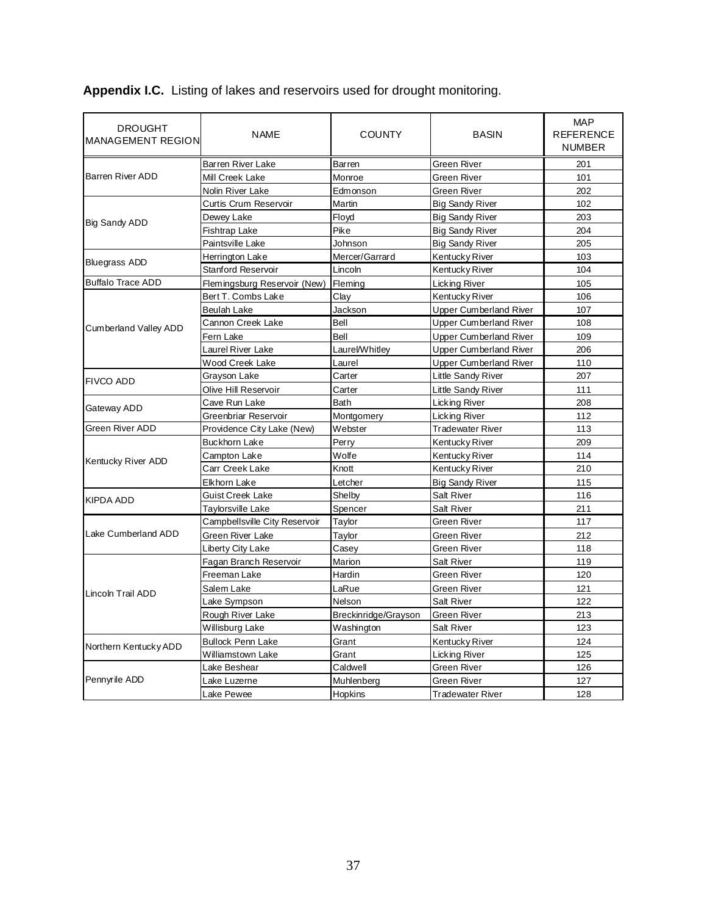**Appendix I.C.** Listing of lakes and reservoirs used for drought monitoring.

| DROUGHT MANAGEMENT REGION | NAME | COUNTY | BASIN | MAP REFERENCE NUMBER |
|---|---|---|---|---|
| Barren River ADD | Barren River Lake | Barren | Green River | 201 |
| | Mill Creek Lake | Monroe | Green River | 101 |
| | Nolin River Lake | Edmonson | Green River | 202 |
| Big Sandy ADD | Curtis Crum Reservoir | Martin | Big Sandy River | 102 |
| | Dewey Lake | Floyd | Big Sandy River | 203 |
| | Fishtrap Lake | Pike | Big Sandy River | 204 |
| | Paintsville Lake | Johnson | Big Sandy River | 205 |
| Bluegrass ADD | Herrington Lake | Mercer/Garrard | Kentucky River | 103 |
| | Stanford Reservoir | Lincoln | Kentucky River | 104 |
| Buffalo Trace ADD | Flemingsburg Reservoir (New) | Fleming | Licking River | 105 |
| Cumberland Valley ADD | Bert T. Combs Lake | Clay | Kentucky River | 106 |
| | Beulah Lake | Jackson | Upper Cumberland River | 107 |
| | Cannon Creek Lake | Bell | Upper Cumberland River | 108 |
| | Fern Lake | Bell | Upper Cumberland River | 109 |
| | Laurel River Lake | Laurel/Whitley | Upper Cumberland River | 206 |
| | Wood Creek Lake | Laurel | Upper Cumberland River | 110 |
| FIVCO ADD | Grayson Lake | Carter | Little Sandy River | 207 |
| | Olive Hill Reservoir | Carter | Little Sandy River | 111 |
| Gateway ADD | Cave Run Lake | Bath | Licking River | 208 |
| | Greenbriar Reservoir | Montgomery | Licking River | 112 |
| Green River ADD | Providence City Lake (New) | Webster | Tradewater River | 113 |
| Kentucky River ADD | Buckhorn Lake | Perry | Kentucky River | 209 |
| | Campton Lake | Wolfe | Kentucky River | 114 |
| | Carr Creek Lake | Knott | Kentucky River | 210 |
| | Elkhorn Lake | Letcher | Big Sandy River | 115 |
| KIPDA ADD | Guist Creek Lake | Shelby | Salt River | 116 |
| | Taylorsville Lake | Spencer | Salt River | 211 |
| Lake Cumberland ADD | Campbellsville City Reservoir | Taylor | Green River | 117 |
| | Green River Lake | Taylor | Green River | 212 |
| | Liberty City Lake | Casey | Green River | 118 |
| Lincoln Trail ADD | Fagan Branch Reservoir | Marion | Salt River | 119 |
| | Freeman Lake | Hardin | Green River | 120 |
| | Salem Lake | LaRue | Green River | 121 |
| | Lake Sympson | Nelson | Salt River | 122 |
| | Rough River Lake | Breckinridge/Grayson | Green River | 213 |
| | Willisburg Lake | Washington | Salt River | 123 |
| Northern Kentucky ADD | Bullock Penn Lake | Grant | Kentucky River | 124 |
| | Williamstown Lake | Grant | Licking River | 125 |
| Pennyrile ADD | Lake Beshear | Caldwell | Green River | 126 |
| | Lake Luzerne | Muhlenberg | Green River | 127 |
| | Lake Pewee | Hopkins | Tradewater River | 128 |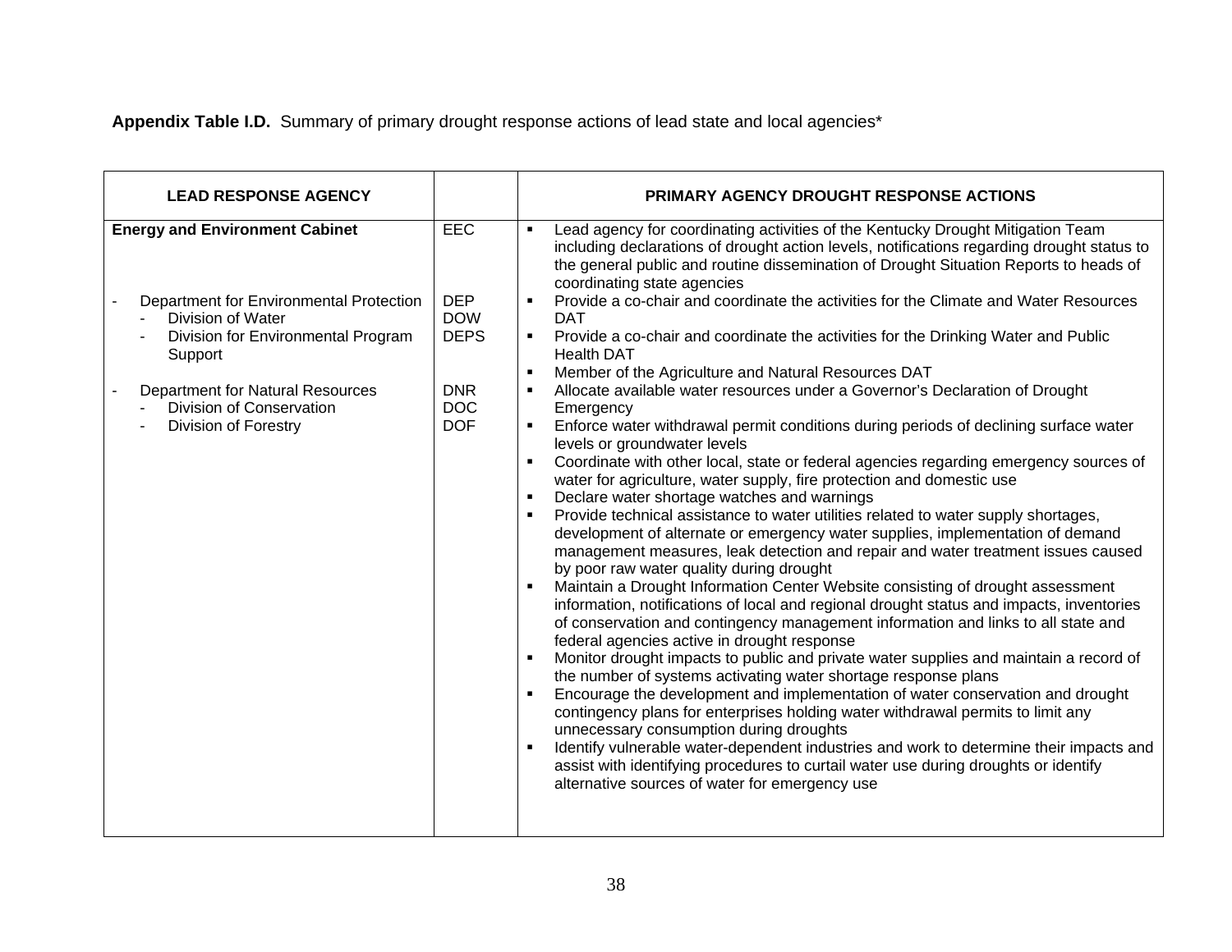**Appendix Table I.D.** Summary of primary drought response actions of lead state and local agencies*

| LEAD RESPONSE AGENCY | | PRIMARY AGENCY DROUGHT RESPONSE ACTIONS |
|---|---|---|
| **Energy and Environment Cabinet**<br><br>- Department for Environmental Protection<br>&nbsp;&nbsp;- Division of Water<br>&nbsp;&nbsp;- Division for Environmental Program Support<br><br>- Department for Natural Resources<br>&nbsp;&nbsp;- Division of Conservation<br>&nbsp;&nbsp;- Division of Forestry | EEC<br><br>DEP<br>DOW<br>DEPS<br><br>DNR<br>DOC<br>DOF | ▪ Lead agency for coordinating activities of the Kentucky Drought Mitigation Team including declarations of drought action levels, notifications regarding drought status to the general public and routine dissemination of Drought Situation Reports to heads of coordinating state agencies<br>▪ Provide a co-chair and coordinate the activities for the Climate and Water Resources DAT<br>▪ Provide a co-chair and coordinate the activities for the Drinking Water and Public Health DAT<br>▪ Member of the Agriculture and Natural Resources DAT<br>▪ Allocate available water resources under a Governor's Declaration of Drought Emergency<br>▪ Enforce water withdrawal permit conditions during periods of declining surface water levels or groundwater levels<br>▪ Coordinate with other local, state or federal agencies regarding emergency sources of water for agriculture, water supply, fire protection and domestic use<br>▪ Declare water shortage watches and warnings<br>▪ Provide technical assistance to water utilities related to water supply shortages, development of alternate or emergency water supplies, implementation of demand management measures, leak detection and repair and water treatment issues caused by poor raw water quality during drought<br>▪ Maintain a Drought Information Center Website consisting of drought assessment information, notifications of local and regional drought status and impacts, inventories of conservation and contingency management information and links to all state and federal agencies active in drought response<br>▪ Monitor drought impacts to public and private water supplies and maintain a record of the number of systems activating water shortage response plans<br>▪ Encourage the development and implementation of water conservation and drought contingency plans for enterprises holding water withdrawal permits to limit any unnecessary consumption during droughts<br>▪ Identify vulnerable water-dependent industries and work to determine their impacts and assist with identifying procedures to curtail water use during droughts or identify alternative sources of water for emergency use |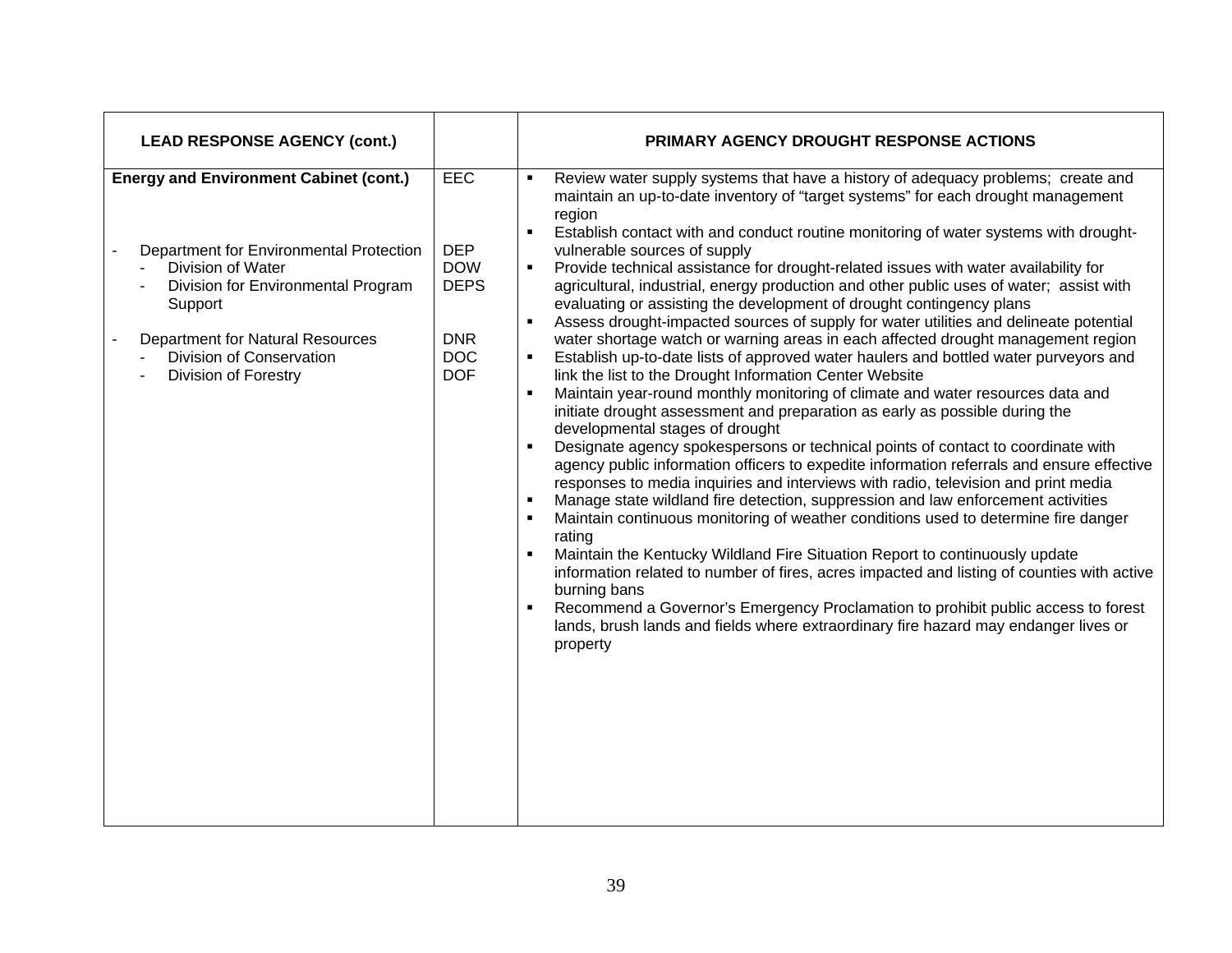| LEAD RESPONSE AGENCY (cont.) | | PRIMARY AGENCY DROUGHT RESPONSE ACTIONS |
|---|---|---|
| **Energy and Environment Cabinet (cont.)**<br><br>- Department for Environmental Protection<br>&nbsp;&nbsp;- Division of Water<br>&nbsp;&nbsp;- Division for Environmental Program Support<br><br>- Department for Natural Resources<br>&nbsp;&nbsp;- Division of Conservation<br>&nbsp;&nbsp;- Division of Forestry | EEC<br><br>DEP<br>DOW<br>DEPS<br><br>DNR<br>DOC<br>DOF | ▪ Review water supply systems that have a history of adequacy problems; create and maintain an up-to-date inventory of “target systems” for each drought management region<br>▪ Establish contact with and conduct routine monitoring of water systems with drought-vulnerable sources of supply<br>▪ Provide technical assistance for drought-related issues with water availability for agricultural, industrial, energy production and other public uses of water; assist with evaluating or assisting the development of drought contingency plans<br>▪ Assess drought-impacted sources of supply for water utilities and delineate potential water shortage watch or warning areas in each affected drought management region<br>▪ Establish up-to-date lists of approved water haulers and bottled water purveyors and link the list to the Drought Information Center Website<br>▪ Maintain year-round monthly monitoring of climate and water resources data and initiate drought assessment and preparation as early as possible during the developmental stages of drought<br>▪ Designate agency spokespersons or technical points of contact to coordinate with agency public information officers to expedite information referrals and ensure effective responses to media inquiries and interviews with radio, television and print media<br>▪ Manage state wildland fire detection, suppression and law enforcement activities<br>▪ Maintain continuous monitoring of weather conditions used to determine fire danger rating<br>▪ Maintain the Kentucky Wildland Fire Situation Report to continuously update information related to number of fires, acres impacted and listing of counties with active burning bans<br>▪ Recommend a Governor’s Emergency Proclamation to prohibit public access to forest lands, brush lands and fields where extraordinary fire hazard may endanger lives or property |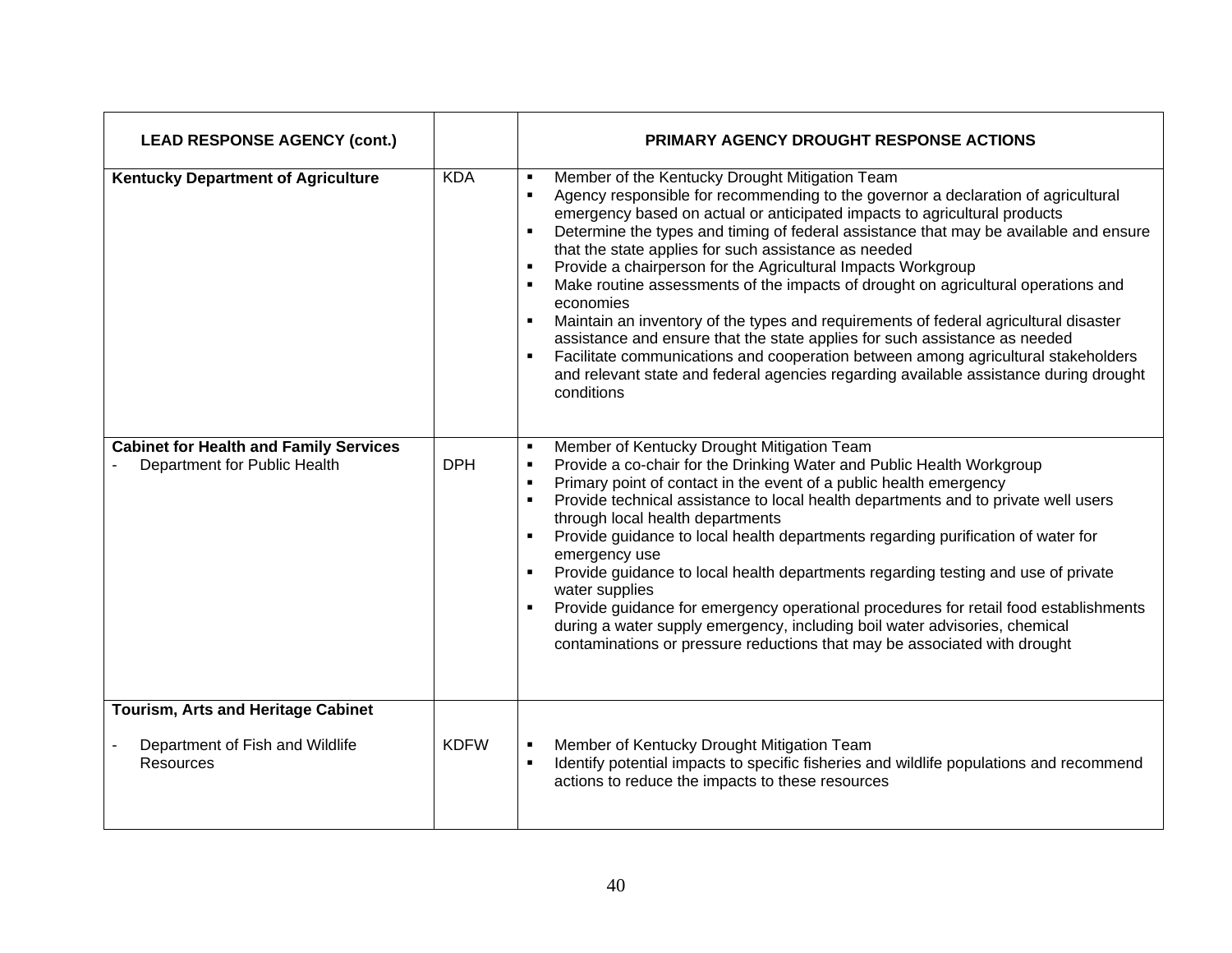| LEAD RESPONSE AGENCY (cont.) | | PRIMARY AGENCY DROUGHT RESPONSE ACTIONS |
|---|---|---|
| **Kentucky Department of Agriculture** | KDA | ▪ Member of the Kentucky Drought Mitigation Team<br>▪ Agency responsible for recommending to the governor a declaration of agricultural emergency based on actual or anticipated impacts to agricultural products<br>▪ Determine the types and timing of federal assistance that may be available and ensure that the state applies for such assistance as needed<br>▪ Provide a chairperson for the Agricultural Impacts Workgroup<br>▪ Make routine assessments of the impacts of drought on agricultural operations and economies<br>▪ Maintain an inventory of the types and requirements of federal agricultural disaster assistance and ensure that the state applies for such assistance as needed<br>▪ Facilitate communications and cooperation between among agricultural stakeholders and relevant state and federal agencies regarding available assistance during drought conditions |
| **Cabinet for Health and Family Services**<br>- Department for Public Health | DPH | ▪ Member of Kentucky Drought Mitigation Team<br>▪ Provide a co-chair for the Drinking Water and Public Health Workgroup<br>▪ Primary point of contact in the event of a public health emergency<br>▪ Provide technical assistance to local health departments and to private well users through local health departments<br>▪ Provide guidance to local health departments regarding purification of water for emergency use<br>▪ Provide guidance to local health departments regarding testing and use of private water supplies<br>▪ Provide guidance for emergency operational procedures for retail food establishments during a water supply emergency, including boil water advisories, chemical contaminations or pressure reductions that may be associated with drought |
| **Tourism, Arts and Heritage Cabinet**<br>- Department of Fish and Wildlife Resources | KDFW | ▪ Member of Kentucky Drought Mitigation Team<br>▪ Identify potential impacts to specific fisheries and wildlife populations and recommend actions to reduce the impacts to these resources |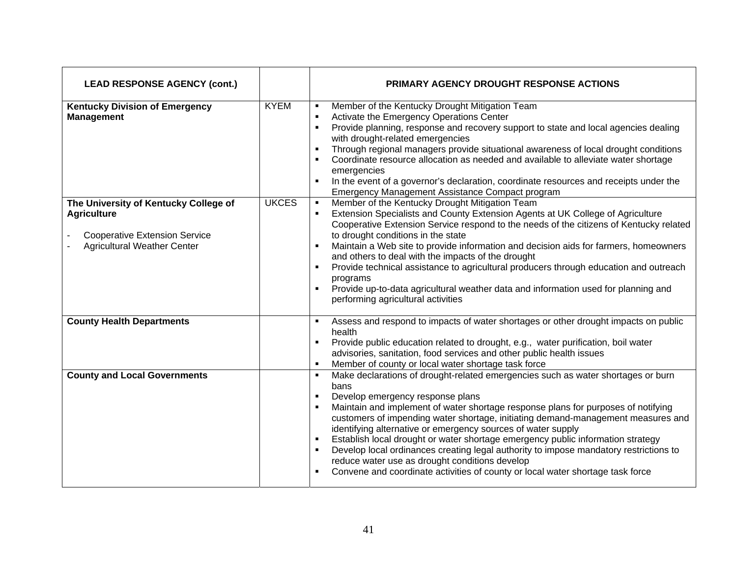| LEAD RESPONSE AGENCY (cont.) | | PRIMARY AGENCY DROUGHT RESPONSE ACTIONS |
|---|---|---|
| **Kentucky Division of Emergency Management** | KYEM | ▪ Member of the Kentucky Drought Mitigation Team<br>▪ Activate the Emergency Operations Center<br>▪ Provide planning, response and recovery support to state and local agencies dealing with drought-related emergencies<br>▪ Through regional managers provide situational awareness of local drought conditions<br>▪ Coordinate resource allocation as needed and available to alleviate water shortage emergencies<br>▪ In the event of a governor's declaration, coordinate resources and receipts under the Emergency Management Assistance Compact program |
| **The University of Kentucky College of Agriculture**<br>- Cooperative Extension Service<br>- Agricultural Weather Center | UKCES | ▪ Member of the Kentucky Drought Mitigation Team<br>▪ Extension Specialists and County Extension Agents at UK College of Agriculture Cooperative Extension Service respond to the needs of the citizens of Kentucky related to drought conditions in the state<br>▪ Maintain a Web site to provide information and decision aids for farmers, homeowners and others to deal with the impacts of the drought<br>▪ Provide technical assistance to agricultural producers through education and outreach programs<br>▪ Provide up-to-data agricultural weather data and information used for planning and performing agricultural activities |
| **County Health Departments** | | ▪ Assess and respond to impacts of water shortages or other drought impacts on public health<br>▪ Provide public education related to drought, e.g., water purification, boil water advisories, sanitation, food services and other public health issues<br>▪ Member of county or local water shortage task force |
| **County and Local Governments** | | ▪ Make declarations of drought-related emergencies such as water shortages or burn bans<br>▪ Develop emergency response plans<br>▪ Maintain and implement of water shortage response plans for purposes of notifying customers of impending water shortage, initiating demand-management measures and identifying alternative or emergency sources of water supply<br>▪ Establish local drought or water shortage emergency public information strategy<br>▪ Develop local ordinances creating legal authority to impose mandatory restrictions to reduce water use as drought conditions develop<br>▪ Convene and coordinate activities of county or local water shortage task force |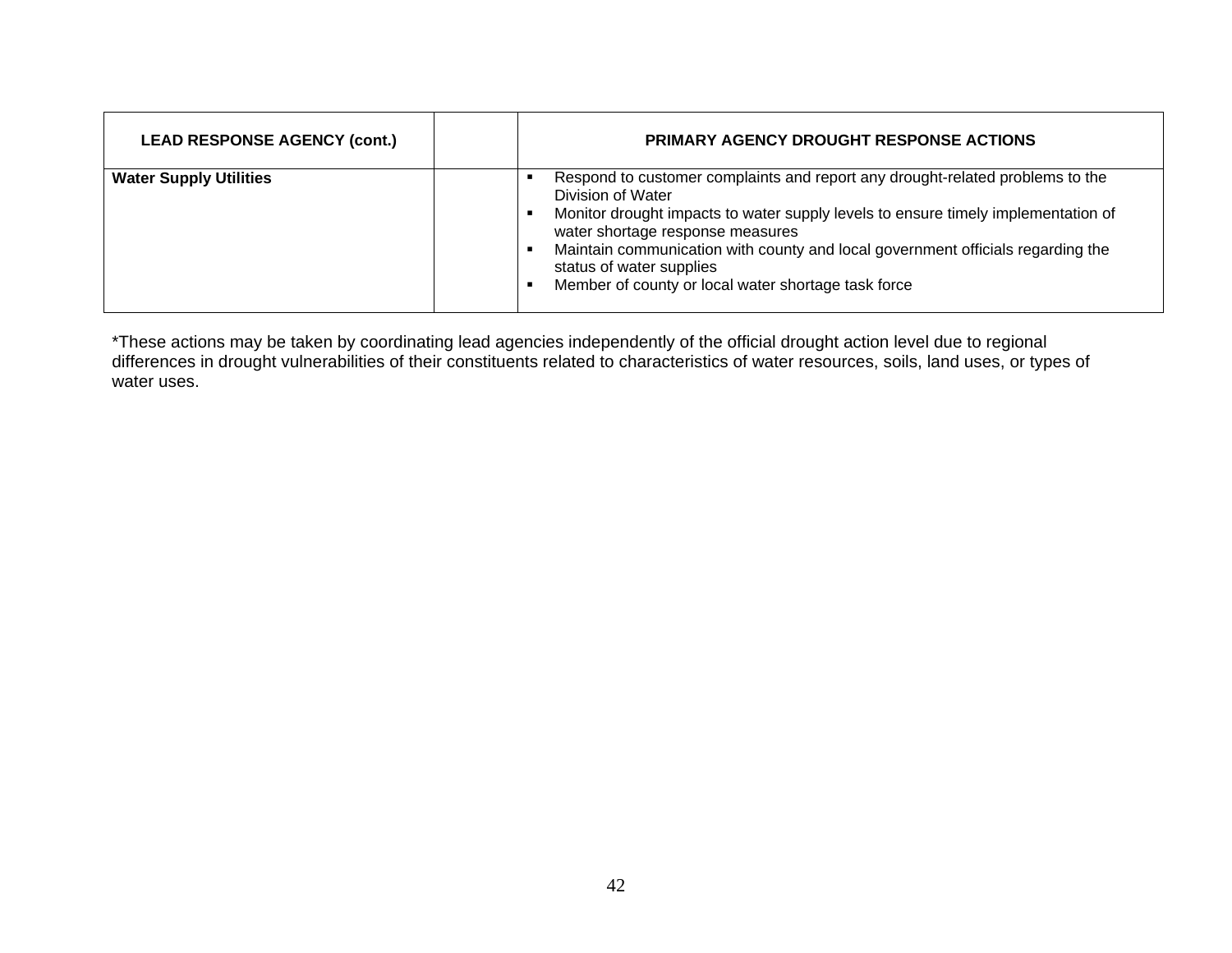| LEAD RESPONSE AGENCY (cont.) | | PRIMARY AGENCY DROUGHT RESPONSE ACTIONS |
|---|---|---|
| **Water Supply Utilities** | | ▪ Respond to customer complaints and report any drought-related problems to the Division of Water<br>▪ Monitor drought impacts to water supply levels to ensure timely implementation of water shortage response measures<br>▪ Maintain communication with county and local government officials regarding the status of water supplies<br>▪ Member of county or local water shortage task force |

*These actions may be taken by coordinating lead agencies independently of the official drought action level due to regional differences in drought vulnerabilities of their constituents related to characteristics of water resources, soils, land uses, or types of water uses.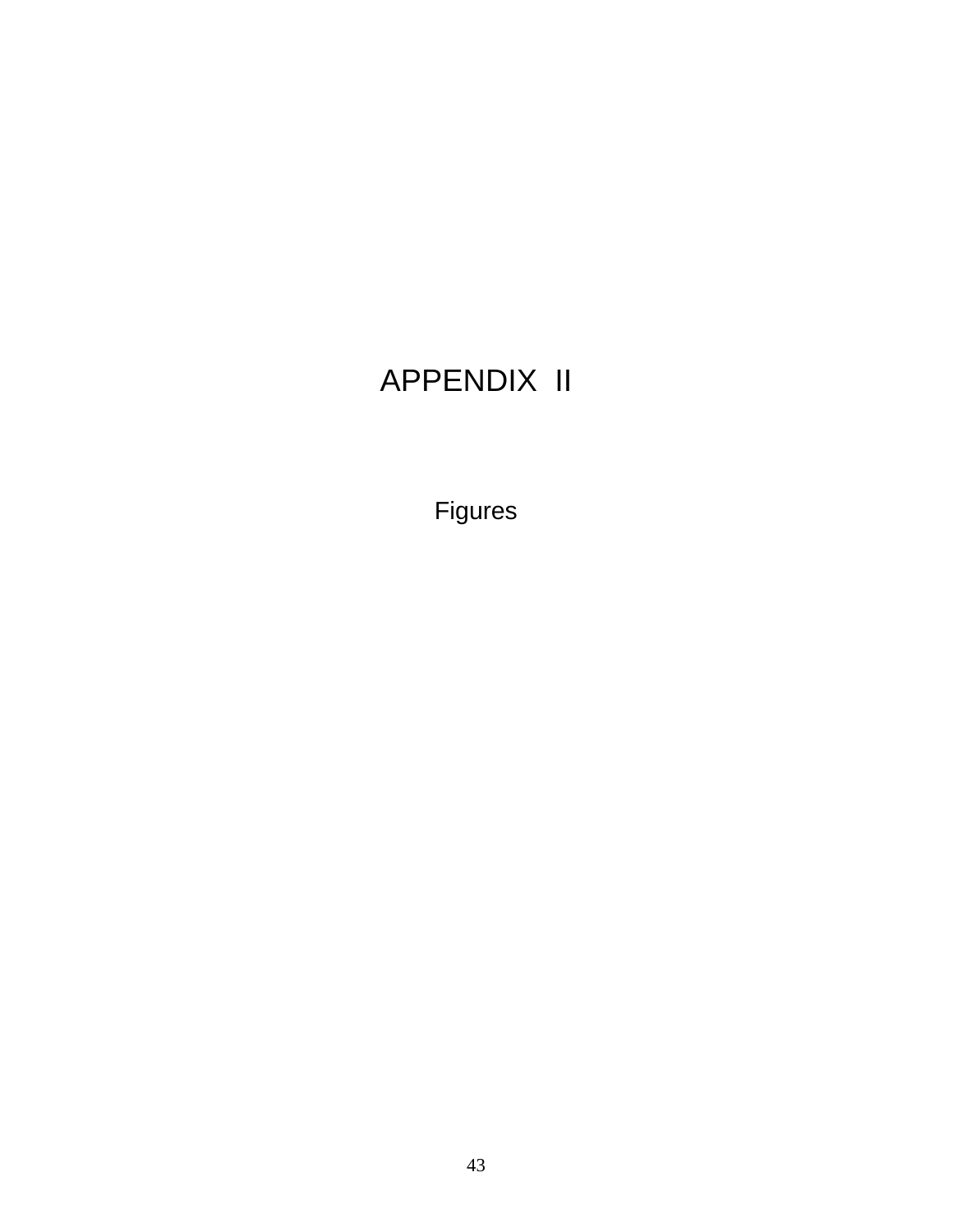# APPENDIX II

## Figures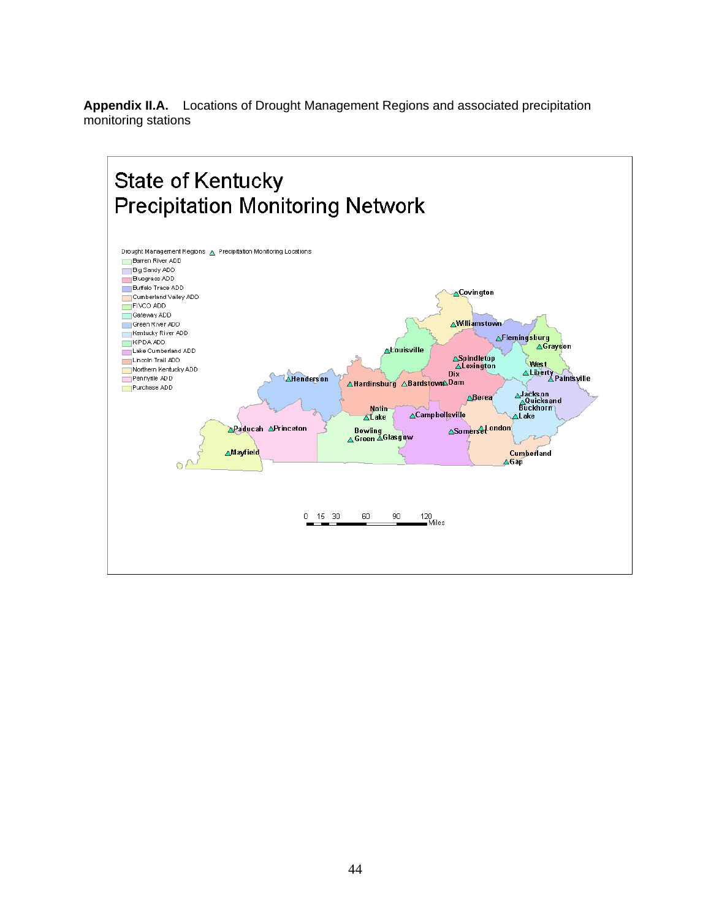**Appendix II.A.** Locations of Drought Management Regions and associated precipitation monitoring stations

State of Kentucky
Precipitation Monitoring Network

Drought Management Regions △ Precipitation Monitoring Locations

- Barren River ADD
- Big Sandy ADD
- Bluegrass ADD
- Buffalo Trace ADD
- Cumberland Valley ADD
- FIVCO ADD
- Gateway ADD
- Green River ADD
- Kentucky River ADD
- KIPDA ADD
- Lake Cumberland ADD
- Lincoln Trail ADD
- Northern Kentucky ADD
- Pennyrile ADD
- Purchase ADD

Covington, Williamstown, Flemingsburg, Grayson, Louisville, Spindletop, Lexington, West Liberty, Paintsville, Henderson, Hardinsburg, Bardstown, Dix Dam, Berea, Jackson, Quicksand, Buckhorn Lake, Nolin Lake, Campbellsville, Paducah, Princeton, Bowling Green, Glasgow, Somerset, London, Mayfield, Cumberland Gap

0 15 30 60 90 120 Miles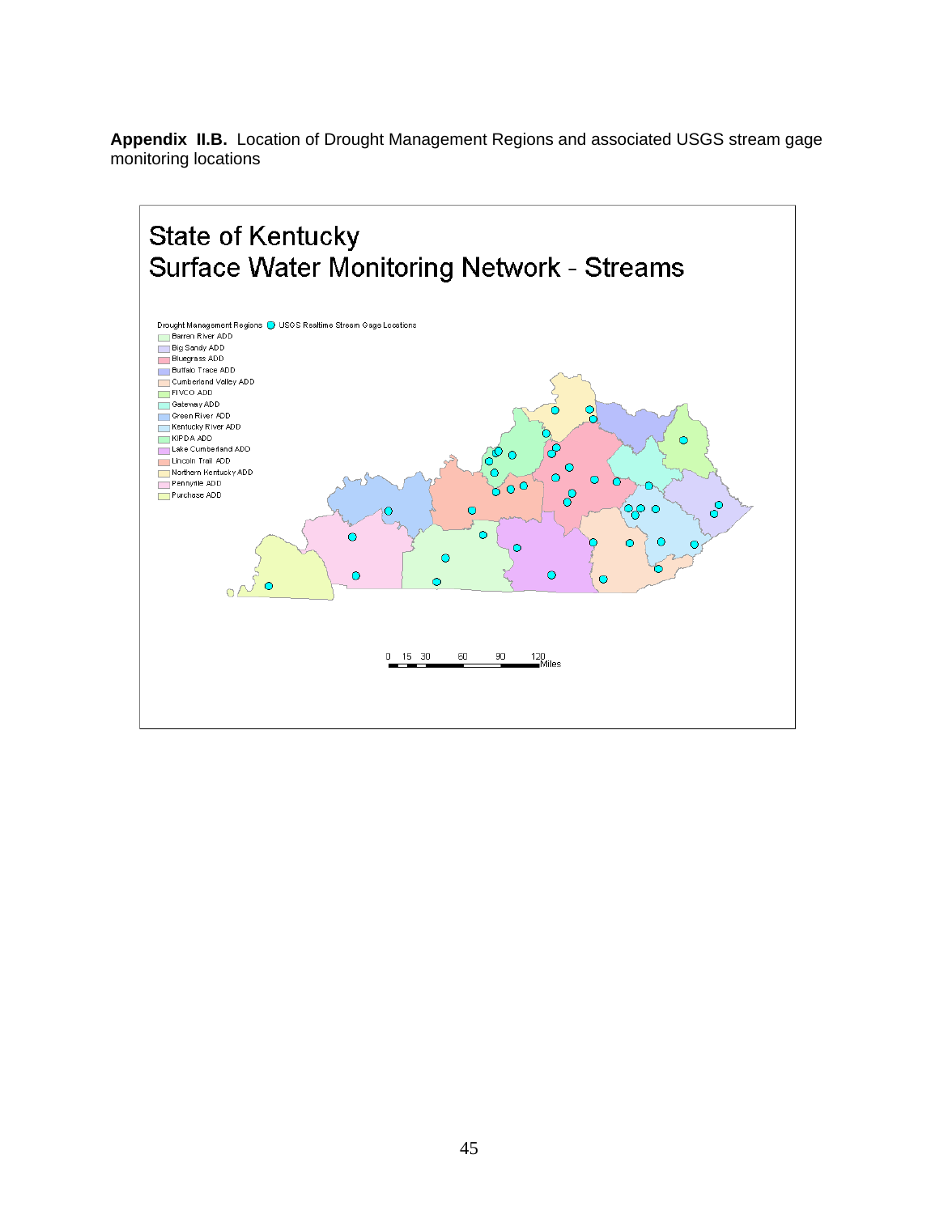**Appendix II.B.** Location of Drought Management Regions and associated USGS stream gage monitoring locations

State of Kentucky
Surface Water Monitoring Network - Streams

Drought Management Regions
- Barren River ADD
- Big Sandy ADD
- Bluegrass ADD
- Buffalo Trace ADD
- Cumberland Valley ADD
- FIVCO ADD
- Gateway ADD
- Green River ADD
- Kentucky River ADD
- KIPDA ADD
- Lake Cumberland ADD
- Lincoln Trail ADD
- Northern Kentucky ADD
- Pennyrile ADD
- Purchase ADD

USGS Realtime Stream Gage Locations

0 15 30 60 90 120 Miles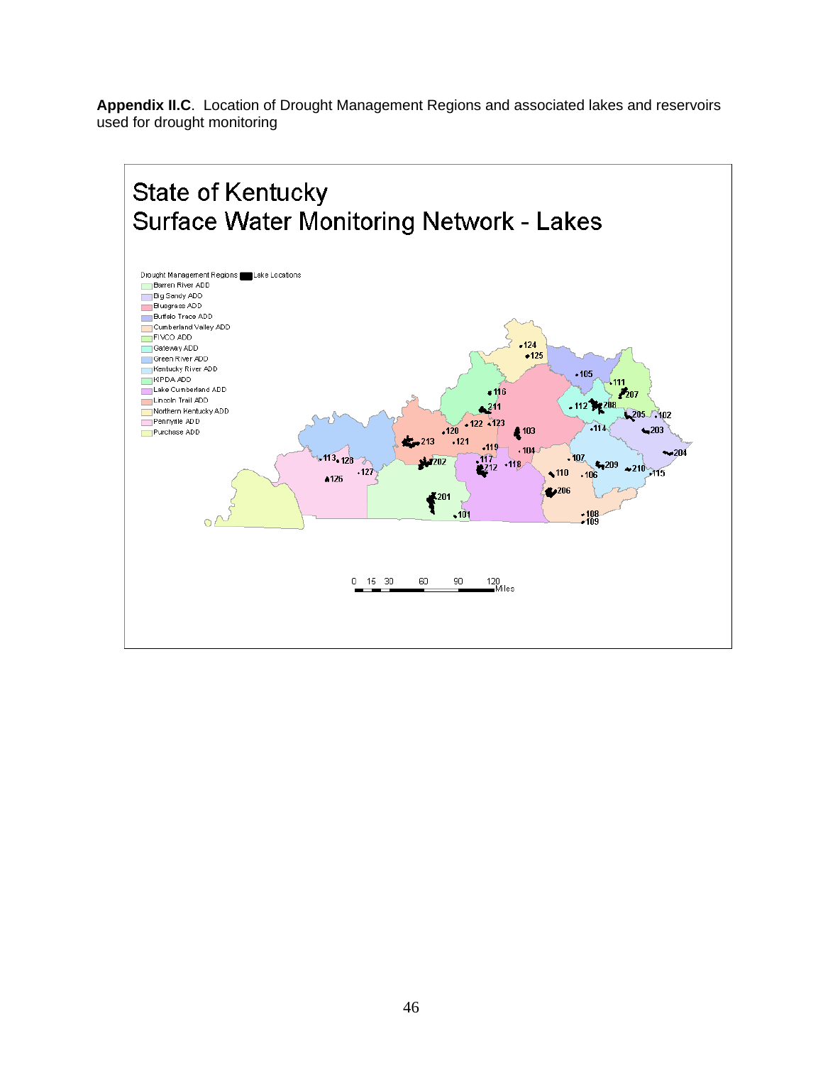**Appendix II.C**. Location of Drought Management Regions and associated lakes and reservoirs used for drought monitoring

State of Kentucky
Surface Water Monitoring Network - Lakes

Drought Management Regions ■ Lake Locations
- Barren River ADD
- Big Sandy ADD
- Bluegrass ADD
- Buffalo Trace ADD
- Cumberland Valley ADD
- FIVCO ADD
- Gateway ADD
- Green River ADD
- Kentucky River ADD
- KIPDA ADD
- Lake Cumberland ADD
- Lincoln Trail ADD
- Northern Kentucky ADD
- Pennyrile ADD
- Purchase ADD

0 15 30 60 90 120 Miles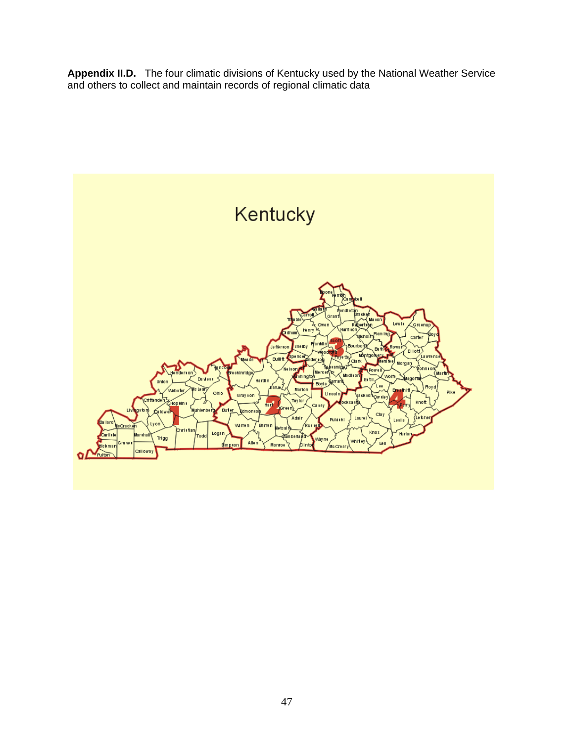**Appendix II.D.** The four climatic divisions of Kentucky used by the National Weather Service and others to collect and maintain records of regional climatic data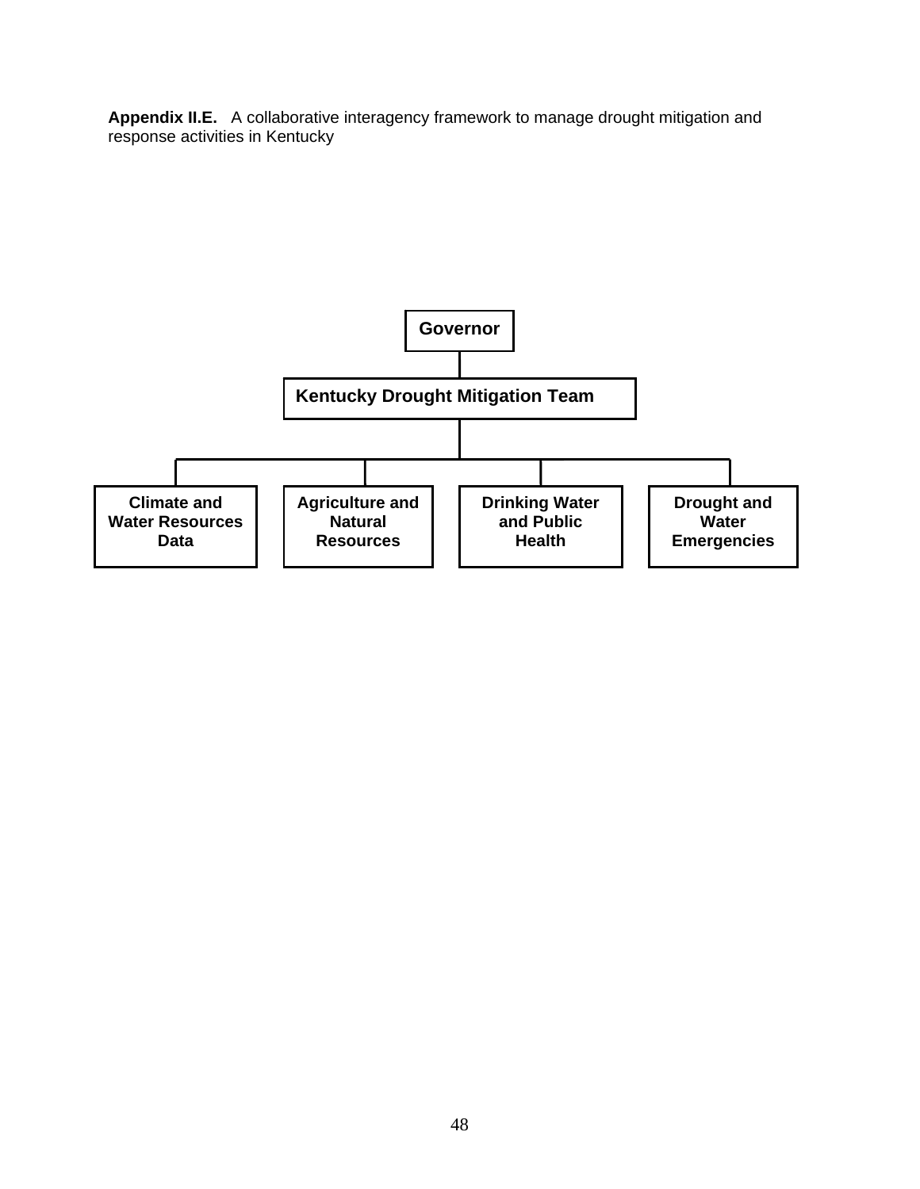**Appendix II.E.** A collaborative interagency framework to manage drought mitigation and response activities in Kentucky

- **Governor**
  - **Kentucky Drought Mitigation Team**
    - **Climate and Water Resources Data**
    - **Agriculture and Natural Resources**
    - **Drinking Water and Public Health**
    - **Drought and Water Emergencies**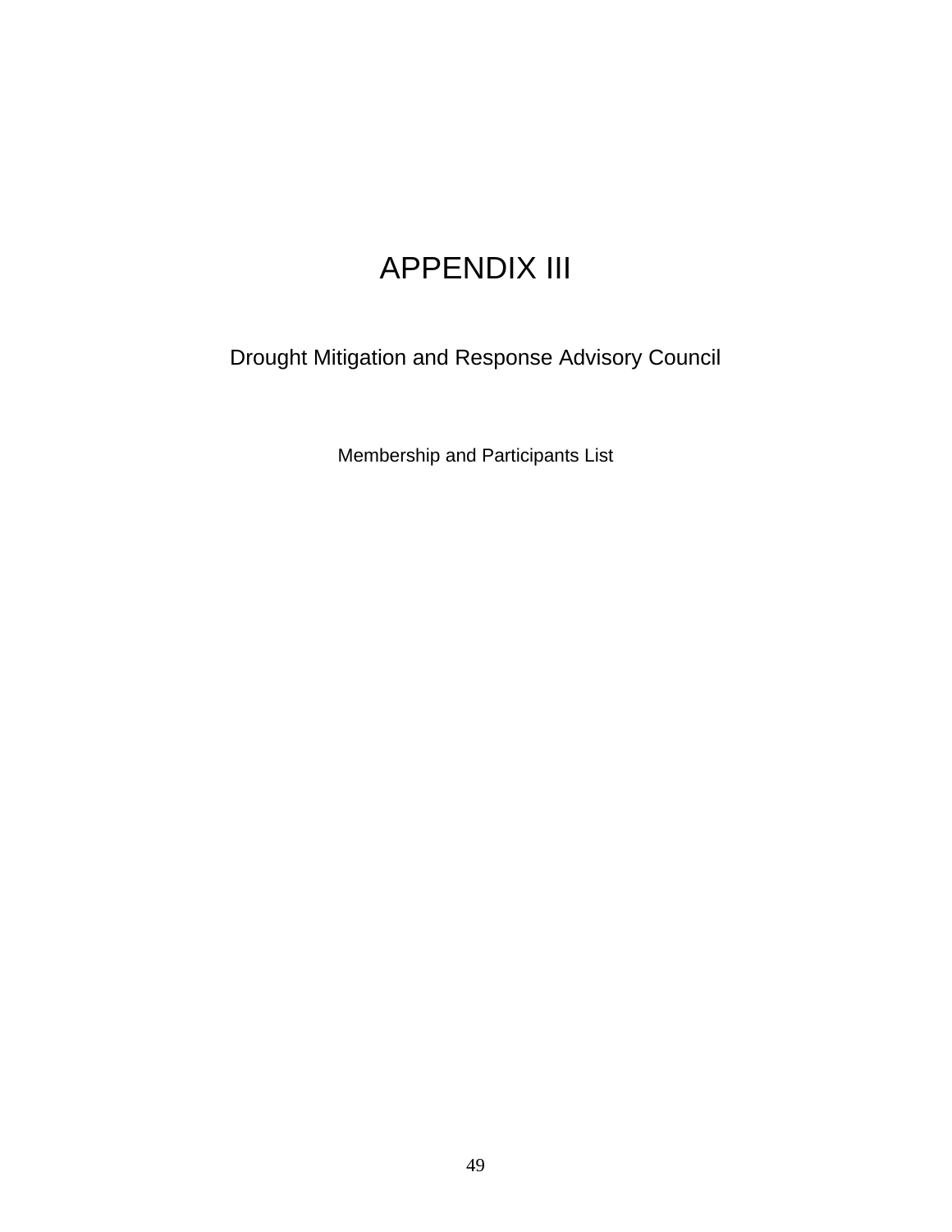# APPENDIX III

## Drought Mitigation and Response Advisory Council

Membership and Participants List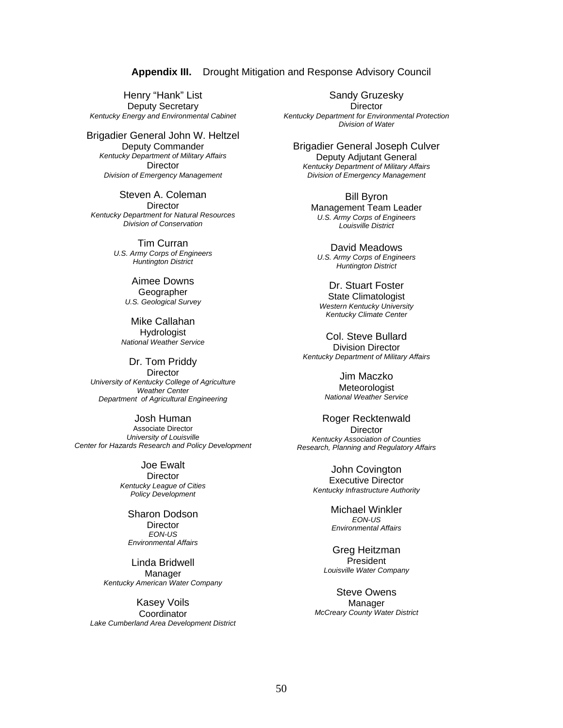## **Appendix III.** Drought Mitigation and Response Advisory Council

Henry "Hank" List
Deputy Secretary
*Kentucky Energy and Environmental Cabinet*

Brigadier General John W. Heltzel
Deputy Commander
*Kentucky Department of Military Affairs*
Director
*Division of Emergency Management*

Steven A. Coleman
Director
*Kentucky Department for Natural Resources*
*Division of Conservation*

Tim Curran
*U.S. Army Corps of Engineers*
*Huntington District*

Aimee Downs
Geographer
*U.S. Geological Survey*

Mike Callahan
Hydrologist
*National Weather Service*

Dr. Tom Priddy
Director
*University of Kentucky College of Agriculture*
*Weather Center*
*Department of Agricultural Engineering*

Josh Human
Associate Director
*University of Louisville*
*Center for Hazards Research and Policy Development*

Joe Ewalt
Director
*Kentucky League of Cities*
*Policy Development*

Sharon Dodson
Director
*EON-US*
*Environmental Affairs*

Linda Bridwell
Manager
*Kentucky American Water Company*

Kasey Voils
Coordinator
*Lake Cumberland Area Development District*

Sandy Gruzesky
Director
*Kentucky Department for Environmental Protection*
*Division of Water*

Brigadier General Joseph Culver
Deputy Adjutant General
*Kentucky Department of Military Affairs*
*Division of Emergency Management*

Bill Byron
Management Team Leader
*U.S. Army Corps of Engineers*
*Louisville District*

David Meadows
*U.S. Army Corps of Engineers*
*Huntington District*

Dr. Stuart Foster
State Climatologist
*Western Kentucky University*
*Kentucky Climate Center*

Col. Steve Bullard
Division Director
*Kentucky Department of Military Affairs*

Jim Maczko
Meteorologist
*National Weather Service*

Roger Recktenwald
Director
*Kentucky Association of Counties*
*Research, Planning and Regulatory Affairs*

John Covington
Executive Director
*Kentucky Infrastructure Authority*

Michael Winkler
*EON-US*
*Environmental Affairs*

Greg Heitzman
President
*Louisville Water Company*

Steve Owens
Manager
*McCreary County Water District*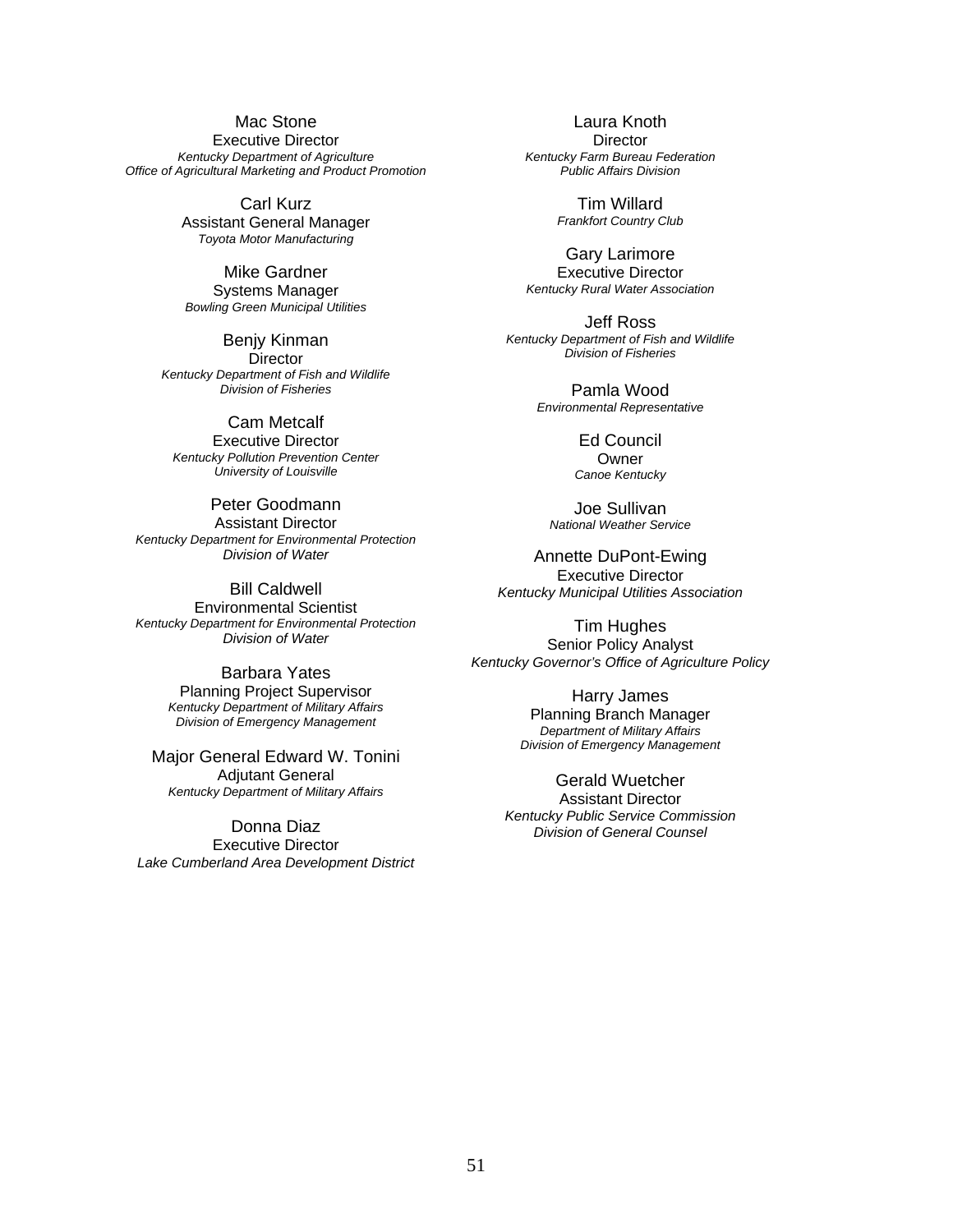Mac Stone
Executive Director
*Kentucky Department of Agriculture*
*Office of Agricultural Marketing and Product Promotion*

Carl Kurz
Assistant General Manager
*Toyota Motor Manufacturing*

Mike Gardner
Systems Manager
*Bowling Green Municipal Utilities*

Benjy Kinman
Director
*Kentucky Department of Fish and Wildlife*
*Division of Fisheries*

Cam Metcalf
Executive Director
*Kentucky Pollution Prevention Center*
*University of Louisville*

Peter Goodmann
Assistant Director
*Kentucky Department for Environmental Protection*
*Division of Water*

Bill Caldwell
Environmental Scientist
*Kentucky Department for Environmental Protection*
*Division of Water*

Barbara Yates
Planning Project Supervisor
*Kentucky Department of Military Affairs*
*Division of Emergency Management*

Major General Edward W. Tonini
Adjutant General
*Kentucky Department of Military Affairs*

Donna Diaz
Executive Director
*Lake Cumberland Area Development District*

Laura Knoth
Director
*Kentucky Farm Bureau Federation*
*Public Affairs Division*

Tim Willard
*Frankfort Country Club*

Gary Larimore
Executive Director
*Kentucky Rural Water Association*

Jeff Ross
*Kentucky Department of Fish and Wildlife*
*Division of Fisheries*

Pamla Wood
*Environmental Representative*

Ed Council
Owner
*Canoe Kentucky*

Joe Sullivan
*National Weather Service*

Annette DuPont-Ewing
Executive Director
*Kentucky Municipal Utilities Association*

Tim Hughes
Senior Policy Analyst
*Kentucky Governor's Office of Agriculture Policy*

Harry James
Planning Branch Manager
*Department of Military Affairs*
*Division of Emergency Management*

Gerald Wuetcher
Assistant Director
*Kentucky Public Service Commission*
*Division of General Counsel*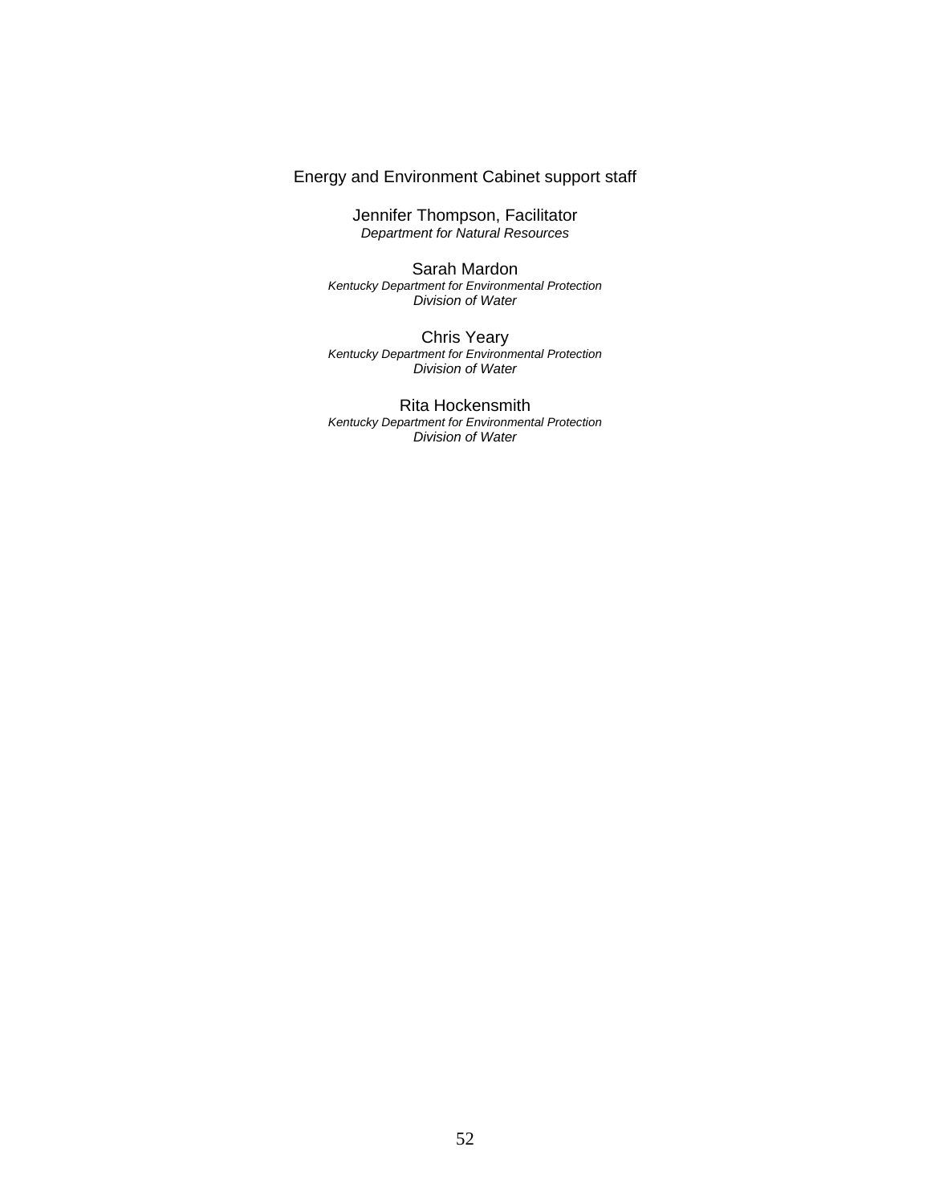Energy and Environment Cabinet support staff

Jennifer Thompson, Facilitator
*Department for Natural Resources*

Sarah Mardon
*Kentucky Department for Environmental Protection*
*Division of Water*

Chris Yeary
*Kentucky Department for Environmental Protection*
*Division of Water*

Rita Hockensmith
*Kentucky Department for Environmental Protection*
*Division of Water*